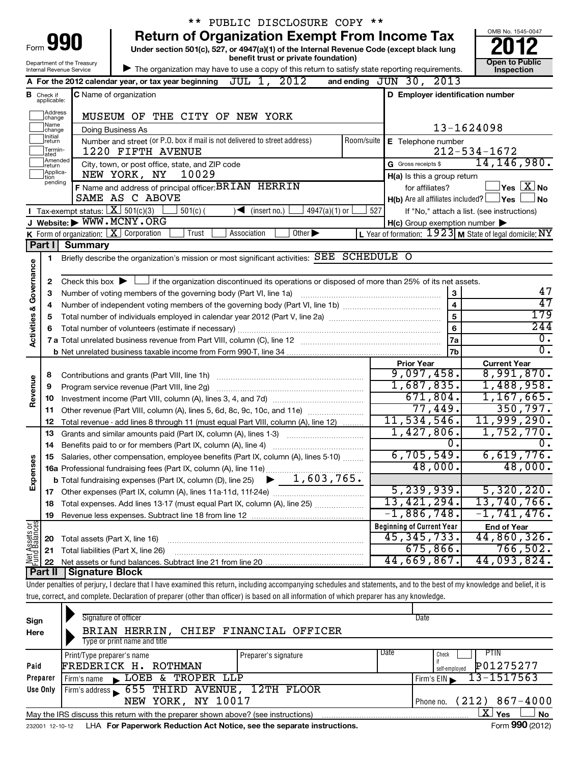\*\* PUBLIC DISCLOSURE COPY \*\*

# Form 990 — Return of Organization Exempt From Income Tax

Under section 501(c), 527, or 4947(a)(1) of the Internal Revenue Code (except black lung benefit trust or private foundation)

Department of the Treasury
Internal Revenue Service

▶ The organization may have to use a copy of this return to satisfy state reporting requirements.

OMB No. 1545-0047

**2012**

**Open to Public Inspection**

**A** For the 2012 calendar year, or tax year beginning JUL 1, 2012 and ending JUN 30, 2013

**B** Check if applicable: Address change, Name change, Initial return, Terminated, Amended return, Application pending

**C** Name of organization: MUSEUM OF THE CITY OF NEW YORK

Doing Business As

Number and street (or P.O. box if mail is not delivered to street address): 1220 FIFTH AVENUE — Room/suite

City, town, or post office, state, and ZIP code: NEW YORK, NY 10029

**D** Employer identification number: 13-1624098

**E** Telephone number: 212-534-1672

**G** Gross receipts $ 14,146,980.

**F** Name and address of principal officer: BRIAN HERRIN
SAME AS C ABOVE

**H(a)** Is this a group return for affiliates? ☐ Yes ☒ No

**H(b)** Are all affiliates included? ☐ Yes ☐ No
If "No," attach a list. (see instructions)

**I** Tax-exempt status: ☒ 501(c)(3) ☐ 501(c) ( ) ◀ (insert no.) ☐ 4947(a)(1) or ☐ 527

**J** Website: ▶ WWW.MCNY.ORG

**H(c)** Group exemption number ▶

**K** Form of organization: ☒ Corporation ☐ Trust ☐ Association ☐ Other ▶

**L** Year of formation: 1923 **M** State of legal domicile: NY

## Part I Summary

**Activities & Governance**

1. Briefly describe the organization's mission or most significant activities: SEE SCHEDULE O
2. Check this box ▶ ☐ if the organization discontinued its operations or disposed of more than 25% of its net assets.

| | | | |
|---|---|---|---|
| 3 | Number of voting members of the governing body (Part VI, line 1a) | 3 | 47 |
| 4 | Number of independent voting members of the governing body (Part VI, line 1b) | 4 | 47 |
| 5 | Total number of individuals employed in calendar year 2012 (Part V, line 2a) | 5 | 179 |
| 6 | Total number of volunteers (estimate if necessary) | 6 | 244 |
| 7a | Total unrelated business revenue from Part VIII, column (C), line 12 | 7a | 0. |
| b | Net unrelated business taxable income from Form 990-T, line 34 | 7b | 0. |

| | | Prior Year | Current Year |
|---|---|---|---|
| **Revenue** | | | |
| 8 | Contributions and grants (Part VIII, line 1h) | 9,097,458. | 8,991,870. |
| 9 | Program service revenue (Part VIII, line 2g) | 1,687,835. | 1,488,958. |
| 10 | Investment income (Part VIII, column (A), lines 3, 4, and 7d) | 671,804. | 1,167,665. |
| 11 | Other revenue (Part VIII, column (A), lines 5, 6d, 8c, 9c, 10c, and 11e) | 77,449. | 350,797. |
| 12 | Total revenue - add lines 8 through 11 (must equal Part VIII, column (A), line 12) | 11,534,546. | 11,999,290. |
| **Expenses** | | | |
| 13 | Grants and similar amounts paid (Part IX, column (A), lines 1-3) | 1,427,806. | 1,752,770. |
| 14 | Benefits paid to or for members (Part IX, column (A), line 4) | 0. | 0. |
| 15 | Salaries, other compensation, employee benefits (Part IX, column (A), lines 5-10) | 6,705,549. | 6,619,776. |
| 16a | Professional fundraising fees (Part IX, column (A), line 11e) | 48,000. | 48,000. |
| b | Total fundraising expenses (Part IX, column (D), line 25) ▶ 1,603,765. | | |
| 17 | Other expenses (Part IX, column (A), lines 11a-11d, 11f-24e) | 5,239,939. | 5,320,220. |
| 18 | Total expenses. Add lines 13-17 (must equal Part IX, column (A), line 25) | 13,421,294. | 13,740,766. |
| 19 | Revenue less expenses. Subtract line 18 from line 12 | -1,886,748. | -1,741,476. |

| **Net Assets or Fund Balances** | | Beginning of Current Year | End of Year |
|---|---|---|---|
| 20 | Total assets (Part X, line 16) | 45,345,733. | 44,860,326. |
| 21 | Total liabilities (Part X, line 26) | 675,866. | 766,502. |
| 22 | Net assets or fund balances. Subtract line 21 from line 20 | 44,669,867. | 44,093,824. |

## Part II Signature Block

Under penalties of perjury, I declare that I have examined this return, including accompanying schedules and statements, and to the best of my knowledge and belief, it is true, correct, and complete. Declaration of preparer (other than officer) is based on all information of which preparer has any knowledge.

**Sign Here**

Signature of officer — Date

BRIAN HERRIN, CHIEF FINANCIAL OFFICER
Type or print name and title

**Paid Preparer Use Only**

| Print/Type preparer's name | Preparer's signature | Date | Check if self-employed | PTIN |
|---|---|---|---|---|
| FREDERICK H. ROTHMAN | | | ☐ | P01275277 |

Firm's name ▶ LOEB & TROPER LLP — Firm's EIN ▶ 13-1517563

Firm's address ▶ 655 THIRD AVENUE, 12TH FLOOR, NEW YORK, NY 10017 — Phone no. (212) 867-4000

May the IRS discuss this return with the preparer shown above? (see instructions) ☒ Yes ☐ No

232001 12-10-12 LHA For Paperwork Reduction Act Notice, see the separate instructions. Form **990** (2012)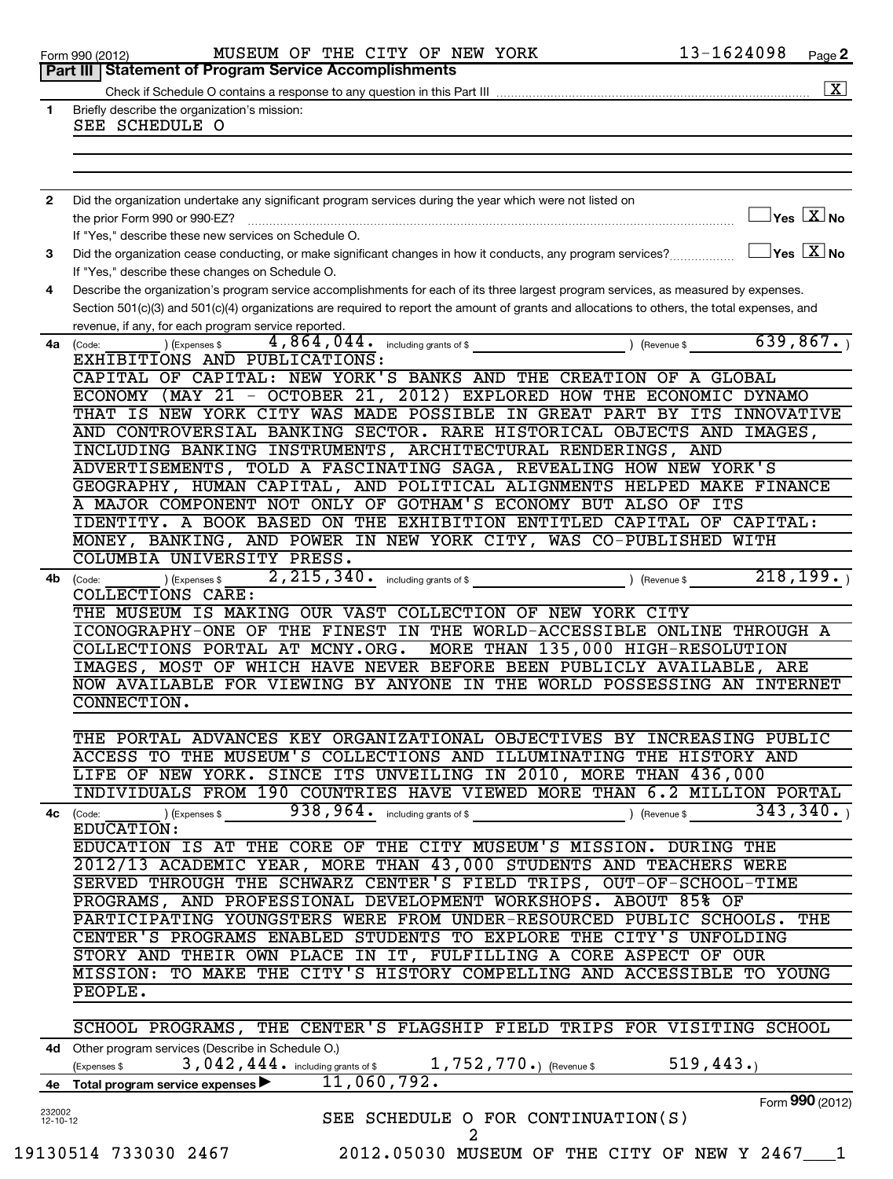Form 990 (2012) MUSEUM OF THE CITY OF NEW YORK 13-1624098 Page 2

## Part III Statement of Program Service Accomplishments

Check if Schedule O contains a response to any question in this Part III ..... [X]

**1** Briefly describe the organization's mission:

SEE SCHEDULE O

**2** Did the organization undertake any significant program services during the year which were not listed on the prior Form 990 or 990-EZ? ..... [ ] Yes [X] No

If "Yes," describe these new services on Schedule O.

**3** Did the organization cease conducting, or make significant changes in how it conducts, any program services? ..... [ ] Yes [X] No

If "Yes," describe these changes on Schedule O.

**4** Describe the organization's program service accomplishments for each of its three largest program services, as measured by expenses. Section 501(c)(3) and 501(c)(4) organizations are required to report the amount of grants and allocations to others, the total expenses, and revenue, if any, for each program service reported.

**4a** (Code: ) (Expenses $ 4,864,044. including grants of $ ) (Revenue $ 639,867.)

EXHIBITIONS AND PUBLICATIONS:

CAPITAL OF CAPITAL: NEW YORK'S BANKS AND THE CREATION OF A GLOBAL ECONOMY (MAY 21 - OCTOBER 21, 2012) EXPLORED HOW THE ECONOMIC DYNAMO THAT IS NEW YORK CITY WAS MADE POSSIBLE IN GREAT PART BY ITS INNOVATIVE AND CONTROVERSIAL BANKING SECTOR. RARE HISTORICAL OBJECTS AND IMAGES, INCLUDING BANKING INSTRUMENTS, ARCHITECTURAL RENDERINGS, AND ADVERTISEMENTS, TOLD A FASCINATING SAGA, REVEALING HOW NEW YORK'S GEOGRAPHY, HUMAN CAPITAL, AND POLITICAL ALIGNMENTS HELPED MAKE FINANCE A MAJOR COMPONENT NOT ONLY OF GOTHAM'S ECONOMY BUT ALSO OF ITS IDENTITY. A BOOK BASED ON THE EXHIBITION ENTITLED CAPITAL OF CAPITAL: MONEY, BANKING, AND POWER IN NEW YORK CITY, WAS CO-PUBLISHED WITH COLUMBIA UNIVERSITY PRESS.

**4b** (Code: ) (Expenses $ 2,215,340. including grants of $ ) (Revenue $ 218,199.)

COLLECTIONS CARE:

THE MUSEUM IS MAKING OUR VAST COLLECTION OF NEW YORK CITY ICONOGRAPHY-ONE OF THE FINEST IN THE WORLD-ACCESSIBLE ONLINE THROUGH A COLLECTIONS PORTAL AT MCNY.ORG. MORE THAN 135,000 HIGH-RESOLUTION IMAGES, MOST OF WHICH HAVE NEVER BEFORE BEEN PUBLICLY AVAILABLE, ARE NOW AVAILABLE FOR VIEWING BY ANYONE IN THE WORLD POSSESSING AN INTERNET CONNECTION.

THE PORTAL ADVANCES KEY ORGANIZATIONAL OBJECTIVES BY INCREASING PUBLIC ACCESS TO THE MUSEUM'S COLLECTIONS AND ILLUMINATING THE HISTORY AND LIFE OF NEW YORK. SINCE ITS UNVEILING IN 2010, MORE THAN 436,000 INDIVIDUALS FROM 190 COUNTRIES HAVE VIEWED MORE THAN 6.2 MILLION PORTAL

**4c** (Code: ) (Expenses $ 938,964. including grants of $ ) (Revenue $ 343,340.)

EDUCATION:

EDUCATION IS AT THE CORE OF THE CITY MUSEUM'S MISSION. DURING THE 2012/13 ACADEMIC YEAR, MORE THAN 43,000 STUDENTS AND TEACHERS WERE SERVED THROUGH THE SCHWARZ CENTER'S FIELD TRIPS, OUT-OF-SCHOOL-TIME PROGRAMS, AND PROFESSIONAL DEVELOPMENT WORKSHOPS. ABOUT 85% OF PARTICIPATING YOUNGSTERS WERE FROM UNDER-RESOURCED PUBLIC SCHOOLS. THE CENTER'S PROGRAMS ENABLED STUDENTS TO EXPLORE THE CITY'S UNFOLDING STORY AND THEIR OWN PLACE IN IT, FULFILLING A CORE ASPECT OF OUR MISSION: TO MAKE THE CITY'S HISTORY COMPELLING AND ACCESSIBLE TO YOUNG PEOPLE.

SCHOOL PROGRAMS, THE CENTER'S FLAGSHIP FIELD TRIPS FOR VISITING SCHOOL

**4d** Other program services (Describe in Schedule O.)

(Expenses $ 3,042,444. including grants of $ 1,752,770.) (Revenue $ 519,443.)

**4e** Total program service expenses ▶ 11,060,792.

SEE SCHEDULE O FOR CONTINUATION(S)

Form **990** (2012)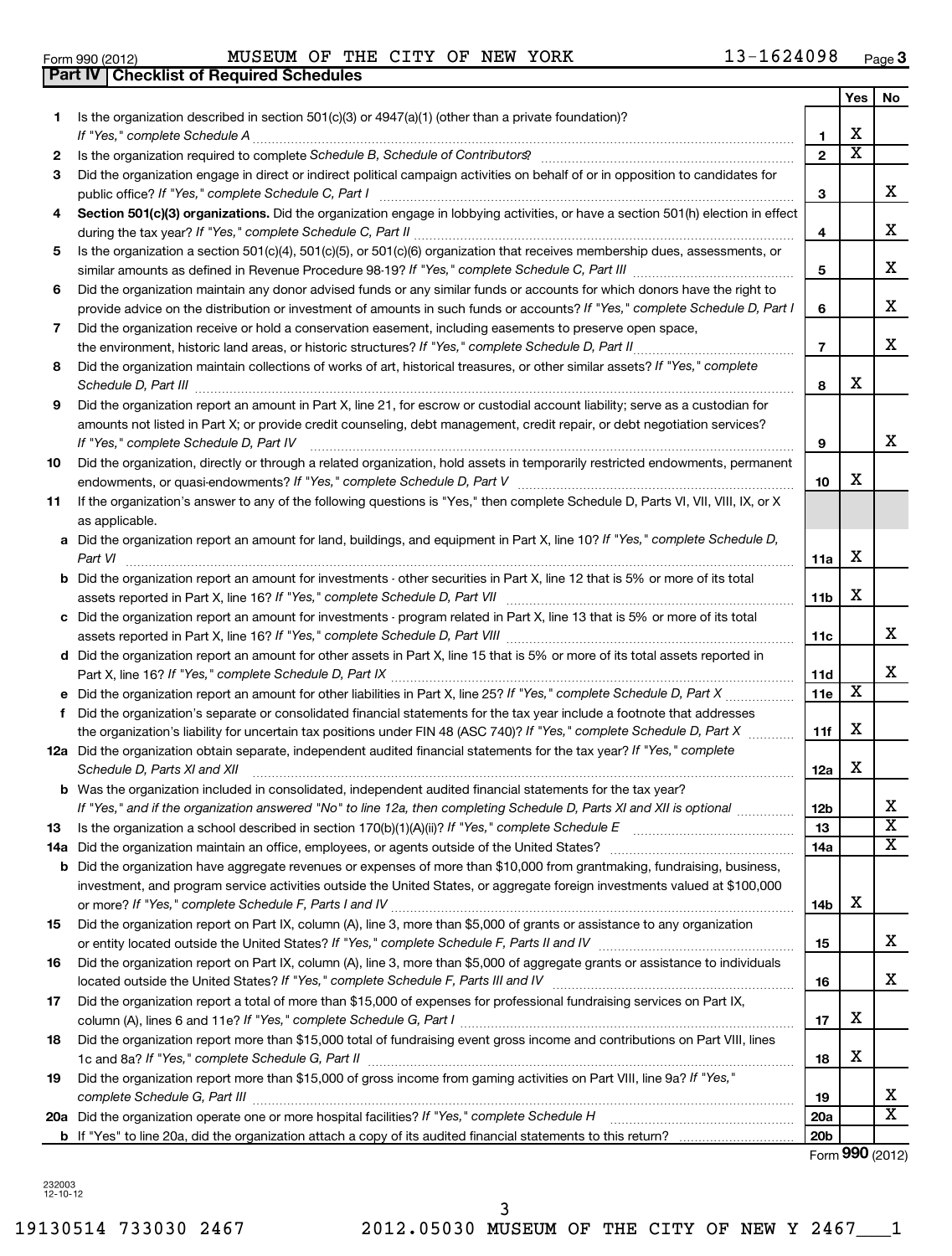Form 990 (2012) MUSEUM OF THE CITY OF NEW YORK 13-1624098 Page 3

**Part IV Checklist of Required Schedules**

| | | | Yes | No |
|---|---|---|---|---|
| 1 | Is the organization described in section 501(c)(3) or 4947(a)(1) (other than a private foundation)? *If "Yes," complete Schedule A* | 1 | X | |
| 2 | Is the organization required to complete *Schedule B, Schedule of Contributors*? | 2 | X | |
| 3 | Did the organization engage in direct or indirect political campaign activities on behalf of or in opposition to candidates for public office? *If "Yes," complete Schedule C, Part I* | 3 | | X |
| 4 | **Section 501(c)(3) organizations.** Did the organization engage in lobbying activities, or have a section 501(h) election in effect during the tax year? *If "Yes," complete Schedule C, Part II* | 4 | | X |
| 5 | Is the organization a section 501(c)(4), 501(c)(5), or 501(c)(6) organization that receives membership dues, assessments, or similar amounts as defined in Revenue Procedure 98-19? *If "Yes," complete Schedule C, Part III* | 5 | | X |
| 6 | Did the organization maintain any donor advised funds or any similar funds or accounts for which donors have the right to provide advice on the distribution or investment of amounts in such funds or accounts? *If "Yes," complete Schedule D, Part I* | 6 | | X |
| 7 | Did the organization receive or hold a conservation easement, including easements to preserve open space, the environment, historic land areas, or historic structures? *If "Yes," complete Schedule D, Part II* | 7 | | X |
| 8 | Did the organization maintain collections of works of art, historical treasures, or other similar assets? *If "Yes," complete Schedule D, Part III* | 8 | X | |
| 9 | Did the organization report an amount in Part X, line 21, for escrow or custodial account liability; serve as a custodian for amounts not listed in Part X; or provide credit counseling, debt management, credit repair, or debt negotiation services? *If "Yes," complete Schedule D, Part IV* | 9 | | X |
| 10 | Did the organization, directly or through a related organization, hold assets in temporarily restricted endowments, permanent endowments, or quasi-endowments? *If "Yes," complete Schedule D, Part V* | 10 | X | |
| 11 | If the organization's answer to any of the following questions is "Yes," then complete Schedule D, Parts VI, VII, VIII, IX, or X as applicable. | | | |
| a | Did the organization report an amount for land, buildings, and equipment in Part X, line 10? *If "Yes," complete Schedule D, Part VI* | 11a | X | |
| b | Did the organization report an amount for investments - other securities in Part X, line 12 that is 5% or more of its total assets reported in Part X, line 16? *If "Yes," complete Schedule D, Part VII* | 11b | X | |
| c | Did the organization report an amount for investments - program related in Part X, line 13 that is 5% or more of its total assets reported in Part X, line 16? *If "Yes," complete Schedule D, Part VIII* | 11c | | X |
| d | Did the organization report an amount for other assets in Part X, line 15 that is 5% or more of its total assets reported in Part X, line 16? *If "Yes," complete Schedule D, Part IX* | 11d | | X |
| e | Did the organization report an amount for other liabilities in Part X, line 25? *If "Yes," complete Schedule D, Part X* | 11e | X | |
| f | Did the organization's separate or consolidated financial statements for the tax year include a footnote that addresses the organization's liability for uncertain tax positions under FIN 48 (ASC 740)? *If "Yes," complete Schedule D, Part X* | 11f | X | |
| 12a | Did the organization obtain separate, independent audited financial statements for the tax year? *If "Yes," complete Schedule D, Parts XI and XII* | 12a | X | |
| b | Was the organization included in consolidated, independent audited financial statements for the tax year? *If "Yes," and if the organization answered "No" to line 12a, then completing Schedule D, Parts XI and XII is optional* | 12b | | X |
| 13 | Is the organization a school described in section 170(b)(1)(A)(ii)? *If "Yes," complete Schedule E* | 13 | | X |
| 14a | Did the organization maintain an office, employees, or agents outside of the United States? | 14a | | X |
| b | Did the organization have aggregate revenues or expenses of more than $10,000 from grantmaking, fundraising, business, investment, and program service activities outside the United States, or aggregate foreign investments valued at $100,000 or more? *If "Yes," complete Schedule F, Parts I and IV* | 14b | X | |
| 15 | Did the organization report on Part IX, column (A), line 3, more than $5,000 of grants or assistance to any organization or entity located outside the United States? *If "Yes," complete Schedule F, Parts II and IV* | 15 | | X |
| 16 | Did the organization report on Part IX, column (A), line 3, more than $5,000 of aggregate grants or assistance to individuals located outside the United States? *If "Yes," complete Schedule F, Parts III and IV* | 16 | | X |
| 17 | Did the organization report a total of more than $15,000 of expenses for professional fundraising services on Part IX, column (A), lines 6 and 11e? *If "Yes," complete Schedule G, Part I* | 17 | X | |
| 18 | Did the organization report more than $15,000 total of fundraising event gross income and contributions on Part VIII, lines 1c and 8a? *If "Yes," complete Schedule G, Part II* | 18 | X | |
| 19 | Did the organization report more than $15,000 of gross income from gaming activities on Part VIII, line 9a? *If "Yes," complete Schedule G, Part III* | 19 | | X |
| 20a | Did the organization operate one or more hospital facilities? *If "Yes," complete Schedule H* | 20a | | X |
| b | If "Yes" to line 20a, did the organization attach a copy of its audited financial statements to this return? | 20b | | |

Form **990** (2012)

232003 12-10-12

19130514 733030 2467 2012.05030 MUSEUM OF THE CITY OF NEW Y 2467___1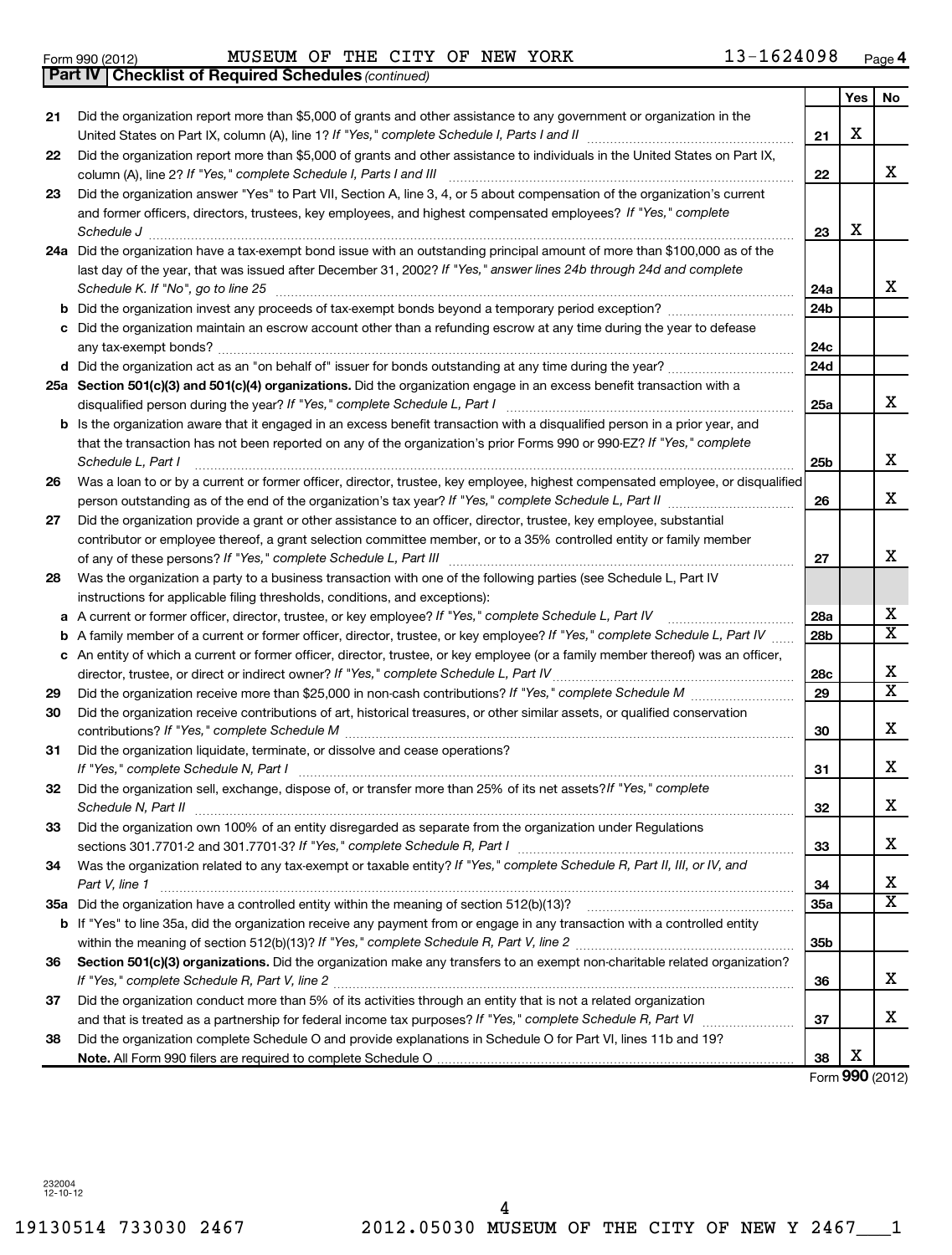Form 990 (2012) MUSEUM OF THE CITY OF NEW YORK 13-1624098 Page 4

**Part IV | Checklist of Required Schedules** *(continued)*

| | | | Yes | No |
|---|---|---|---|---|
| 21 | Did the organization report more than $5,000 of grants and other assistance to any government or organization in the United States on Part IX, column (A), line 1? *If "Yes," complete Schedule I, Parts I and II* | 21 | X | |
| 22 | Did the organization report more than $5,000 of grants and other assistance to individuals in the United States on Part IX, column (A), line 2? *If "Yes," complete Schedule I, Parts I and III* | 22 | | X |
| 23 | Did the organization answer "Yes" to Part VII, Section A, line 3, 4, or 5 about compensation of the organization's current and former officers, directors, trustees, key employees, and highest compensated employees? *If "Yes," complete Schedule J* | 23 | X | |
| 24a | Did the organization have a tax-exempt bond issue with an outstanding principal amount of more than $100,000 as of the last day of the year, that was issued after December 31, 2002? *If "Yes," answer lines 24b through 24d and complete Schedule K. If "No", go to line 25* | 24a | | X |
| b | Did the organization invest any proceeds of tax-exempt bonds beyond a temporary period exception? | 24b | | |
| c | Did the organization maintain an escrow account other than a refunding escrow at any time during the year to defease any tax-exempt bonds? | 24c | | |
| d | Did the organization act as an "on behalf of" issuer for bonds outstanding at any time during the year? | 24d | | |
| 25a | **Section 501(c)(3) and 501(c)(4) organizations.** Did the organization engage in an excess benefit transaction with a disqualified person during the year? *If "Yes," complete Schedule L, Part I* | 25a | | X |
| b | Is the organization aware that it engaged in an excess benefit transaction with a disqualified person in a prior year, and that the transaction has not been reported on any of the organization's prior Forms 990 or 990-EZ? *If "Yes," complete Schedule L, Part I* | 25b | | X |
| 26 | Was a loan to or by a current or former officer, director, trustee, key employee, highest compensated employee, or disqualified person outstanding as of the end of the organization's tax year? *If "Yes," complete Schedule L, Part II* | 26 | | X |
| 27 | Did the organization provide a grant or other assistance to an officer, director, trustee, key employee, substantial contributor or employee thereof, a grant selection committee member, or to a 35% controlled entity or family member of any of these persons? *If "Yes," complete Schedule L, Part III* | 27 | | X |
| 28 | Was the organization a party to a business transaction with one of the following parties (see Schedule L, Part IV instructions for applicable filing thresholds, conditions, and exceptions): | | | |
| a | A current or former officer, director, trustee, or key employee? *If "Yes," complete Schedule L, Part IV* | 28a | | X |
| b | A family member of a current or former officer, director, trustee, or key employee? *If "Yes," complete Schedule L, Part IV* | 28b | | X |
| c | An entity of which a current or former officer, director, trustee, or key employee (or a family member thereof) was an officer, director, trustee, or direct or indirect owner? *If "Yes," complete Schedule L, Part IV* | 28c | | X |
| 29 | Did the organization receive more than $25,000 in non-cash contributions? *If "Yes," complete Schedule M* | 29 | | X |
| 30 | Did the organization receive contributions of art, historical treasures, or other similar assets, or qualified conservation contributions? *If "Yes," complete Schedule M* | 30 | | X |
| 31 | Did the organization liquidate, terminate, or dissolve and cease operations? *If "Yes," complete Schedule N, Part I* | 31 | | X |
| 32 | Did the organization sell, exchange, dispose of, or transfer more than 25% of its net assets? *If "Yes," complete Schedule N, Part II* | 32 | | X |
| 33 | Did the organization own 100% of an entity disregarded as separate from the organization under Regulations sections 301.7701-2 and 301.7701-3? *If "Yes," complete Schedule R, Part I* | 33 | | X |
| 34 | Was the organization related to any tax-exempt or taxable entity? *If "Yes," complete Schedule R, Part II, III, or IV, and Part V, line 1* | 34 | | X |
| 35a | Did the organization have a controlled entity within the meaning of section 512(b)(13)? | 35a | | X |
| b | If "Yes" to line 35a, did the organization receive any payment from or engage in any transaction with a controlled entity within the meaning of section 512(b)(13)? *If "Yes," complete Schedule R, Part V, line 2* | 35b | | |
| 36 | **Section 501(c)(3) organizations.** Did the organization make any transfers to an exempt non-charitable related organization? *If "Yes," complete Schedule R, Part V, line 2* | 36 | | X |
| 37 | Did the organization conduct more than 5% of its activities through an entity that is not a related organization and that is treated as a partnership for federal income tax purposes? *If "Yes," complete Schedule R, Part VI* | 37 | | X |
| 38 | Did the organization complete Schedule O and provide explanations in Schedule O for Part VI, lines 11b and 19? **Note.** All Form 990 filers are required to complete Schedule O | 38 | X | |

Form **990** (2012)

232004
12-10-12

19130514 733030 2467 2012.05030 MUSEUM OF THE CITY OF NEW Y 2467___1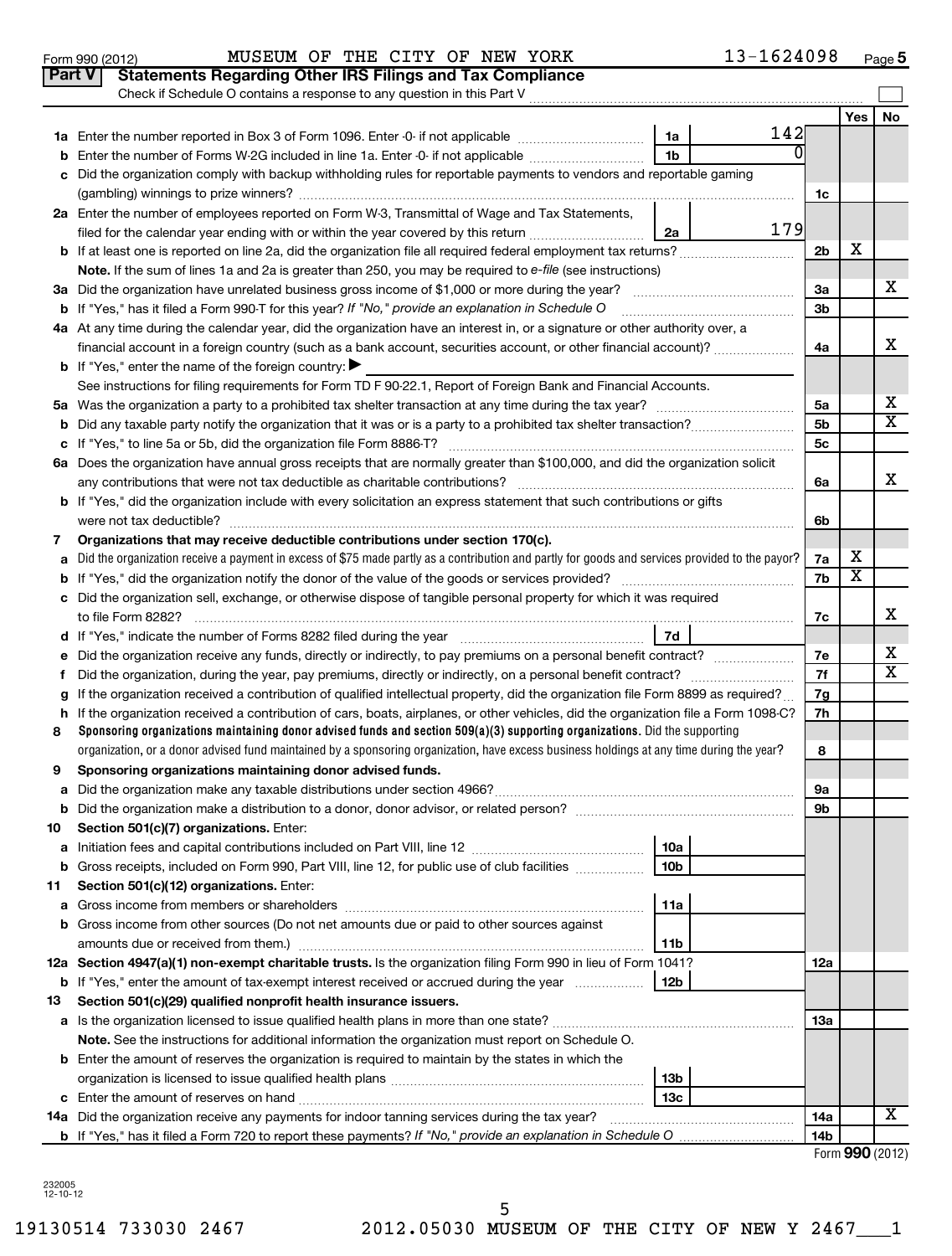Form 990 (2012) MUSEUM OF THE CITY OF NEW YORK 13-1624098 Page 5

## Part V Statements Regarding Other IRS Filings and Tax Compliance

Check if Schedule O contains a response to any question in this Part V

| | | | | | Yes | No |
|---|---|---|---|---|---|---|
| 1a | Enter the number reported in Box 3 of Form 1096. Enter -0- if not applicable | 1a | 142 | | | |
| b | Enter the number of Forms W-2G included in line 1a. Enter -0- if not applicable | 1b | 0 | | | |
| c | Did the organization comply with backup withholding rules for reportable payments to vendors and reportable gaming (gambling) winnings to prize winners? | | | 1c | | |
| 2a | Enter the number of employees reported on Form W-3, Transmittal of Wage and Tax Statements, filed for the calendar year ending with or within the year covered by this return | 2a | 179 | | | |
| b | If at least one is reported on line 2a, did the organization file all required federal employment tax returns? | | | 2b | X | |
| | **Note.** If the sum of lines 1a and 2a is greater than 250, you may be required to *e-file* (see instructions) | | | | | |
| 3a | Did the organization have unrelated business gross income of $1,000 or more during the year? | | | 3a | | X |
| b | If "Yes," has it filed a Form 990-T for this year? *If "No," provide an explanation in Schedule O* | | | 3b | | |
| 4a | At any time during the calendar year, did the organization have an interest in, or a signature or other authority over, a financial account in a foreign country (such as a bank account, securities account, or other financial account)? | | | 4a | | X |
| b | If "Yes," enter the name of the foreign country: ▶ | | | | | |
| | See instructions for filing requirements for Form TD F 90-22.1, Report of Foreign Bank and Financial Accounts. | | | | | |
| 5a | Was the organization a party to a prohibited tax shelter transaction at any time during the tax year? | | | 5a | | X |
| b | Did any taxable party notify the organization that it was or is a party to a prohibited tax shelter transaction? | | | 5b | | X |
| c | If "Yes," to line 5a or 5b, did the organization file Form 8886-T? | | | 5c | | |
| 6a | Does the organization have annual gross receipts that are normally greater than $100,000, and did the organization solicit any contributions that were not tax deductible as charitable contributions? | | | 6a | | X |
| b | If "Yes," did the organization include with every solicitation an express statement that such contributions or gifts were not tax deductible? | | | 6b | | |
| 7 | **Organizations that may receive deductible contributions under section 170(c).** | | | | | |
| a | Did the organization receive a payment in excess of $75 made partly as a contribution and partly for goods and services provided to the payor? | | | 7a | X | |
| b | If "Yes," did the organization notify the donor of the value of the goods or services provided? | | | 7b | X | |
| c | Did the organization sell, exchange, or otherwise dispose of tangible personal property for which it was required to file Form 8282? | | | 7c | | X |
| d | If "Yes," indicate the number of Forms 8282 filed during the year | 7d | | | | |
| e | Did the organization receive any funds, directly or indirectly, to pay premiums on a personal benefit contract? | | | 7e | | X |
| f | Did the organization, during the year, pay premiums, directly or indirectly, on a personal benefit contract? | | | 7f | | X |
| g | If the organization received a contribution of qualified intellectual property, did the organization file Form 8899 as required? | | | 7g | | |
| h | If the organization received a contribution of cars, boats, airplanes, or other vehicles, did the organization file a Form 1098-C? | | | 7h | | |
| 8 | **Sponsoring organizations maintaining donor advised funds and section 509(a)(3) supporting organizations.** Did the supporting organization, or a donor advised fund maintained by a sponsoring organization, have excess business holdings at any time during the year? | | | 8 | | |
| 9 | **Sponsoring organizations maintaining donor advised funds.** | | | | | |
| a | Did the organization make any taxable distributions under section 4966? | | | 9a | | |
| b | Did the organization make a distribution to a donor, donor advisor, or related person? | | | 9b | | |
| 10 | **Section 501(c)(7) organizations.** Enter: | | | | | |
| a | Initiation fees and capital contributions included on Part VIII, line 12 | 10a | | | | |
| b | Gross receipts, included on Form 990, Part VIII, line 12, for public use of club facilities | 10b | | | | |
| 11 | **Section 501(c)(12) organizations.** Enter: | | | | | |
| a | Gross income from members or shareholders | 11a | | | | |
| b | Gross income from other sources (Do not net amounts due or paid to other sources against amounts due or received from them.) | 11b | | | | |
| 12a | **Section 4947(a)(1) non-exempt charitable trusts.** Is the organization filing Form 990 in lieu of Form 1041? | | | 12a | | |
| b | If "Yes," enter the amount of tax-exempt interest received or accrued during the year | 12b | | | | |
| 13 | **Section 501(c)(29) qualified nonprofit health insurance issuers.** | | | | | |
| a | Is the organization licensed to issue qualified health plans in more than one state? | | | 13a | | |
| | **Note.** See the instructions for additional information the organization must report on Schedule O. | | | | | |
| b | Enter the amount of reserves the organization is required to maintain by the states in which the organization is licensed to issue qualified health plans | 13b | | | | |
| c | Enter the amount of reserves on hand | 13c | | | | |
| 14a | Did the organization receive any payments for indoor tanning services during the tax year? | | | 14a | | X |
| b | If "Yes," has it filed a Form 720 to report these payments? *If "No," provide an explanation in Schedule O* | | | 14b | | |

Form **990** (2012)

232005 12-10-12

19130514 733030 2467 2012.05030 MUSEUM OF THE CITY OF NEW Y 2467___1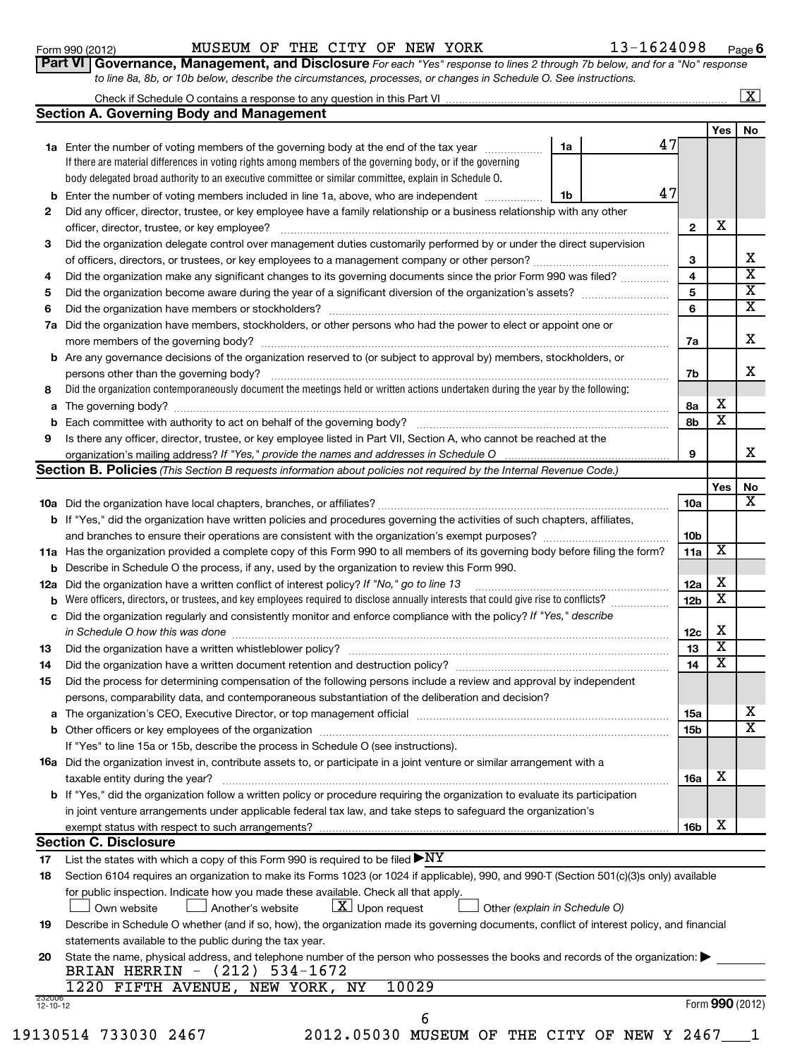Form 990 (2012) MUSEUM OF THE CITY OF NEW YORK 13-1624098 Page 6

**Part VI Governance, Management, and Disclosure** *For each "Yes" response to lines 2 through 7b below, and for a "No" response to line 8a, 8b, or 10b below, describe the circumstances, processes, or changes in Schedule O. See instructions.*

Check if Schedule O contains a response to any question in this Part VI [X]

## Section A. Governing Body and Management

| | | | Yes | No |
|---|---|---|---|---|
| **1a** | Enter the number of voting members of the governing body at the end of the tax year — **1a** 47. If there are material differences in voting rights among members of the governing body, or if the governing body delegated broad authority to an executive committee or similar committee, explain in Schedule O. | | | |
| **b** | Enter the number of voting members included in line 1a, above, who are independent — **1b** 47 | | | |
| **2** | Did any officer, director, trustee, or key employee have a family relationship or a business relationship with any other officer, director, trustee, or key employee? | 2 | X | |
| **3** | Did the organization delegate control over management duties customarily performed by or under the direct supervision of officers, directors, or trustees, or key employees to a management company or other person? | 3 | | X |
| **4** | Did the organization make any significant changes to its governing documents since the prior Form 990 was filed? | 4 | | X |
| **5** | Did the organization become aware during the year of a significant diversion of the organization's assets? | 5 | | X |
| **6** | Did the organization have members or stockholders? | 6 | | X |
| **7a** | Did the organization have members, stockholders, or other persons who had the power to elect or appoint one or more members of the governing body? | 7a | | X |
| **b** | Are any governance decisions of the organization reserved to (or subject to approval by) members, stockholders, or persons other than the governing body? | 7b | | X |
| **8** | Did the organization contemporaneously document the meetings held or written actions undertaken during the year by the following: | | | |
| **a** | The governing body? | 8a | X | |
| **b** | Each committee with authority to act on behalf of the governing body? | 8b | X | |
| **9** | Is there any officer, director, trustee, or key employee listed in Part VII, Section A, who cannot be reached at the organization's mailing address? *If "Yes," provide the names and addresses in Schedule O* | 9 | | X |

## Section B. Policies *(This Section B requests information about policies not required by the Internal Revenue Code.)*

| | | | Yes | No |
|---|---|---|---|---|
| **10a** | Did the organization have local chapters, branches, or affiliates? | 10a | | X |
| **b** | If "Yes," did the organization have written policies and procedures governing the activities of such chapters, affiliates, and branches to ensure their operations are consistent with the organization's exempt purposes? | 10b | | |
| **11a** | Has the organization provided a complete copy of this Form 990 to all members of its governing body before filing the form? | 11a | X | |
| **b** | Describe in Schedule O the process, if any, used by the organization to review this Form 990. | | | |
| **12a** | Did the organization have a written conflict of interest policy? *If "No," go to line 13* | 12a | X | |
| **b** | Were officers, directors, or trustees, and key employees required to disclose annually interests that could give rise to conflicts? | 12b | X | |
| **c** | Did the organization regularly and consistently monitor and enforce compliance with the policy? *If "Yes," describe in Schedule O how this was done* | 12c | X | |
| **13** | Did the organization have a written whistleblower policy? | 13 | X | |
| **14** | Did the organization have a written document retention and destruction policy? | 14 | X | |
| **15** | Did the process for determining compensation of the following persons include a review and approval by independent persons, comparability data, and contemporaneous substantiation of the deliberation and decision? | | | |
| **a** | The organization's CEO, Executive Director, or top management official | 15a | | X |
| **b** | Other officers or key employees of the organization | 15b | | X |
| | If "Yes" to line 15a or 15b, describe the process in Schedule O (see instructions). | | | |
| **16a** | Did the organization invest in, contribute assets to, or participate in a joint venture or similar arrangement with a taxable entity during the year? | 16a | X | |
| **b** | If "Yes," did the organization follow a written policy or procedure requiring the organization to evaluate its participation in joint venture arrangements under applicable federal tax law, and take steps to safeguard the organization's exempt status with respect to such arrangements? | 16b | X | |

## Section C. Disclosure

**17** List the states with which a copy of this Form 990 is required to be filed ▶NY

**18** Section 6104 requires an organization to make its Forms 1023 (or 1024 if applicable), 990, and 990-T (Section 501(c)(3)s only) available for public inspection. Indicate how you made these available. Check all that apply.

[ ] Own website [ ] Another's website [X] Upon request [ ] Other *(explain in Schedule O)*

**19** Describe in Schedule O whether (and if so, how), the organization made its governing documents, conflict of interest policy, and financial statements available to the public during the tax year.

**20** State the name, physical address, and telephone number of the person who possesses the books and records of the organization: ▶

BRIAN HERRIN - (212) 534-1672
1220 FIFTH AVENUE, NEW YORK, NY 10029

232006 12-10-12 Form 990 (2012)

19130514 733030 2467 2012.05030 MUSEUM OF THE CITY OF NEW Y 2467___1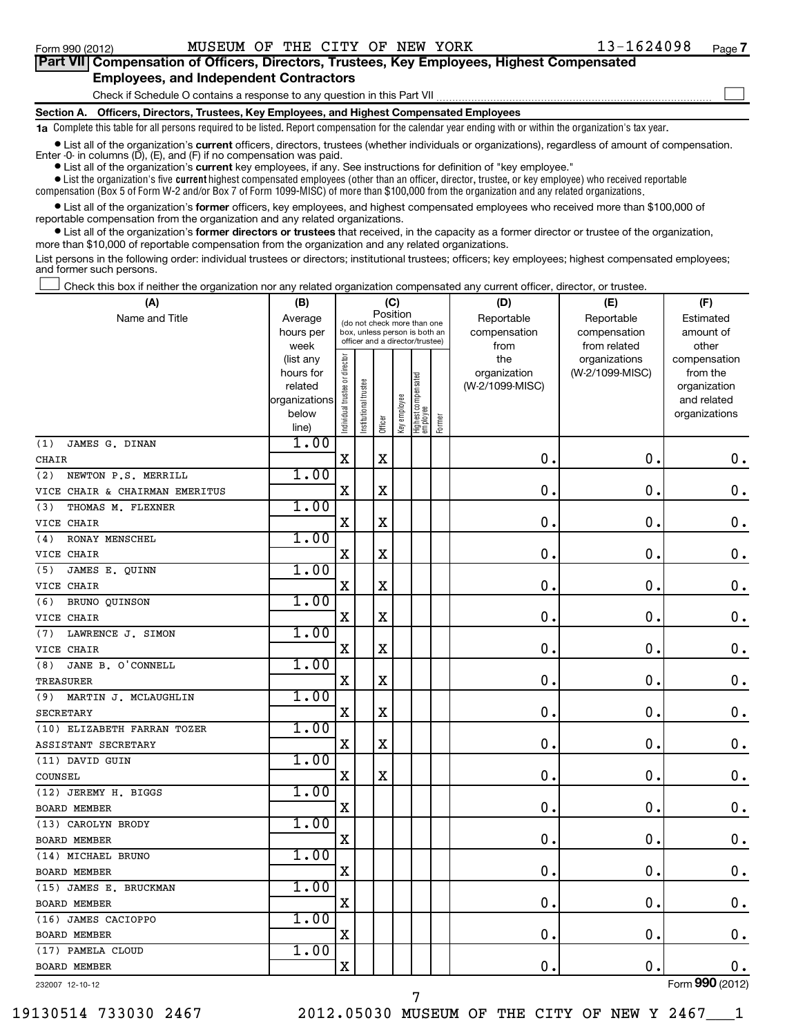Form 990 (2012) MUSEUM OF THE CITY OF NEW YORK 13-1624098

## Part VII Compensation of Officers, Directors, Trustees, Key Employees, Highest Compensated Employees, and Independent Contractors

Check if Schedule O contains a response to any question in this Part VII ☐

### Section A. Officers, Directors, Trustees, Key Employees, and Highest Compensated Employees

**1a** Complete this table for all persons required to be listed. Report compensation for the calendar year ending with or within the organization's tax year.

- List all of the organization's **current** officers, directors, trustees (whether individuals or organizations), regardless of amount of compensation. Enter -0- in columns (D), (E), and (F) if no compensation was paid.
- List all of the organization's **current** key employees, if any. See instructions for definition of "key employee."
- List the organization's five **current** highest compensated employees (other than an officer, director, trustee, or key employee) who received reportable compensation (Box 5 of Form W-2 and/or Box 7 of Form 1099-MISC) of more than $100,000 from the organization and any related organizations.
- List all of the organization's **former** officers, key employees, and highest compensated employees who received more than $100,000 of reportable compensation from the organization and any related organizations.
- List all of the organization's **former directors or trustees** that received, in the capacity as a former director or trustee of the organization, more than $10,000 of reportable compensation from the organization and any related organizations.

List persons in the following order: individual trustees or directors; institutional trustees; officers; key employees; highest compensated employees; and former such persons.

☐ Check this box if neither the organization nor any related organization compensated any current officer, director, or trustee.

| (A) Name and Title | (B) Average hours per week (list any hours for related organizations below line) | (C) Position: Individual trustee or director | Institutional trustee | Officer | Key employee | Highest compensated employee | Former | (D) Reportable compensation from the organization (W-2/1099-MISC) | (E) Reportable compensation from related organizations (W-2/1099-MISC) | (F) Estimated amount of other compensation from the organization and related organizations |
|---|---|---|---|---|---|---|---|---|---|---|
| (1) JAMES G. DINAN<br>CHAIR | 1.00 | X | | X | | | | 0. | 0. | 0. |
| (2) NEWTON P.S. MERRILL<br>VICE CHAIR & CHAIRMAN EMERITUS | 1.00 | X | | X | | | | 0. | 0. | 0. |
| (3) THOMAS M. FLEXNER<br>VICE CHAIR | 1.00 | X | | X | | | | 0. | 0. | 0. |
| (4) RONAY MENSCHEL<br>VICE CHAIR | 1.00 | X | | X | | | | 0. | 0. | 0. |
| (5) JAMES E. QUINN<br>VICE CHAIR | 1.00 | X | | X | | | | 0. | 0. | 0. |
| (6) BRUNO QUINSON<br>VICE CHAIR | 1.00 | X | | X | | | | 0. | 0. | 0. |
| (7) LAWRENCE J. SIMON<br>VICE CHAIR | 1.00 | X | | X | | | | 0. | 0. | 0. |
| (8) JANE B. O'CONNELL<br>TREASURER | 1.00 | X | | X | | | | 0. | 0. | 0. |
| (9) MARTIN J. MCLAUGHLIN<br>SECRETARY | 1.00 | X | | X | | | | 0. | 0. | 0. |
| (10) ELIZABETH FARRAN TOZER<br>ASSISTANT SECRETARY | 1.00 | X | | X | | | | 0. | 0. | 0. |
| (11) DAVID GUIN<br>COUNSEL | 1.00 | X | | X | | | | 0. | 0. | 0. |
| (12) JEREMY H. BIGGS<br>BOARD MEMBER | 1.00 | X | | | | | | 0. | 0. | 0. |
| (13) CAROLYN BRODY<br>BOARD MEMBER | 1.00 | X | | | | | | 0. | 0. | 0. |
| (14) MICHAEL BRUNO<br>BOARD MEMBER | 1.00 | X | | | | | | 0. | 0. | 0. |
| (15) JAMES E. BRUCKMAN<br>BOARD MEMBER | 1.00 | X | | | | | | 0. | 0. | 0. |
| (16) JAMES CACIOPPO<br>BOARD MEMBER | 1.00 | X | | | | | | 0. | 0. | 0. |
| (17) PAMELA CLOUD<br>BOARD MEMBER | 1.00 | X | | | | | | 0. | 0. | 0. |

232007 12-10-12 Form **990** (2012)

19130514 733030 2467 2012.05030 MUSEUM OF THE CITY OF NEW Y 2467___1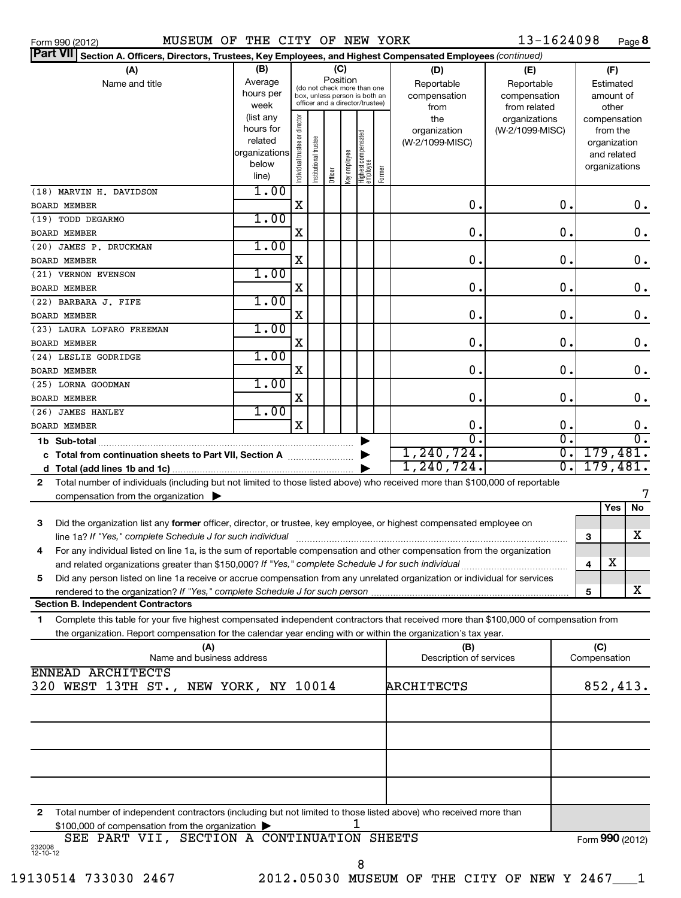Form 990 (2012) MUSEUM OF THE CITY OF NEW YORK 13-1624098 Page 8

**Part VII** Section A. Officers, Directors, Trustees, Key Employees, and Highest Compensated Employees *(continued)*

| (A) Name and title | (B) Average hours per week (list any hours for related organizations below line) | (C) Position: Individual trustee or director | Institutional trustee | Officer | Key employee | Highest compensated employee | Former | (D) Reportable compensation from the organization (W-2/1099-MISC) | (E) Reportable compensation from related organizations (W-2/1099-MISC) | (F) Estimated amount of other compensation from the organization and related organizations |
|---|---|---|---|---|---|---|---|---|---|---|
| (18) MARVIN H. DAVIDSON<br>BOARD MEMBER | 1.00 | X | | | | | | 0. | 0. | 0. |
| (19) TODD DEGARMO<br>BOARD MEMBER | 1.00 | X | | | | | | 0. | 0. | 0. |
| (20) JAMES P. DRUCKMAN<br>BOARD MEMBER | 1.00 | X | | | | | | 0. | 0. | 0. |
| (21) VERNON EVENSON<br>BOARD MEMBER | 1.00 | X | | | | | | 0. | 0. | 0. |
| (22) BARBARA J. FIFE<br>BOARD MEMBER | 1.00 | X | | | | | | 0. | 0. | 0. |
| (23) LAURA LOFARO FREEMAN<br>BOARD MEMBER | 1.00 | X | | | | | | 0. | 0. | 0. |
| (24) LESLIE GODRIDGE<br>BOARD MEMBER | 1.00 | X | | | | | | 0. | 0. | 0. |
| (25) LORNA GOODMAN<br>BOARD MEMBER | 1.00 | X | | | | | | 0. | 0. | 0. |
| (26) JAMES HANLEY<br>BOARD MEMBER | 1.00 | X | | | | | | 0. | 0. | 0. |
| **1b Sub-total** | | | | | | | | 0. | 0. | 0. |
| **c Total from continuation sheets to Part VII, Section A** | | | | | | | | 1,240,724. | 0. | 179,481. |
| **d Total (add lines 1b and 1c)** | | | | | | | | 1,240,724. | 0. | 179,481. |

**2** Total number of individuals (including but not limited to those listed above) who received more than $100,000 of reportable compensation from the organization ▶ 7

| | | | Yes | No |
|---|---|---|---|---|
| **3** | Did the organization list any **former** officer, director, or trustee, key employee, or highest compensated employee on line 1a? *If "Yes," complete Schedule J for such individual* | 3 | | X |
| **4** | For any individual listed on line 1a, is the sum of reportable compensation and other compensation from the organization and related organizations greater than $150,000? *If "Yes," complete Schedule J for such individual* | 4 | X | |
| **5** | Did any person listed on line 1a receive or accrue compensation from any unrelated organization or individual for services rendered to the organization? *If "Yes," complete Schedule J for such person* | 5 | | X |

**Section B. Independent Contractors**

**1** Complete this table for your five highest compensated independent contractors that received more than $100,000 of compensation from the organization. Report compensation for the calendar year ending with or within the organization's tax year.

| (A) Name and business address | (B) Description of services | (C) Compensation |
|---|---|---|
| ENNEAD ARCHITECTS<br>320 WEST 13TH ST., NEW YORK, NY 10014 | ARCHITECTS | 852,413. |
| | | |
| | | |
| | | |
| | | |

**2** Total number of independent contractors (including but not limited to those listed above) who received more than $100,000 of compensation from the organization ▶ 1

SEE PART VII, SECTION A CONTINUATION SHEETS

Form **990** (2012)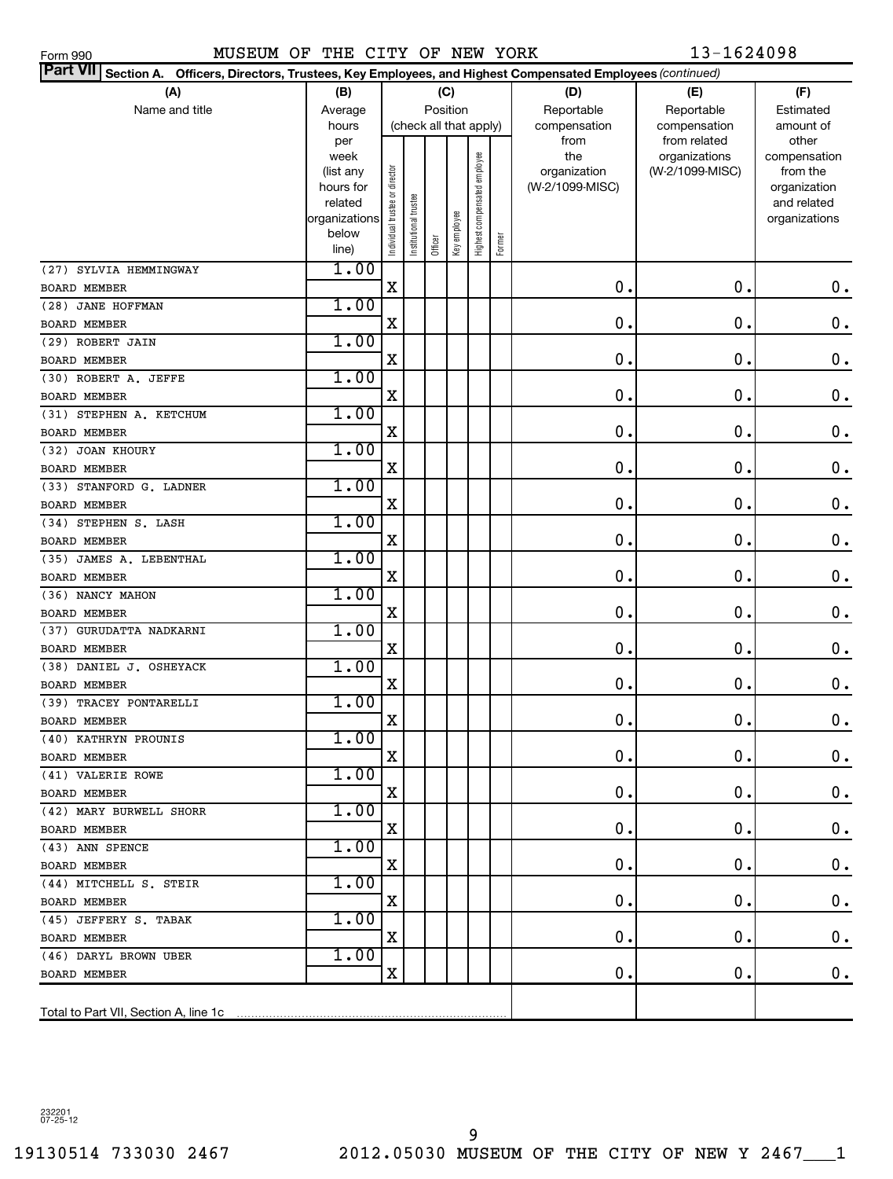Form 990 MUSEUM OF THE CITY OF NEW YORK 13-1624098

**Part VII Section A. Officers, Directors, Trustees, Key Employees, and Highest Compensated Employees** *(continued)*

| (A) Name and title | (B) Average hours per week (list any hours for related organizations below line) | (C) Position (check all that apply): Individual trustee or director | Institutional trustee | Officer | Key employee | Highest compensated employee | Former | (D) Reportable compensation from the organization (W-2/1099-MISC) | (E) Reportable compensation from related organizations (W-2/1099-MISC) | (F) Estimated amount of other compensation from the organization and related organizations |
|---|---|---|---|---|---|---|---|---|---|---|
| (27) SYLVIA HEMMINGWAY<br>BOARD MEMBER | 1.00 | X | | | | | | 0. | 0. | 0. |
| (28) JANE HOFFMAN<br>BOARD MEMBER | 1.00 | X | | | | | | 0. | 0. | 0. |
| (29) ROBERT JAIN<br>BOARD MEMBER | 1.00 | X | | | | | | 0. | 0. | 0. |
| (30) ROBERT A. JEFFE<br>BOARD MEMBER | 1.00 | X | | | | | | 0. | 0. | 0. |
| (31) STEPHEN A. KETCHUM<br>BOARD MEMBER | 1.00 | X | | | | | | 0. | 0. | 0. |
| (32) JOAN KHOURY<br>BOARD MEMBER | 1.00 | X | | | | | | 0. | 0. | 0. |
| (33) STANFORD G. LADNER<br>BOARD MEMBER | 1.00 | X | | | | | | 0. | 0. | 0. |
| (34) STEPHEN S. LASH<br>BOARD MEMBER | 1.00 | X | | | | | | 0. | 0. | 0. |
| (35) JAMES A. LEBENTHAL<br>BOARD MEMBER | 1.00 | X | | | | | | 0. | 0. | 0. |
| (36) NANCY MAHON<br>BOARD MEMBER | 1.00 | X | | | | | | 0. | 0. | 0. |
| (37) GURUDATTA NADKARNI<br>BOARD MEMBER | 1.00 | X | | | | | | 0. | 0. | 0. |
| (38) DANIEL J. OSHEYACK<br>BOARD MEMBER | 1.00 | X | | | | | | 0. | 0. | 0. |
| (39) TRACEY PONTARELLI<br>BOARD MEMBER | 1.00 | X | | | | | | 0. | 0. | 0. |
| (40) KATHRYN PROUNIS<br>BOARD MEMBER | 1.00 | X | | | | | | 0. | 0. | 0. |
| (41) VALERIE ROWE<br>BOARD MEMBER | 1.00 | X | | | | | | 0. | 0. | 0. |
| (42) MARY BURWELL SHORR<br>BOARD MEMBER | 1.00 | X | | | | | | 0. | 0. | 0. |
| (43) ANN SPENCE<br>BOARD MEMBER | 1.00 | X | | | | | | 0. | 0. | 0. |
| (44) MITCHELL S. STEIR<br>BOARD MEMBER | 1.00 | X | | | | | | 0. | 0. | 0. |
| (45) JEFFERY S. TABAK<br>BOARD MEMBER | 1.00 | X | | | | | | 0. | 0. | 0. |
| (46) DARYL BROWN UBER<br>BOARD MEMBER | 1.00 | X | | | | | | 0. | 0. | 0. |
| Total to Part VII, Section A, line 1c | | | | | | | | | | |

232201
07-25-12

19130514 733030 2467 2012.05030 MUSEUM OF THE CITY OF NEW Y 2467___1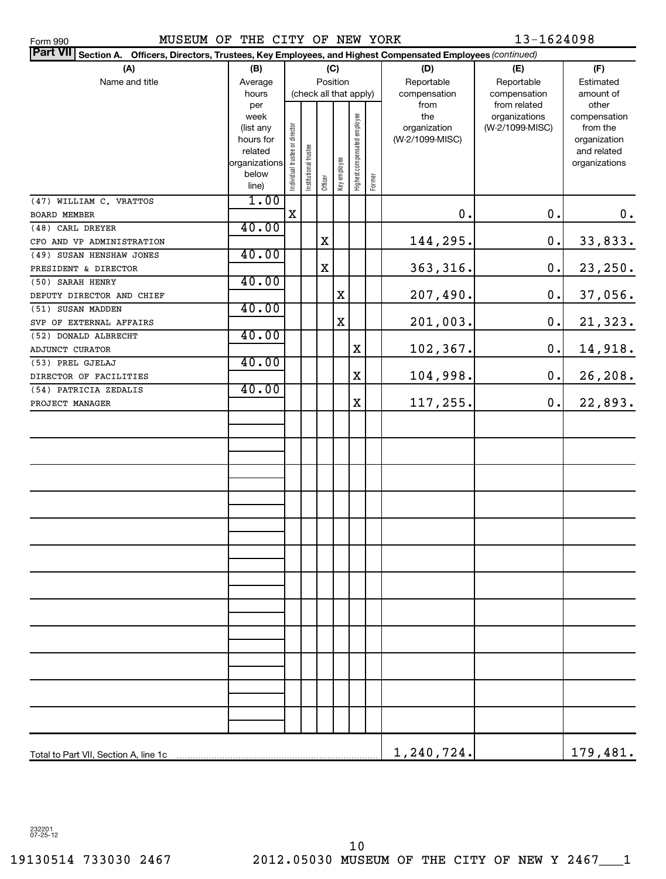Form 990 MUSEUM OF THE CITY OF NEW YORK 13-1624098

**Part VII Section A. Officers, Directors, Trustees, Key Employees, and Highest Compensated Employees** *(continued)*

| (A) Name and title | (B) Average hours per week (list any hours for related organizations below line) | (C) Position (check all that apply): Individual trustee or director | Institutional trustee | Officer | Key employee | Highest compensated employee | Former | (D) Reportable compensation from the organization (W-2/1099-MISC) | (E) Reportable compensation from related organizations (W-2/1099-MISC) | (F) Estimated amount of other compensation from the organization and related organizations |
|---|---|---|---|---|---|---|---|---|---|---|
| (47) WILLIAM C. VRATTOS<br>BOARD MEMBER | 1.00 | X | | | | | | 0. | 0. | 0. |
| (48) CARL DREYER<br>CFO AND VP ADMINISTRATION | 40.00 | | | X | | | | 144,295. | 0. | 33,833. |
| (49) SUSAN HENSHAW JONES<br>PRESIDENT & DIRECTOR | 40.00 | | | X | | | | 363,316. | 0. | 23,250. |
| (50) SARAH HENRY<br>DEPUTY DIRECTOR AND CHIEF | 40.00 | | | | X | | | 207,490. | 0. | 37,056. |
| (51) SUSAN MADDEN<br>SVP OF EXTERNAL AFFAIRS | 40.00 | | | | X | | | 201,003. | 0. | 21,323. |
| (52) DONALD ALBRECHT<br>ADJUNCT CURATOR | 40.00 | | | | | X | | 102,367. | 0. | 14,918. |
| (53) PREL GJELAJ<br>DIRECTOR OF FACILITIES | 40.00 | | | | | X | | 104,998. | 0. | 26,208. |
| (54) PATRICIA ZEDALIS<br>PROJECT MANAGER | 40.00 | | | | | X | | 117,255. | 0. | 22,893. |
| Total to Part VII, Section A, line 1c | | | | | | | | 1,240,724. | | 179,481. |

232201 07-25-12

19130514 733030 2467 2012.05030 MUSEUM OF THE CITY OF NEW Y 2467___1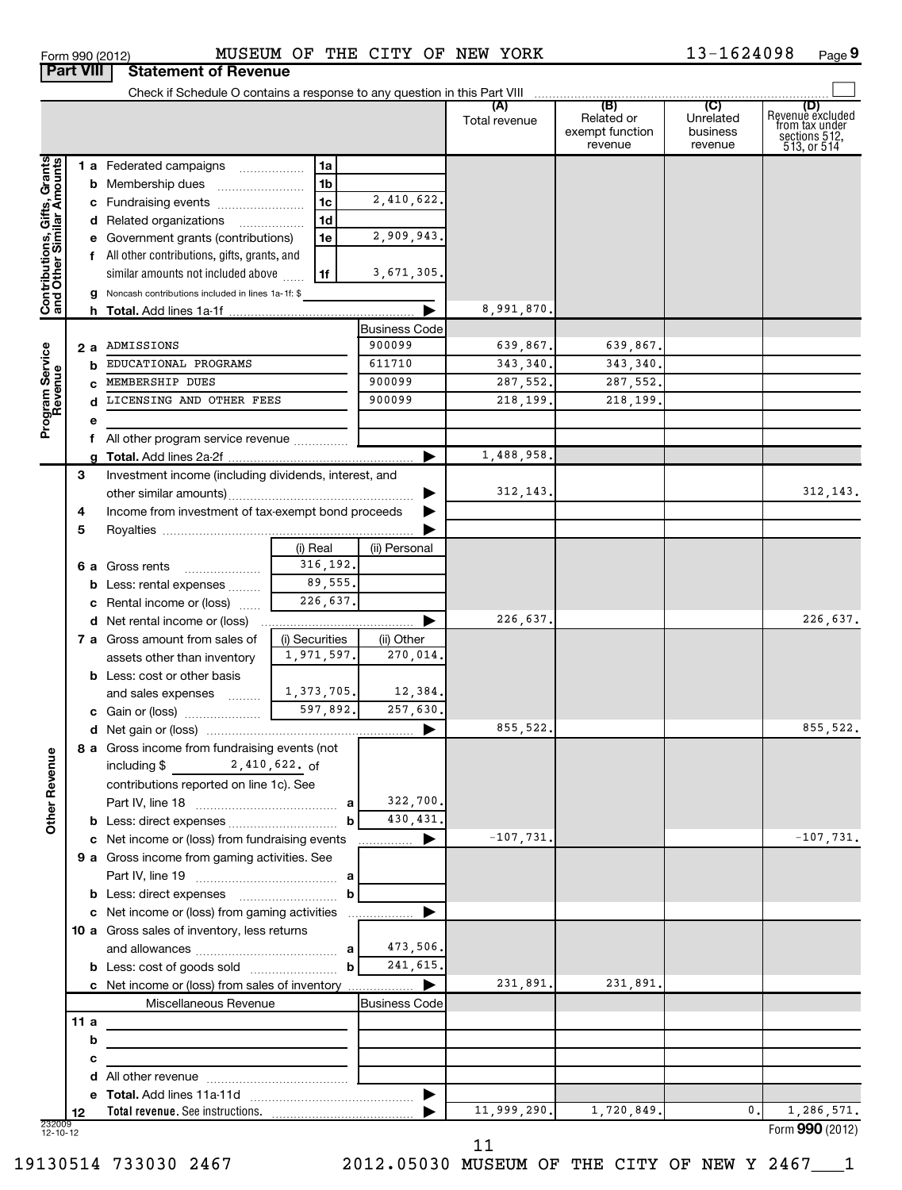Form 990 (2012) MUSEUM OF THE CITY OF NEW YORK 13-1624098 Page 9

## Part VIII Statement of Revenue

Check if Schedule O contains a response to any question in this Part VIII

| | | | (A) Total revenue | (B) Related or exempt function revenue | (C) Unrelated business revenue | (D) Revenue excluded from tax under sections 512, 513, or 514 |
|---|---|---|---|---|---|---|
| **Contributions, Gifts, Grants and Other Similar Amounts** | 1a Federated campaigns | 1a | | | | |
| | b Membership dues | 1b | | | | |
| | c Fundraising events | 1c 2,410,622. | | | | |
| | d Related organizations | 1d | | | | |
| | e Government grants (contributions) | 1e 2,909,943. | | | | |
| | f All other contributions, gifts, grants, and similar amounts not included above | 1f 3,671,305. | | | | |
| | g Noncash contributions included in lines 1a-1f: $ | | | | | |
| | h Total. Add lines 1a-1f | | 8,991,870. | | | |
| **Program Service Revenue** | | Business Code | | | | |
| | 2a ADMISSIONS | 900099 | 639,867. | 639,867. | | |
| | b EDUCATIONAL PROGRAMS | 611710 | 343,340. | 343,340. | | |
| | c MEMBERSHIP DUES | 900099 | 287,552. | 287,552. | | |
| | d LICENSING AND OTHER FEES | 900099 | 218,199. | 218,199. | | |
| | e | | | | | |
| | f All other program service revenue | | | | | |
| | g Total. Add lines 2a-2f | | 1,488,958. | | | |
| **Other Revenue** | 3 Investment income (including dividends, interest, and other similar amounts) | | 312,143. | | | 312,143. |
| | 4 Income from investment of tax-exempt bond proceeds | | | | | |
| | 5 Royalties | | | | | |
| | | (i) Real / (ii) Personal | | | | |
| | 6a Gross rents | 316,192. / | | | | |
| | b Less: rental expenses | 89,555. / | | | | |
| | c Rental income or (loss) | 226,637. / | | | | |
| | d Net rental income or (loss) | | 226,637. | | | 226,637. |
| | | (i) Securities / (ii) Other | | | | |
| | 7a Gross amount from sales of assets other than inventory | 1,971,597. / 270,014. | | | | |
| | b Less: cost or other basis and sales expenses | 1,373,705. / 12,384. | | | | |
| | c Gain or (loss) | 597,892. / 257,630. | | | | |
| | d Net gain or (loss) | | 855,522. | | | 855,522. |
| | 8a Gross income from fundraising events (not including $ 2,410,622. of contributions reported on line 1c). See Part IV, line 18 | a 322,700. | | | | |
| | b Less: direct expenses | b 430,431. | | | | |
| | c Net income or (loss) from fundraising events | | -107,731. | | | -107,731. |
| | 9a Gross income from gaming activities. See Part IV, line 19 | a | | | | |
| | b Less: direct expenses | b | | | | |
| | c Net income or (loss) from gaming activities | | | | | |
| | 10a Gross sales of inventory, less returns and allowances | a 473,506. | | | | |
| | b Less: cost of goods sold | b 241,615. | | | | |
| | c Net income or (loss) from sales of inventory | | 231,891. | 231,891. | | |
| | Miscellaneous Revenue | Business Code | | | | |
| | 11a | | | | | |
| | b | | | | | |
| | c | | | | | |
| | d All other revenue | | | | | |
| | e Total. Add lines 11a-11d | | | | | |
| | 12 Total revenue. See instructions. | | 11,999,290. | 1,720,849. | 0. | 1,286,571. |

232009 12-10-12

Form 990 (2012)

19130514 733030 2467 2012.05030 MUSEUM OF THE CITY OF NEW Y 2467___1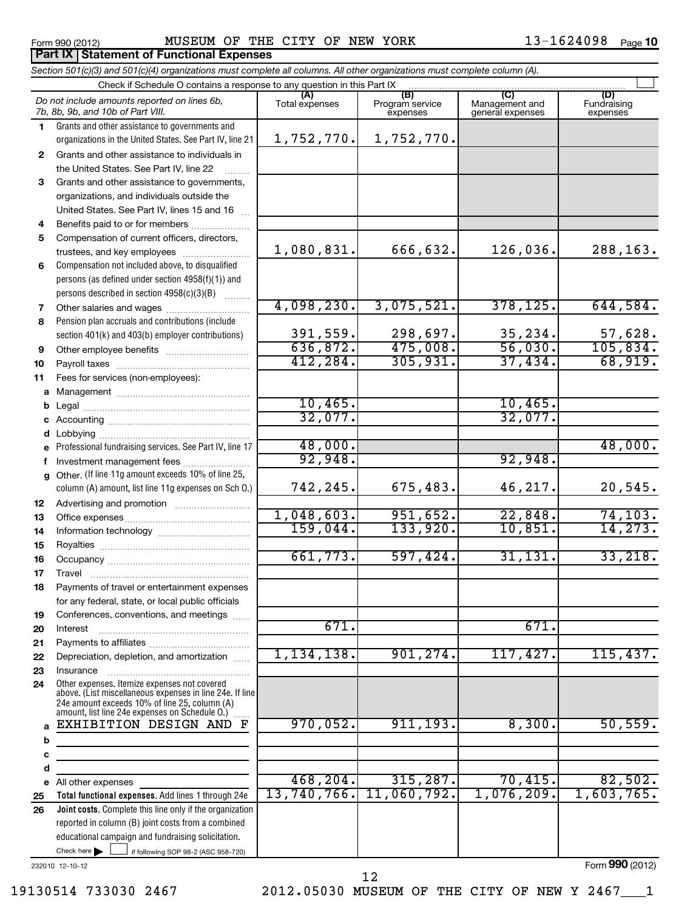Form 990 (2012) MUSEUM OF THE CITY OF NEW YORK 13-1624098 Page 10

**Part IX Statement of Functional Expenses**

*Section 501(c)(3) and 501(c)(4) organizations must complete all columns. All other organizations must complete column (A).*

Check if Schedule O contains a response to any question in this Part IX

| *Do not include amounts reported on lines 6b, 7b, 8b, 9b, and 10b of Part VIII.* | (A) Total expenses | (B) Program service expenses | (C) Management and general expenses | (D) Fundraising expenses |
|---|---|---|---|---|
| 1 Grants and other assistance to governments and organizations in the United States. See Part IV, line 21 | 1,752,770. | 1,752,770. | | |
| 2 Grants and other assistance to individuals in the United States. See Part IV, line 22 | | | | |
| 3 Grants and other assistance to governments, organizations, and individuals outside the United States. See Part IV, lines 15 and 16 | | | | |
| 4 Benefits paid to or for members | | | | |
| 5 Compensation of current officers, directors, trustees, and key employees | 1,080,831. | 666,632. | 126,036. | 288,163. |
| 6 Compensation not included above, to disqualified persons (as defined under section 4958(f)(1)) and persons described in section 4958(c)(3)(B) | | | | |
| 7 Other salaries and wages | 4,098,230. | 3,075,521. | 378,125. | 644,584. |
| 8 Pension plan accruals and contributions (include section 401(k) and 403(b) employer contributions) | 391,559. | 298,697. | 35,234. | 57,628. |
| 9 Other employee benefits | 636,872. | 475,008. | 56,030. | 105,834. |
| 10 Payroll taxes | 412,284. | 305,931. | 37,434. | 68,919. |
| 11 Fees for services (non-employees): | | | | |
| a Management | | | | |
| b Legal | 10,465. | | 10,465. | |
| c Accounting | 32,077. | | 32,077. | |
| d Lobbying | | | | |
| e Professional fundraising services. See Part IV, line 17 | 48,000. | | | 48,000. |
| f Investment management fees | 92,948. | | 92,948. | |
| g Other. (If line 11g amount exceeds 10% of line 25, column (A) amount, list line 11g expenses on Sch O.) | 742,245. | 675,483. | 46,217. | 20,545. |
| 12 Advertising and promotion | | | | |
| 13 Office expenses | 1,048,603. | 951,652. | 22,848. | 74,103. |
| 14 Information technology | 159,044. | 133,920. | 10,851. | 14,273. |
| 15 Royalties | | | | |
| 16 Occupancy | 661,773. | 597,424. | 31,131. | 33,218. |
| 17 Travel | | | | |
| 18 Payments of travel or entertainment expenses for any federal, state, or local public officials | | | | |
| 19 Conferences, conventions, and meetings | | | | |
| 20 Interest | 671. | | 671. | |
| 21 Payments to affiliates | | | | |
| 22 Depreciation, depletion, and amortization | 1,134,138. | 901,274. | 117,427. | 115,437. |
| 23 Insurance | | | | |
| 24 Other expenses. Itemize expenses not covered above. (List miscellaneous expenses in line 24e. If line 24e amount exceeds 10% of line 25, column (A) amount, list line 24e expenses on Schedule O.) | | | | |
| a EXHIBITION DESIGN AND F | 970,052. | 911,193. | 8,300. | 50,559. |
| b | | | | |
| c | | | | |
| d | | | | |
| e All other expenses | 468,204. | 315,287. | 70,415. | 82,502. |
| 25 **Total functional expenses.** Add lines 1 through 24e | 13,740,766. | 11,060,792. | 1,076,209. | 1,603,765. |
| 26 **Joint costs.** Complete this line only if the organization reported in column (B) joint costs from a combined educational campaign and fundraising solicitation. Check here ☐ if following SOP 98-2 (ASC 958-720) | | | | |

232010 12-10-12

Form **990** (2012)

19130514 733030 2467 2012.05030 MUSEUM OF THE CITY OF NEW Y 2467___1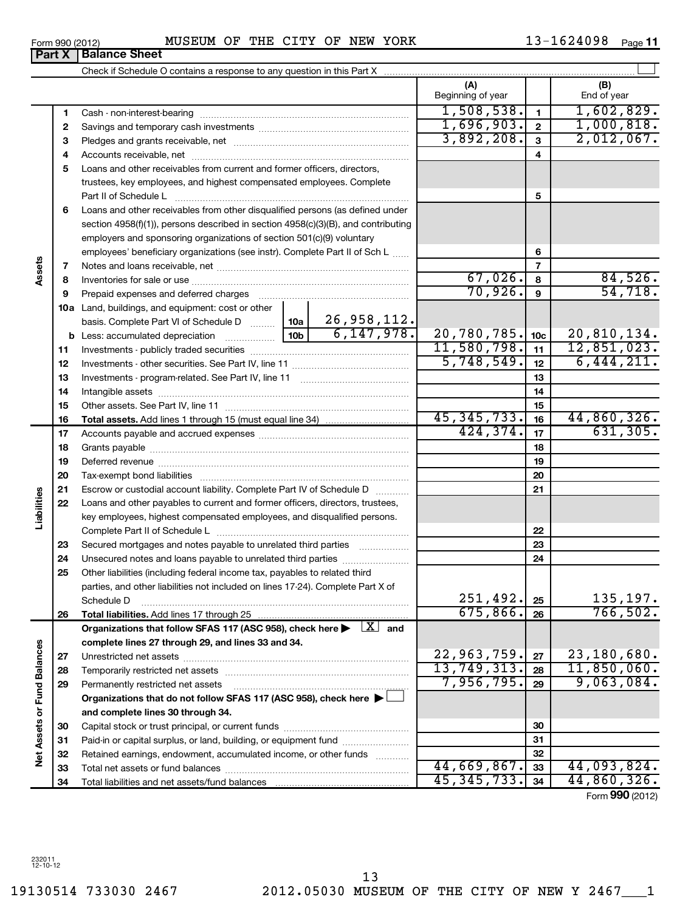Form 990 (2012) MUSEUM OF THE CITY OF NEW YORK 13-1624098 Page 11

**Part X | Balance Sheet**

Check if Schedule O contains a response to any question in this Part X

| | | | | (A) Beginning of year | | (B) End of year |
|---|---|---|---|---|---|---|
| **Assets** | 1 | Cash - non-interest-bearing | | 1,508,538. | 1 | 1,602,829. |
| | 2 | Savings and temporary cash investments | | 1,696,903. | 2 | 1,000,818. |
| | 3 | Pledges and grants receivable, net | | 3,892,208. | 3 | 2,012,067. |
| | 4 | Accounts receivable, net | | | 4 | |
| | 5 | Loans and other receivables from current and former officers, directors, trustees, key employees, and highest compensated employees. Complete Part II of Schedule L | | | 5 | |
| | 6 | Loans and other receivables from other disqualified persons (as defined under section 4958(f)(1)), persons described in section 4958(c)(3)(B), and contributing employers and sponsoring organizations of section 501(c)(9) voluntary employees' beneficiary organizations (see instr). Complete Part II of Sch L | | | 6 | |
| | 7 | Notes and loans receivable, net | | | 7 | |
| | 8 | Inventories for sale or use | | 67,026. | 8 | 84,526. |
| | 9 | Prepaid expenses and deferred charges | | 70,926. | 9 | 54,718. |
| | 10a | Land, buildings, and equipment: cost or other basis. Complete Part VI of Schedule D | 10a 26,958,112. | | | |
| | b | Less: accumulated depreciation | 10b 6,147,978. | 20,780,785. | 10c | 20,810,134. |
| | 11 | Investments - publicly traded securities | | 11,580,798. | 11 | 12,851,023. |
| | 12 | Investments - other securities. See Part IV, line 11 | | 5,748,549. | 12 | 6,444,211. |
| | 13 | Investments - program-related. See Part IV, line 11 | | | 13 | |
| | 14 | Intangible assets | | | 14 | |
| | 15 | Other assets. See Part IV, line 11 | | | 15 | |
| | 16 | **Total assets.** Add lines 1 through 15 (must equal line 34) | | 45,345,733. | 16 | 44,860,326. |
| **Liabilities** | 17 | Accounts payable and accrued expenses | | 424,374. | 17 | 631,305. |
| | 18 | Grants payable | | | 18 | |
| | 19 | Deferred revenue | | | 19 | |
| | 20 | Tax-exempt bond liabilities | | | 20 | |
| | 21 | Escrow or custodial account liability. Complete Part IV of Schedule D | | | 21 | |
| | 22 | Loans and other payables to current and former officers, directors, trustees, key employees, highest compensated employees, and disqualified persons. Complete Part II of Schedule L | | | 22 | |
| | 23 | Secured mortgages and notes payable to unrelated third parties | | | 23 | |
| | 24 | Unsecured notes and loans payable to unrelated third parties | | | 24 | |
| | 25 | Other liabilities (including federal income tax, payables to related third parties, and other liabilities not included on lines 17-24). Complete Part X of Schedule D | | 251,492. | 25 | 135,197. |
| | 26 | **Total liabilities.** Add lines 17 through 25 | | 675,866. | 26 | 766,502. |
| **Net Assets or Fund Balances** | | **Organizations that follow SFAS 117 (ASC 958), check here ▶ [X] and complete lines 27 through 29, and lines 33 and 34.** | | | | |
| | 27 | Unrestricted net assets | | 22,963,759. | 27 | 23,180,680. |
| | 28 | Temporarily restricted net assets | | 13,749,313. | 28 | 11,850,060. |
| | 29 | Permanently restricted net assets | | 7,956,795. | 29 | 9,063,084. |
| | | **Organizations that do not follow SFAS 117 (ASC 958), check here ▶ [ ] and complete lines 30 through 34.** | | | | |
| | 30 | Capital stock or trust principal, or current funds | | | 30 | |
| | 31 | Paid-in or capital surplus, or land, building, or equipment fund | | | 31 | |
| | 32 | Retained earnings, endowment, accumulated income, or other funds | | | 32 | |
| | 33 | Total net assets or fund balances | | 44,669,867. | 33 | 44,093,824. |
| | 34 | Total liabilities and net assets/fund balances | | 45,345,733. | 34 | 44,860,326. |

Form **990** (2012)

232011 12-10-12

19130514 733030 2467 2012.05030 MUSEUM OF THE CITY OF NEW Y 2467___1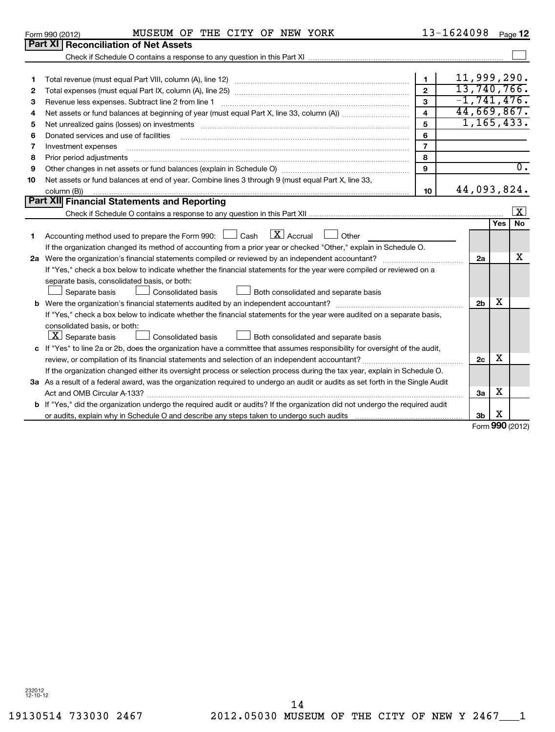Form 990 (2012) MUSEUM OF THE CITY OF NEW YORK 13-1624098 Page 12

## Part XI Reconciliation of Net Assets

Check if Schedule O contains a response to any question in this Part XI ☐

| | | | |
|---|---|---|---|
| 1 | Total revenue (must equal Part VIII, column (A), line 12) | 1 | 11,999,290. |
| 2 | Total expenses (must equal Part IX, column (A), line 25) | 2 | 13,740,766. |
| 3 | Revenue less expenses. Subtract line 2 from line 1 | 3 | -1,741,476. |
| 4 | Net assets or fund balances at beginning of year (must equal Part X, line 33, column (A)) | 4 | 44,669,867. |
| 5 | Net unrealized gains (losses) on investments | 5 | 1,165,433. |
| 6 | Donated services and use of facilities | 6 | |
| 7 | Investment expenses | 7 | |
| 8 | Prior period adjustments | 8 | |
| 9 | Other changes in net assets or fund balances (explain in Schedule O) | 9 | 0. |
| 10 | Net assets or fund balances at end of year. Combine lines 3 through 9 (must equal Part X, line 33, column (B)) | 10 | 44,093,824. |

## Part XII Financial Statements and Reporting

Check if Schedule O contains a response to any question in this Part XII ☒

| | | | Yes | No |
|---|---|---|---|---|
| 1 | Accounting method used to prepare the Form 990: ☐ Cash ☒ Accrual ☐ Other<br>If the organization changed its method of accounting from a prior year or checked "Other," explain in Schedule O. | | | |
| 2a | Were the organization's financial statements compiled or reviewed by an independent accountant?<br>If "Yes," check a box below to indicate whether the financial statements for the year were compiled or reviewed on a separate basis, consolidated basis, or both:<br>☐ Separate basis ☐ Consolidated basis ☐ Both consolidated and separate basis | 2a | | X |
| b | Were the organization's financial statements audited by an independent accountant?<br>If "Yes," check a box below to indicate whether the financial statements for the year were audited on a separate basis, consolidated basis, or both:<br>☒ Separate basis ☐ Consolidated basis ☐ Both consolidated and separate basis | 2b | X | |
| c | If "Yes" to line 2a or 2b, does the organization have a committee that assumes responsibility for oversight of the audit, review, or compilation of its financial statements and selection of an independent accountant?<br>If the organization changed either its oversight process or selection process during the tax year, explain in Schedule O. | 2c | X | |
| 3a | As a result of a federal award, was the organization required to undergo an audit or audits as set forth in the Single Audit Act and OMB Circular A-133? | 3a | X | |
| b | If "Yes," did the organization undergo the required audit or audits? If the organization did not undergo the required audit or audits, explain why in Schedule O and describe any steps taken to undergo such audits | 3b | X | |

Form 990 (2012)

232012 12-10-12

19130514 733030 2467 2012.05030 MUSEUM OF THE CITY OF NEW Y 2467___1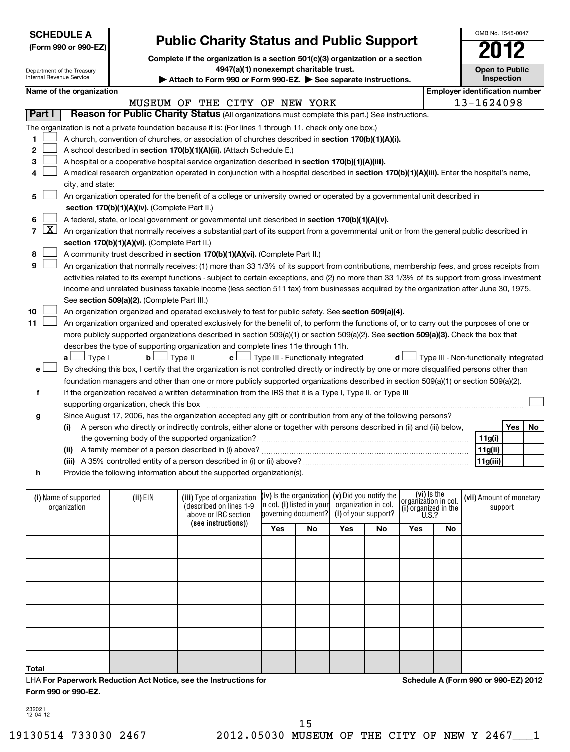**SCHEDULE A**
**(Form 990 or 990-EZ)**

Department of the Treasury
Internal Revenue Service

# Public Charity Status and Public Support

**Complete if the organization is a section 501(c)(3) organization or a section 4947(a)(1) nonexempt charitable trust.**
**▶ Attach to Form 990 or Form 990-EZ. ▶ See separate instructions.**

OMB No. 1545-0047
**2012**
**Open to Public Inspection**

**Name of the organization:** MUSEUM OF THE CITY OF NEW YORK
**Employer identification number:** 13-1624098

## Part I Reason for Public Charity Status (All organizations must complete this part.) See instructions.

The organization is not a private foundation because it is: (For lines 1 through 11, check only one box.)

1. ☐ A church, convention of churches, or association of churches described in **section 170(b)(1)(A)(i).**
2. ☐ A school described in **section 170(b)(1)(A)(ii).** (Attach Schedule E.)
3. ☐ A hospital or a cooperative hospital service organization described in **section 170(b)(1)(A)(iii).**
4. ☐ A medical research organization operated in conjunction with a hospital described in **section 170(b)(1)(A)(iii).** Enter the hospital's name, city, and state:
5. ☐ An organization operated for the benefit of a college or university owned or operated by a governmental unit described in **section 170(b)(1)(A)(iv).** (Complete Part II.)
6. ☐ A federal, state, or local government or governmental unit described in **section 170(b)(1)(A)(v).**
7. ☒ An organization that normally receives a substantial part of its support from a governmental unit or from the general public described in **section 170(b)(1)(A)(vi).** (Complete Part II.)
8. ☐ A community trust described in **section 170(b)(1)(A)(vi).** (Complete Part II.)
9. ☐ An organization that normally receives: (1) more than 33 1/3% of its support from contributions, membership fees, and gross receipts from activities related to its exempt functions - subject to certain exceptions, and (2) no more than 33 1/3% of its support from gross investment income and unrelated business taxable income (less section 511 tax) from businesses acquired by the organization after June 30, 1975. See **section 509(a)(2).** (Complete Part III.)
10. ☐ An organization organized and operated exclusively to test for public safety. See **section 509(a)(4).**
11. ☐ An organization organized and operated exclusively for the benefit of, to perform the functions of, or to carry out the purposes of one or more publicly supported organizations described in section 509(a)(1) or section 509(a)(2). See **section 509(a)(3).** Check the box that describes the type of supporting organization and complete lines 11e through 11h.
   **a** ☐ Type I  **b** ☐ Type II  **c** ☐ Type III - Functionally integrated  **d** ☐ Type III - Non-functionally integrated

**e** ☐ By checking this box, I certify that the organization is not controlled directly or indirectly by one or more disqualified persons other than foundation managers and other than one or more publicly supported organizations described in section 509(a)(1) or section 509(a)(2).

**f** If the organization received a written determination from the IRS that it is a Type I, Type II, or Type III supporting organization, check this box ☐

**g** Since August 17, 2006, has the organization accepted any gift or contribution from any of the following persons?

| | | Yes | No |
|---|---|---|---|
| **(i)** A person who directly or indirectly controls, either alone or together with persons described in (ii) and (iii) below, the governing body of the supported organization? | **11g(i)** | | |
| **(ii)** A family member of a person described in (i) above? | **11g(ii)** | | |
| **(iii)** A 35% controlled entity of a person described in (i) or (ii) above? | **11g(iii)** | | |

**h** Provide the following information about the supported organization(s).

| (i) Name of supported organization | (ii) EIN | (iii) Type of organization (described on lines 1-9 above or IRC section (see instructions)) | (iv) Is the organization in col. (i) listed in your governing document? | | (v) Did you notify the organization in col. (i) of your support? | | (vi) Is the organization in col. (i) organized in the U.S.? | | (vii) Amount of monetary support |
|---|---|---|---|---|---|---|---|---|---|
| | | | Yes | No | Yes | No | Yes | No | |
| | | | | | | | | | |
| | | | | | | | | | |
| | | | | | | | | | |
| | | | | | | | | | |
| | | | | | | | | | |
| **Total** | | | | | | | | | |

LHA **For Paperwork Reduction Act Notice, see the Instructions for Form 990 or 990-EZ.**

**Schedule A (Form 990 or 990-EZ) 2012**

232021 12-04-12

19130514 733030 2467 2012.05030 MUSEUM OF THE CITY OF NEW Y 2467___1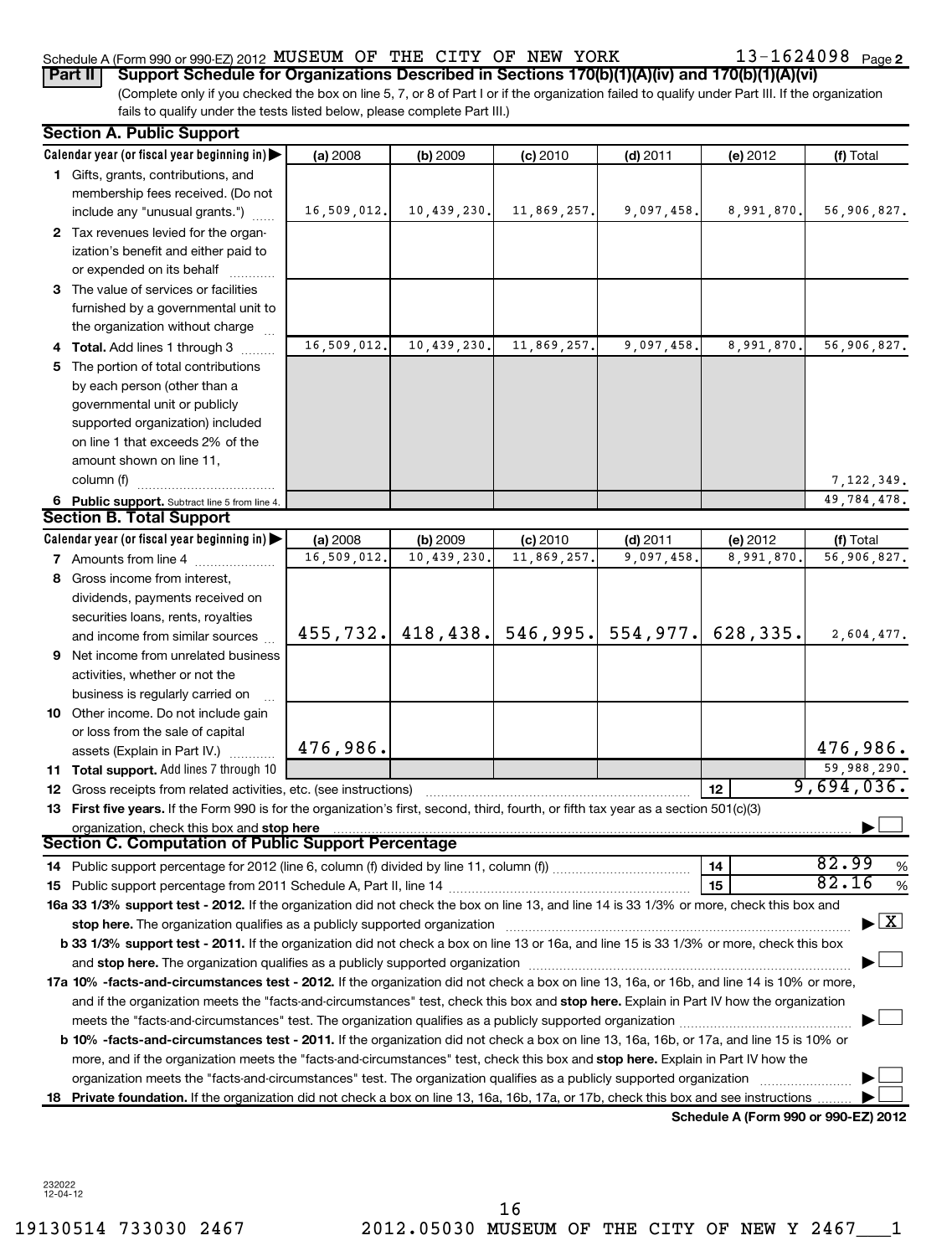Schedule A (Form 990 or 990-EZ) 2012 MUSEUM OF THE CITY OF NEW YORK 13-1624098 Page 2

**Part II** **Support Schedule for Organizations Described in Sections 170(b)(1)(A)(iv) and 170(b)(1)(A)(vi)**

(Complete only if you checked the box on line 5, 7, or 8 of Part I or if the organization failed to qualify under Part III. If the organization fails to qualify under the tests listed below, please complete Part III.)

## Section A. Public Support

| Calendar year (or fiscal year beginning in) | (a) 2008 | (b) 2009 | (c) 2010 | (d) 2011 | (e) 2012 | (f) Total |
|---|---|---|---|---|---|---|
| 1 Gifts, grants, contributions, and membership fees received. (Do not include any "unusual grants.") | 16,509,012. | 10,439,230. | 11,869,257. | 9,097,458. | 8,991,870. | 56,906,827. |
| 2 Tax revenues levied for the organization's benefit and either paid to or expended on its behalf | | | | | | |
| 3 The value of services or facilities furnished by a governmental unit to the organization without charge | | | | | | |
| 4 Total. Add lines 1 through 3 | 16,509,012. | 10,439,230. | 11,869,257. | 9,097,458. | 8,991,870. | 56,906,827. |
| 5 The portion of total contributions by each person (other than a governmental unit or publicly supported organization) included on line 1 that exceeds 2% of the amount shown on line 11, column (f) | | | | | | 7,122,349. |
| 6 Public support. Subtract line 5 from line 4. | | | | | | 49,784,478. |

## Section B. Total Support

| Calendar year (or fiscal year beginning in) | (a) 2008 | (b) 2009 | (c) 2010 | (d) 2011 | (e) 2012 | (f) Total |
|---|---|---|---|---|---|---|
| 7 Amounts from line 4 | 16,509,012. | 10,439,230. | 11,869,257. | 9,097,458. | 8,991,870. | 56,906,827. |
| 8 Gross income from interest, dividends, payments received on securities loans, rents, royalties and income from similar sources | 455,732. | 418,438. | 546,995. | 554,977. | 628,335. | 2,604,477. |
| 9 Net income from unrelated business activities, whether or not the business is regularly carried on | | | | | | |
| 10 Other income. Do not include gain or loss from the sale of capital assets (Explain in Part IV.) | 476,986. | | | | | 476,986. |
| 11 Total support. Add lines 7 through 10 | | | | | | 59,988,290. |

12 Gross receipts from related activities, etc. (see instructions) — 12 — 9,694,036.

13 **First five years.** If the Form 990 is for the organization's first, second, third, fourth, or fifth tax year as a section 501(c)(3) organization, check this box and **stop here** ☐

## Section C. Computation of Public Support Percentage

14 Public support percentage for 2012 (line 6, column (f) divided by line 11, column (f)) — 14 — 82.99 %

15 Public support percentage from 2011 Schedule A, Part II, line 14 — 15 — 82.16 %

**16a 33 1/3% support test - 2012.** If the organization did not check the box on line 13, and line 14 is 33 1/3% or more, check this box and **stop here.** The organization qualifies as a publicly supported organization ☒

**b 33 1/3% support test - 2011.** If the organization did not check a box on line 13 or 16a, and line 15 is 33 1/3% or more, check this box and **stop here.** The organization qualifies as a publicly supported organization ☐

**17a 10% -facts-and-circumstances test - 2012.** If the organization did not check a box on line 13, 16a, or 16b, and line 14 is 10% or more, and if the organization meets the "facts-and-circumstances" test, check this box and **stop here.** Explain in Part IV how the organization meets the "facts-and-circumstances" test. The organization qualifies as a publicly supported organization ☐

**b 10% -facts-and-circumstances test - 2011.** If the organization did not check a box on line 13, 16a, 16b, or 17a, and line 15 is 10% or more, and if the organization meets the "facts-and-circumstances" test, check this box and **stop here.** Explain in Part IV how the organization meets the "facts-and-circumstances" test. The organization qualifies as a publicly supported organization ☐

**18 Private foundation.** If the organization did not check a box on line 13, 16a, 16b, 17a, or 17b, check this box and see instructions ☐

**Schedule A (Form 990 or 990-EZ) 2012**

232022 12-04-12

19130514 733030 2467 2012.05030 MUSEUM OF THE CITY OF NEW Y 2467___1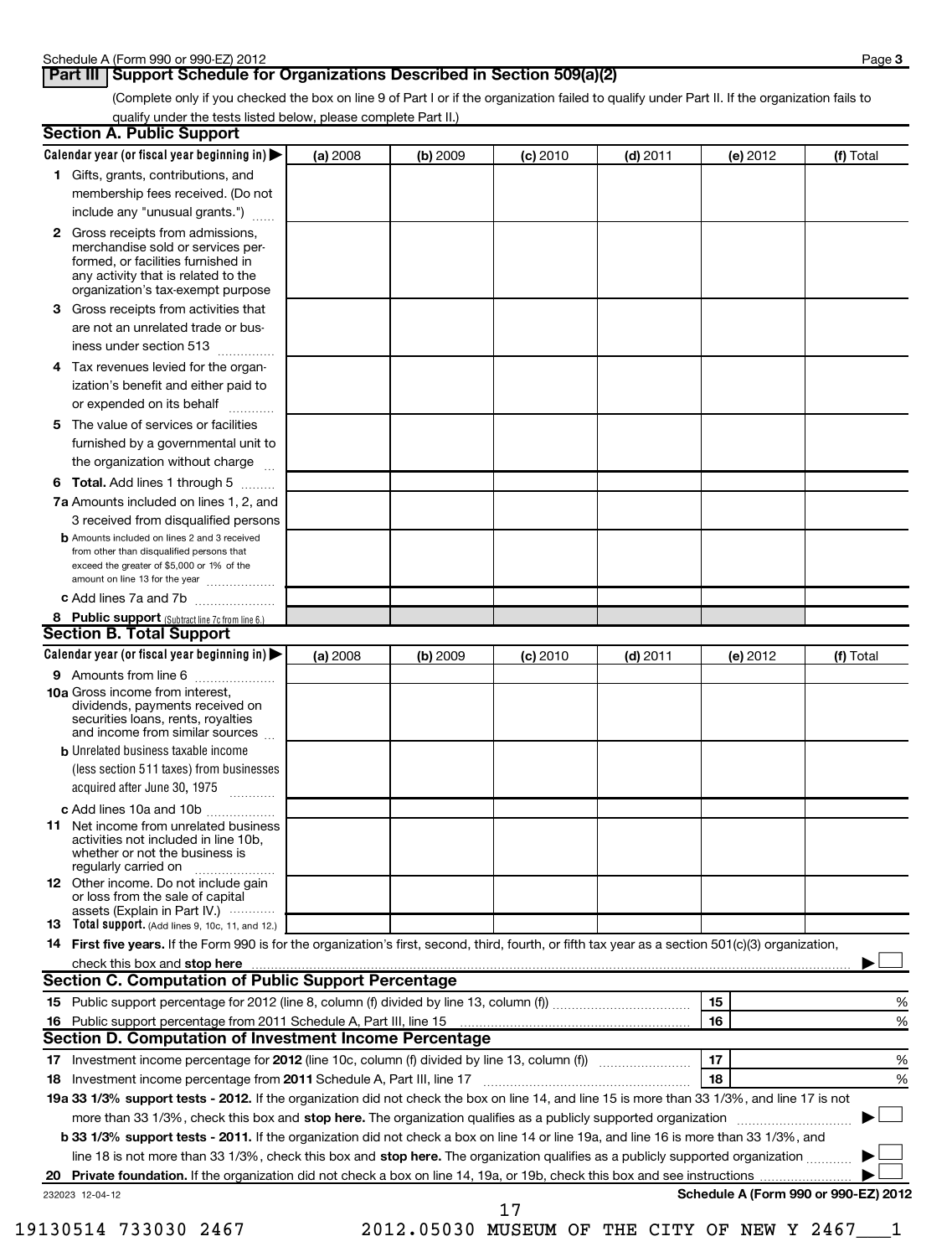Schedule A (Form 990 or 990-EZ) 2012

## Part III Support Schedule for Organizations Described in Section 509(a)(2)

(Complete only if you checked the box on line 9 of Part I or if the organization failed to qualify under Part II. If the organization fails to qualify under the tests listed below, please complete Part II.)

### Section A. Public Support

| Calendar year (or fiscal year beginning in) ▶ | (a) 2008 | (b) 2009 | (c) 2010 | (d) 2011 | (e) 2012 | (f) Total |
|---|---|---|---|---|---|---|
| **1** Gifts, grants, contributions, and membership fees received. (Do not include any "unusual grants.") | | | | | | |
| **2** Gross receipts from admissions, merchandise sold or services performed, or facilities furnished in any activity that is related to the organization's tax-exempt purpose | | | | | | |
| **3** Gross receipts from activities that are not an unrelated trade or business under section 513 | | | | | | |
| **4** Tax revenues levied for the organization's benefit and either paid to or expended on its behalf | | | | | | |
| **5** The value of services or facilities furnished by a governmental unit to the organization without charge | | | | | | |
| **6 Total.** Add lines 1 through 5 | | | | | | |
| **7a** Amounts included on lines 1, 2, and 3 received from disqualified persons | | | | | | |
| **b** Amounts included on lines 2 and 3 received from other than disqualified persons that exceed the greater of $5,000 or 1% of the amount on line 13 for the year | | | | | | |
| **c** Add lines 7a and 7b | | | | | | |
| **8 Public support** (Subtract line 7c from line 6.) | | | | | | |

### Section B. Total Support

| Calendar year (or fiscal year beginning in) ▶ | (a) 2008 | (b) 2009 | (c) 2010 | (d) 2011 | (e) 2012 | (f) Total |
|---|---|---|---|---|---|---|
| **9** Amounts from line 6 | | | | | | |
| **10a** Gross income from interest, dividends, payments received on securities loans, rents, royalties and income from similar sources | | | | | | |
| **b** Unrelated business taxable income (less section 511 taxes) from businesses acquired after June 30, 1975 | | | | | | |
| **c** Add lines 10a and 10b | | | | | | |
| **11** Net income from unrelated business activities not included in line 10b, whether or not the business is regularly carried on | | | | | | |
| **12** Other income. Do not include gain or loss from the sale of capital assets (Explain in Part IV.) | | | | | | |
| **13 Total support.** (Add lines 9, 10c, 11, and 12.) | | | | | | |

**14 First five years.** If the Form 990 is for the organization's first, second, third, fourth, or fifth tax year as a section 501(c)(3) organization, check this box and **stop here** ▶ ☐

### Section C. Computation of Public Support Percentage

| | | | |
|---|---|---|---|
| **15** | Public support percentage for 2012 (line 8, column (f) divided by line 13, column (f)) | 15 | % |
| **16** | Public support percentage from 2011 Schedule A, Part III, line 15 | 16 | % |

### Section D. Computation of Investment Income Percentage

| | | | |
|---|---|---|---|
| **17** | Investment income percentage for **2012** (line 10c, column (f) divided by line 13, column (f)) | 17 | % |
| **18** | Investment income percentage from **2011** Schedule A, Part III, line 17 | 18 | % |

**19a 33 1/3% support tests - 2012.** If the organization did not check the box on line 14, and line 15 is more than 33 1/3%, and line 17 is not more than 33 1/3%, check this box and **stop here.** The organization qualifies as a publicly supported organization ▶ ☐

**b 33 1/3% support tests - 2011.** If the organization did not check a box on line 14 or line 19a, and line 16 is more than 33 1/3%, and line 18 is not more than 33 1/3%, check this box and **stop here.** The organization qualifies as a publicly supported organization ▶ ☐

**20 Private foundation.** If the organization did not check a box on line 14, 19a, or 19b, check this box and see instructions ▶ ☐

232023 12-04-12

**Schedule A (Form 990 or 990-EZ) 2012**

19130514 733030 2467 2012.05030 MUSEUM OF THE CITY OF NEW Y 2467___1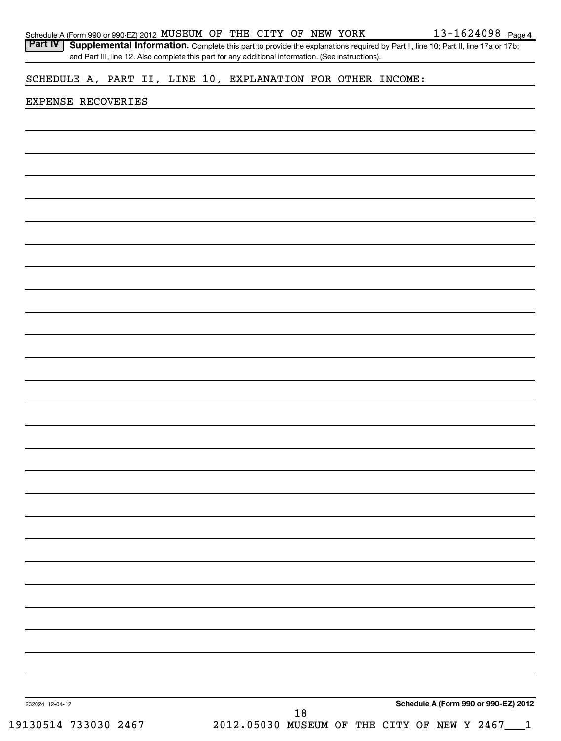**Part IV** **Supplemental Information.** Complete this part to provide the explanations required by Part II, line 10; Part II, line 17a or 17b; and Part III, line 12. Also complete this part for any additional information. (See instructions).

SCHEDULE A, PART II, LINE 10, EXPLANATION FOR OTHER INCOME:

EXPENSE RECOVERIES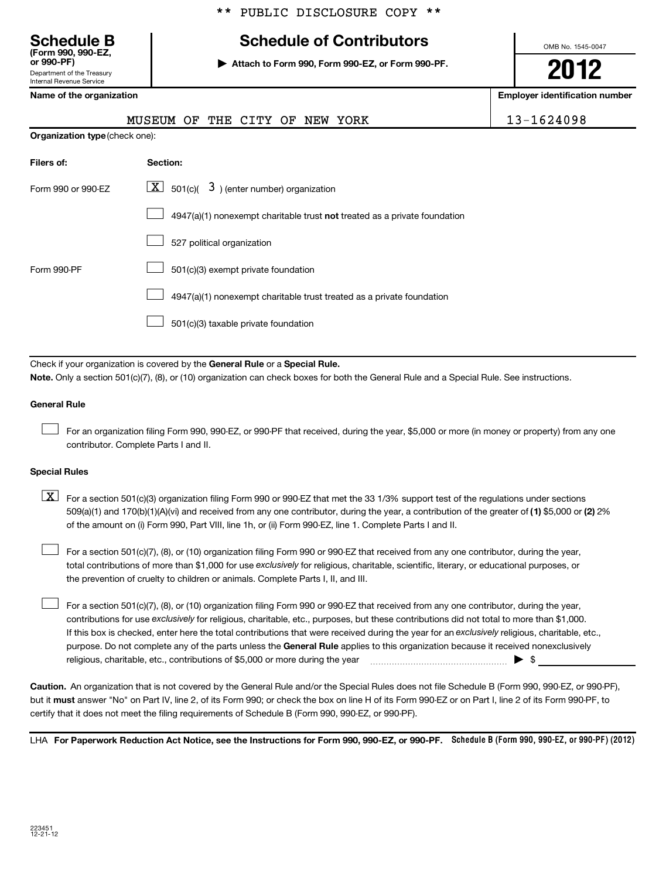** PUBLIC DISCLOSURE COPY **

**Schedule B**
**(Form 990, 990-EZ, or 990-PF)**
Department of the Treasury
Internal Revenue Service

# Schedule of Contributors

▶ **Attach to Form 990, Form 990-EZ, or Form 990-PF.**

OMB No. 1545-0047

**2012**

| Name of the organization | Employer identification number |
|---|---|
| MUSEUM OF THE CITY OF NEW YORK | 13-1624098 |

**Organization type** (check one):

| Filers of: | Section: |
|---|---|
| Form 990 or 990-EZ | [X] 501(c)( 3 ) (enter number) organization |
| | [ ] 4947(a)(1) nonexempt charitable trust **not** treated as a private foundation |
| | [ ] 527 political organization |
| Form 990-PF | [ ] 501(c)(3) exempt private foundation |
| | [ ] 4947(a)(1) nonexempt charitable trust treated as a private foundation |
| | [ ] 501(c)(3) taxable private foundation |

Check if your organization is covered by the **General Rule** or a **Special Rule.**

**Note.** Only a section 501(c)(7), (8), or (10) organization can check boxes for both the General Rule and a Special Rule. See instructions.

**General Rule**

[ ] For an organization filing Form 990, 990-EZ, or 990-PF that received, during the year, $5,000 or more (in money or property) from any one contributor. Complete Parts I and II.

**Special Rules**

[X] For a section 501(c)(3) organization filing Form 990 or 990-EZ that met the 33 1/3% support test of the regulations under sections 509(a)(1) and 170(b)(1)(A)(vi) and received from any one contributor, during the year, a contribution of the greater of **(1)** $5,000 or **(2)** 2% of the amount on (i) Form 990, Part VIII, line 1h, or (ii) Form 990-EZ, line 1. Complete Parts I and II.

[ ] For a section 501(c)(7), (8), or (10) organization filing Form 990 or 990-EZ that received from any one contributor, during the year, total contributions of more than $1,000 for use *exclusively* for religious, charitable, scientific, literary, or educational purposes, or the prevention of cruelty to children or animals. Complete Parts I, II, and III.

[ ] For a section 501(c)(7), (8), or (10) organization filing Form 990 or 990-EZ that received from any one contributor, during the year, contributions for use *exclusively* for religious, charitable, etc., purposes, but these contributions did not total to more than $1,000. If this box is checked, enter here the total contributions that were received during the year for an *exclusively* religious, charitable, etc., purpose. Do not complete any of the parts unless the **General Rule** applies to this organization because it received nonexclusively religious, charitable, etc., contributions of $5,000 or more during the year ........ ▶ $ ____________

**Caution.** An organization that is not covered by the General Rule and/or the Special Rules does not file Schedule B (Form 990, 990-EZ, or 990-PF), but it **must** answer "No" on Part IV, line 2, of its Form 990; or check the box on line H of its Form 990-EZ or on Part I, line 2 of its Form 990-PF, to certify that it does not meet the filing requirements of Schedule B (Form 990, 990-EZ, or 990-PF).

LHA **For Paperwork Reduction Act Notice, see the Instructions for Form 990, 990-EZ, or 990-PF.** **Schedule B (Form 990, 990-EZ, or 990-PF) (2012)**

223451
12-21-12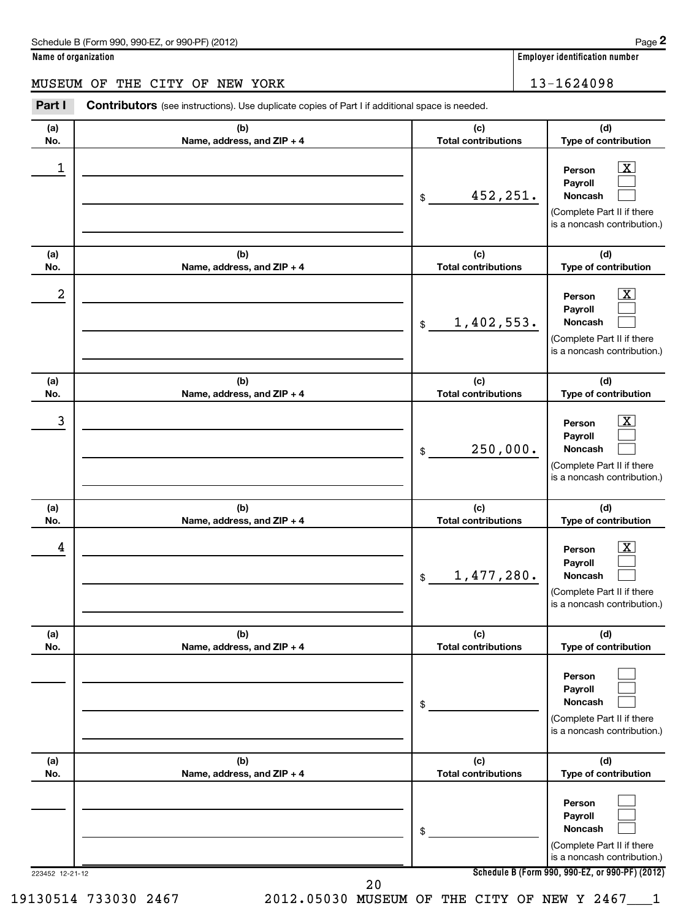Schedule B (Form 990, 990-EZ, or 990-PF) (2012) Page **2**

**Name of organization**

MUSEUM OF THE CITY OF NEW YORK

**Employer identification number**

13-1624098

**Part I** **Contributors** (see instructions). Use duplicate copies of Part I if additional space is needed.

| (a) No. | (b) Name, address, and ZIP + 4 | (c) Total contributions | (d) Type of contribution |
|---|---|---|---|
| 1 | | $ 452,251. | Person [X] Payroll [ ] Noncash [ ] (Complete Part II if there is a noncash contribution.) |
| 2 | | $ 1,402,553. | Person [X] Payroll [ ] Noncash [ ] (Complete Part II if there is a noncash contribution.) |
| 3 | | $ 250,000. | Person [X] Payroll [ ] Noncash [ ] (Complete Part II if there is a noncash contribution.) |
| 4 | | $ 1,477,280. | Person [X] Payroll [ ] Noncash [ ] (Complete Part II if there is a noncash contribution.) |
| | | $ | Person [ ] Payroll [ ] Noncash [ ] (Complete Part II if there is a noncash contribution.) |
| | | $ | Person [ ] Payroll [ ] Noncash [ ] (Complete Part II if there is a noncash contribution.) |

223452 12-21-12

**Schedule B (Form 990, 990-EZ, or 990-PF) (2012)**

19130514 733030 2467 2012.05030 MUSEUM OF THE CITY OF NEW Y 2467___1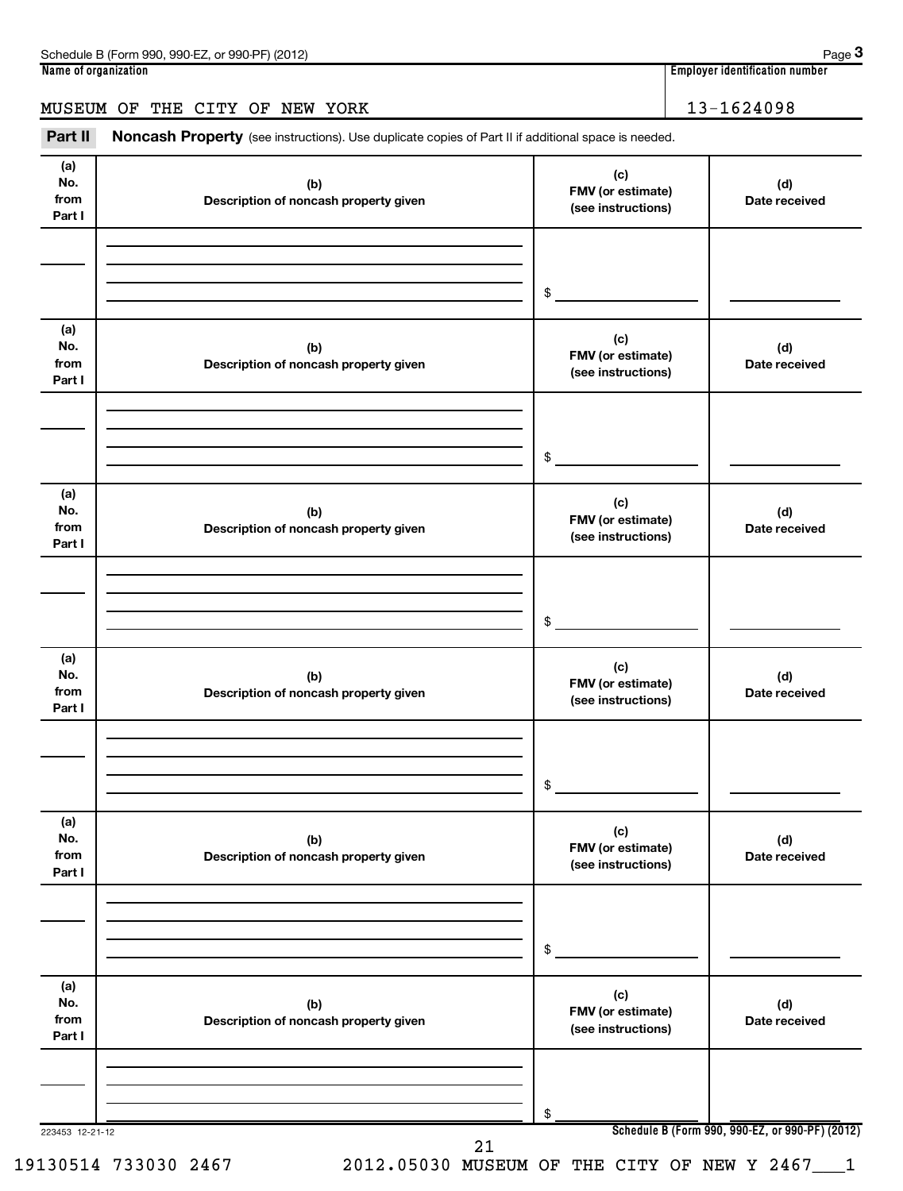Schedule B (Form 990, 990-EZ, or 990-PF) (2012)

**Name of organization**

MUSEUM OF THE CITY OF NEW YORK

**Employer identification number**

13-1624098

**Part II** **Noncash Property** (see instructions). Use duplicate copies of Part II if additional space is needed.

| (a) No. from Part I | (b) Description of noncash property given | (c) FMV (or estimate) (see instructions) | (d) Date received |
|---|---|---|---|
| | | $ | |

| (a) No. from Part I | (b) Description of noncash property given | (c) FMV (or estimate) (see instructions) | (d) Date received |
|---|---|---|---|
| | | $ | |

| (a) No. from Part I | (b) Description of noncash property given | (c) FMV (or estimate) (see instructions) | (d) Date received |
|---|---|---|---|
| | | $ | |

| (a) No. from Part I | (b) Description of noncash property given | (c) FMV (or estimate) (see instructions) | (d) Date received |
|---|---|---|---|
| | | $ | |

| (a) No. from Part I | (b) Description of noncash property given | (c) FMV (or estimate) (see instructions) | (d) Date received |
|---|---|---|---|
| | | $ | |

| (a) No. from Part I | (b) Description of noncash property given | (c) FMV (or estimate) (see instructions) | (d) Date received |
|---|---|---|---|
| | | $ | |

223453 12-21-12

**Schedule B (Form 990, 990-EZ, or 990-PF) (2012)**

19130514 733030 2467 2012.05030 MUSEUM OF THE CITY OF NEW Y 2467___1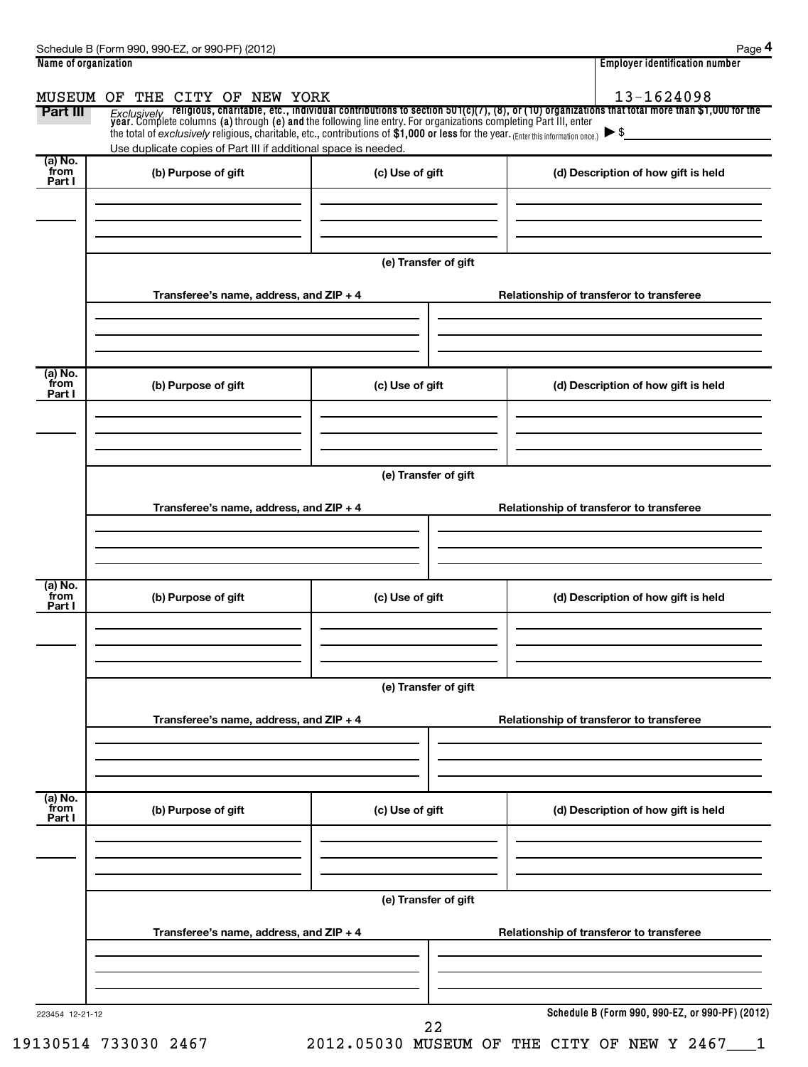Schedule B (Form 990, 990-EZ, or 990-PF) (2012)

| Name of organization | Employer identification number |
| --- | --- |
| MUSEUM OF THE CITY OF NEW YORK | 13-1624098 |

**Part III** *Exclusively* **religious, charitable, etc., individual contributions to section 501(c)(7), (8), or (10) organizations that total more than $1,000 for the year.** Complete columns **(a)** through **(e)** and the following line entry. For organizations completing Part III, enter the total of *exclusively* religious, charitable, etc., contributions of **$1,000 or less** for the year. (Enter this information once.) ▶ $

Use duplicate copies of Part III if additional space is needed.

| (a) No. from Part I | (b) Purpose of gift | (c) Use of gift | (d) Description of how gift is held |
| --- | --- | --- | --- |
| | | | |

**(e) Transfer of gift**

| Transferee's name, address, and ZIP + 4 | Relationship of transferor to transferee |
| --- | --- |
| | |

| (a) No. from Part I | (b) Purpose of gift | (c) Use of gift | (d) Description of how gift is held |
| --- | --- | --- | --- |
| | | | |

**(e) Transfer of gift**

| Transferee's name, address, and ZIP + 4 | Relationship of transferor to transferee |
| --- | --- |
| | |

| (a) No. from Part I | (b) Purpose of gift | (c) Use of gift | (d) Description of how gift is held |
| --- | --- | --- | --- |
| | | | |

**(e) Transfer of gift**

| Transferee's name, address, and ZIP + 4 | Relationship of transferor to transferee |
| --- | --- |
| | |

| (a) No. from Part I | (b) Purpose of gift | (c) Use of gift | (d) Description of how gift is held |
| --- | --- | --- | --- |
| | | | |

**(e) Transfer of gift**

| Transferee's name, address, and ZIP + 4 | Relationship of transferor to transferee |
| --- | --- |
| | |

223454 12-21-12

**Schedule B (Form 990, 990-EZ, or 990-PF) (2012)**

19130514 733030 2467 2012.05030 MUSEUM OF THE CITY OF NEW Y 2467___1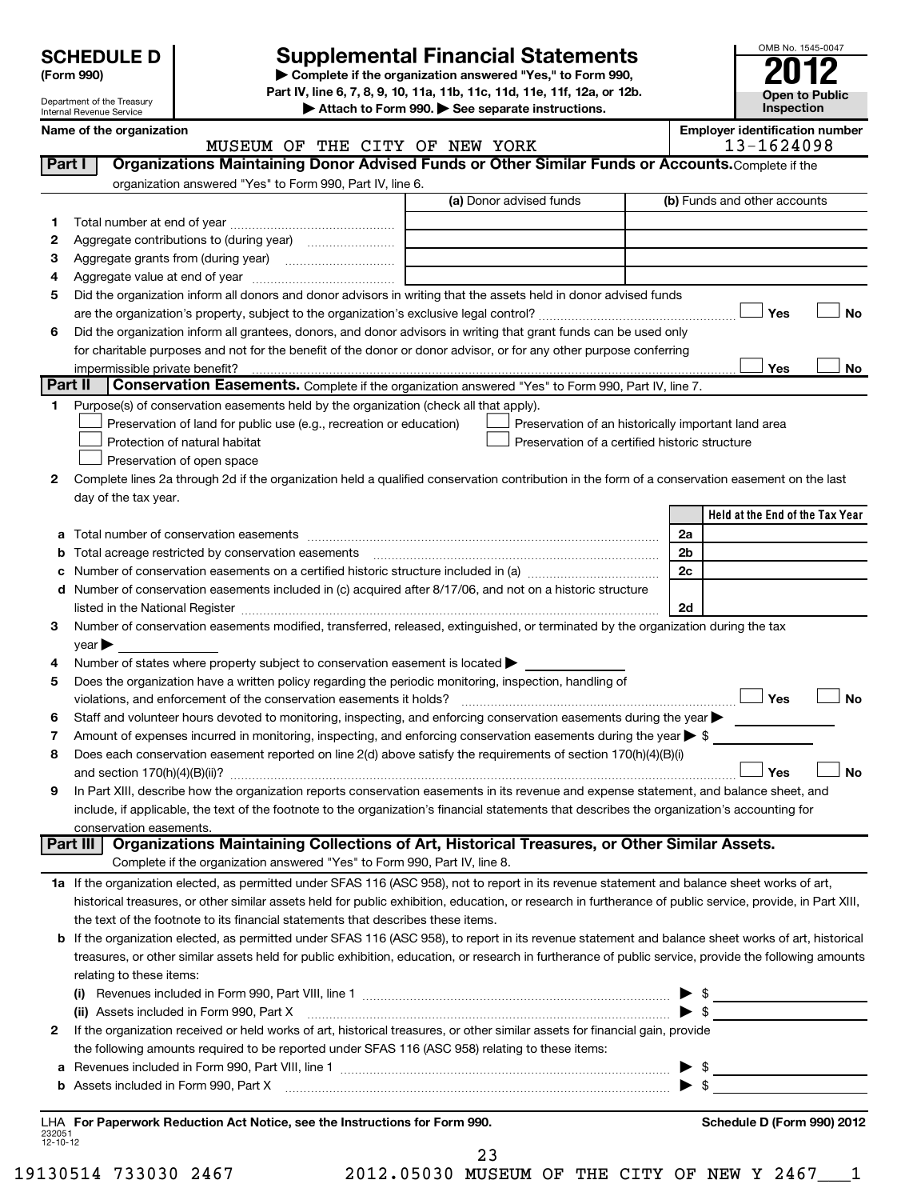**SCHEDULE D (Form 990)**

Department of the Treasury
Internal Revenue Service

# Supplemental Financial Statements

▶ Complete if the organization answered "Yes," to Form 990, Part IV, line 6, 7, 8, 9, 10, 11a, 11b, 11c, 11d, 11e, 11f, 12a, or 12b.
▶ Attach to Form 990. ▶ See separate instructions.

OMB No. 1545-0047
**2012**
**Open to Public Inspection**

**Name of the organization:** MUSEUM OF THE CITY OF NEW YORK
**Employer identification number:** 13-1624098

## Part I — Organizations Maintaining Donor Advised Funds or Other Similar Funds or Accounts.

Complete if the organization answered "Yes" to Form 990, Part IV, line 6.

| | | (a) Donor advised funds | (b) Funds and other accounts |
|---|---|---|---|
| 1 | Total number at end of year | | |
| 2 | Aggregate contributions to (during year) | | |
| 3 | Aggregate grants from (during year) | | |
| 4 | Aggregate value at end of year | | |

5 Did the organization inform all donors and donor advisors in writing that the assets held in donor advised funds are the organization's property, subject to the organization's exclusive legal control? ☐ Yes ☐ No

6 Did the organization inform all grantees, donors, and donor advisors in writing that grant funds can be used only for charitable purposes and not for the benefit of the donor or donor advisor, or for any other purpose conferring impermissible private benefit? ☐ Yes ☐ No

## Part II — Conservation Easements.

Complete if the organization answered "Yes" to Form 990, Part IV, line 7.

1 Purpose(s) of conservation easements held by the organization (check all that apply).
- ☐ Preservation of land for public use (e.g., recreation or education)
- ☐ Protection of natural habitat
- ☐ Preservation of open space
- ☐ Preservation of an historically important land area
- ☐ Preservation of a certified historic structure

2 Complete lines 2a through 2d if the organization held a qualified conservation contribution in the form of a conservation easement on the last day of the tax year.

| | | | Held at the End of the Tax Year |
|---|---|---|---|
| a | Total number of conservation easements | 2a | |
| b | Total acreage restricted by conservation easements | 2b | |
| c | Number of conservation easements on a certified historic structure included in (a) | 2c | |
| d | Number of conservation easements included in (c) acquired after 8/17/06, and not on a historic structure listed in the National Register | 2d | |

3 Number of conservation easements modified, transferred, released, extinguished, or terminated by the organization during the tax year ▶

4 Number of states where property subject to conservation easement is located ▶

5 Does the organization have a written policy regarding the periodic monitoring, inspection, handling of violations, and enforcement of the conservation easements it holds? ☐ Yes ☐ No

6 Staff and volunteer hours devoted to monitoring, inspecting, and enforcing conservation easements during the year ▶

7 Amount of expenses incurred in monitoring, inspecting, and enforcing conservation easements during the year ▶ $

8 Does each conservation easement reported on line 2(d) above satisfy the requirements of section 170(h)(4)(B)(i) and section 170(h)(4)(B)(ii)? ☐ Yes ☐ No

9 In Part XIII, describe how the organization reports conservation easements in its revenue and expense statement, and balance sheet, and include, if applicable, the text of the footnote to the organization's financial statements that describes the organization's accounting for conservation easements.

## Part III — Organizations Maintaining Collections of Art, Historical Treasures, or Other Similar Assets.

Complete if the organization answered "Yes" to Form 990, Part IV, line 8.

1a If the organization elected, as permitted under SFAS 116 (ASC 958), not to report in its revenue statement and balance sheet works of art, historical treasures, or other similar assets held for public exhibition, education, or research in furtherance of public service, provide, in Part XIII, the text of the footnote to its financial statements that describes these items.

b If the organization elected, as permitted under SFAS 116 (ASC 958), to report in its revenue statement and balance sheet works of art, historical treasures, or other similar assets held for public exhibition, education, or research in furtherance of public service, provide the following amounts relating to these items:

(i) Revenues included in Form 990, Part VIII, line 1 ▶ $

(ii) Assets included in Form 990, Part X ▶ $

2 If the organization received or held works of art, historical treasures, or other similar assets for financial gain, provide the following amounts required to be reported under SFAS 116 (ASC 958) relating to these items:

a Revenues included in Form 990, Part VIII, line 1 ▶ $

b Assets included in Form 990, Part X ▶ $

LHA **For Paperwork Reduction Act Notice, see the Instructions for Form 990.** **Schedule D (Form 990) 2012**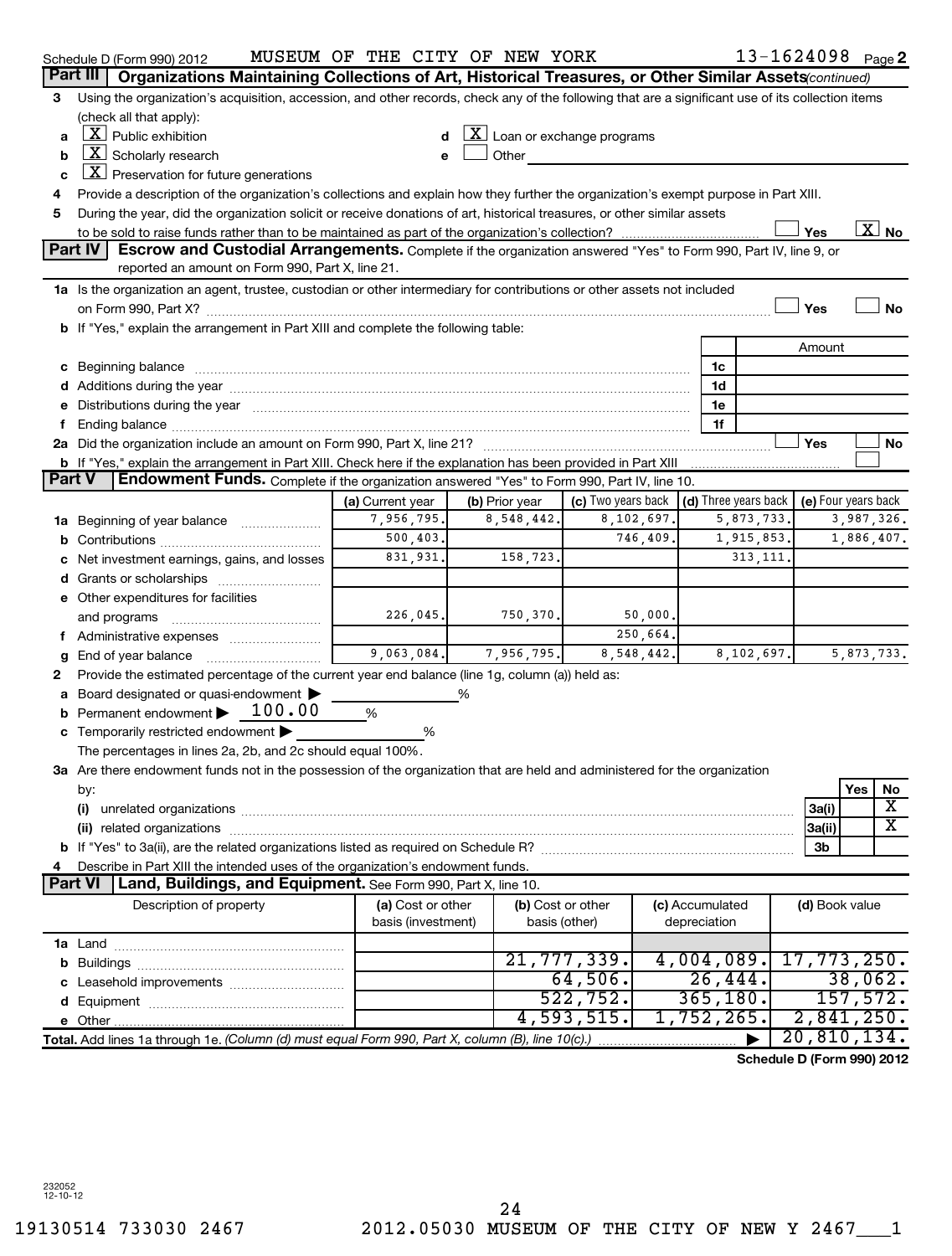Schedule D (Form 990) 2012 MUSEUM OF THE CITY OF NEW YORK 13-1624098

## Part III Organizations Maintaining Collections of Art, Historical Treasures, or Other Similar Assets *(continued)*

**3** Using the organization's acquisition, accession, and other records, check any of the following that are a significant use of its collection items (check all that apply):

- **a** [X] Public exhibition
- **b** [X] Scholarly research
- **c** [X] Preservation for future generations
- **d** [X] Loan or exchange programs
- **e** [ ] Other

**4** Provide a description of the organization's collections and explain how they further the organization's exempt purpose in Part XIII.

**5** During the year, did the organization solicit or receive donations of art, historical treasures, or other similar assets to be sold to raise funds rather than to be maintained as part of the organization's collection? [ ] Yes [X] No

## Part IV Escrow and Custodial Arrangements.

Complete if the organization answered "Yes" to Form 990, Part IV, line 9, or reported an amount on Form 990, Part X, line 21.

**1a** Is the organization an agent, trustee, custodian or other intermediary for contributions or other assets not included on Form 990, Part X? [ ] Yes [ ] No

**b** If "Yes," explain the arrangement in Part XIII and complete the following table:

| | | Amount |
|---|---|---|
| **c** Beginning balance | 1c | |
| **d** Additions during the year | 1d | |
| **e** Distributions during the year | 1e | |
| **f** Ending balance | 1f | |

**2a** Did the organization include an amount on Form 990, Part X, line 21? [ ] Yes [ ] No

**b** If "Yes," explain the arrangement in Part XIII. Check here if the explanation has been provided in Part XIII [ ]

## Part V Endowment Funds.

Complete if the organization answered "Yes" to Form 990, Part IV, line 10.

| | (a) Current year | (b) Prior year | (c) Two years back | (d) Three years back | (e) Four years back |
|---|---|---|---|---|---|
| **1a** Beginning of year balance | 7,956,795. | 8,548,442. | 8,102,697. | 5,873,733. | 3,987,326. |
| **b** Contributions | 500,403. | | 746,409. | 1,915,853. | 1,886,407. |
| **c** Net investment earnings, gains, and losses | 831,931. | 158,723. | | 313,111. | |
| **d** Grants or scholarships | | | | | |
| **e** Other expenditures for facilities and programs | 226,045. | 750,370. | 50,000. | | |
| **f** Administrative expenses | | | 250,664. | | |
| **g** End of year balance | 9,063,084. | 7,956,795. | 8,548,442. | 8,102,697. | 5,873,733. |

**2** Provide the estimated percentage of the current year end balance (line 1g, column (a)) held as:

- **a** Board designated or quasi-endowment ▶ %
- **b** Permanent endowment ▶ 100.00 %
- **c** Temporarily restricted endowment ▶ %

The percentages in lines 2a, 2b, and 2c should equal 100%.

**3a** Are there endowment funds not in the possession of the organization that are held and administered for the organization by:

| | | Yes | No |
|---|---|---|---|
| **(i)** unrelated organizations | 3a(i) | | X |
| **(ii)** related organizations | 3a(ii) | | X |
| **b** If "Yes" to 3a(ii), are the related organizations listed as required on Schedule R? | 3b | | |

**4** Describe in Part XIII the intended uses of the organization's endowment funds.

## Part VI Land, Buildings, and Equipment.

See Form 990, Part X, line 10.

| Description of property | (a) Cost or other basis (investment) | (b) Cost or other basis (other) | (c) Accumulated depreciation | (d) Book value |
|---|---|---|---|---|
| **1a** Land | | | | |
| **b** Buildings | | 21,777,339. | 4,004,089. | 17,773,250. |
| **c** Leasehold improvements | | 64,506. | 26,444. | 38,062. |
| **d** Equipment | | 522,752. | 365,180. | 157,572. |
| **e** Other | | 4,593,515. | 1,752,265. | 2,841,250. |
| **Total.** Add lines 1a through 1e. *(Column (d) must equal Form 990, Part X, column (B), line 10(c).)* ▶ | | | | 20,810,134. |

Schedule D (Form 990) 2012

232052 12-10-12

19130514 733030 2467 2012.05030 MUSEUM OF THE CITY OF NEW Y 2467___1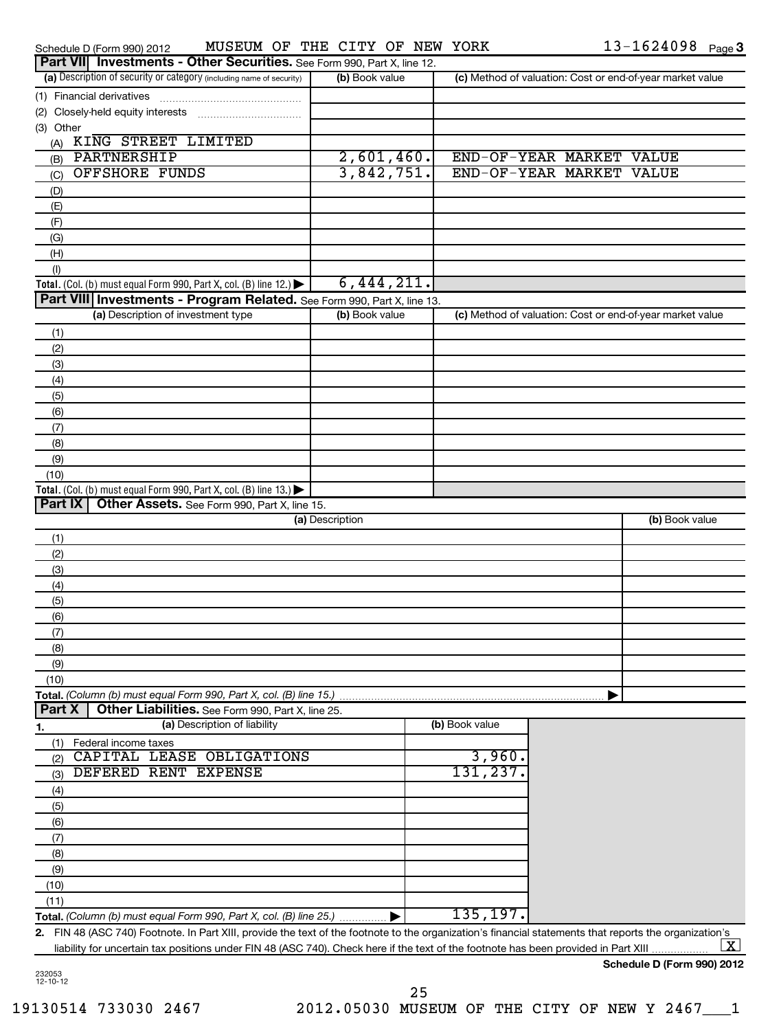Schedule D (Form 990) 2012 MUSEUM OF THE CITY OF NEW YORK 13-1624098 Page 3

## Part VII Investments - Other Securities. See Form 990, Part X, line 12.

| (a) Description of security or category (including name of security) | (b) Book value | (c) Method of valuation: Cost or end-of-year market value |
|---|---|---|
| (1) Financial derivatives | | |
| (2) Closely-held equity interests | | |
| (3) Other | | |
| (A) KING STREET LIMITED | | |
| (B) PARTNERSHIP | 2,601,460. | END-OF-YEAR MARKET VALUE |
| (C) OFFSHORE FUNDS | 3,842,751. | END-OF-YEAR MARKET VALUE |
| (D) | | |
| (E) | | |
| (F) | | |
| (G) | | |
| (H) | | |
| (I) | | |
| **Total.** (Col. (b) must equal Form 990, Part X, col. (B) line 12.) ▶ | 6,444,211. | |

## Part VIII Investments - Program Related. See Form 990, Part X, line 13.

| (a) Description of investment type | (b) Book value | (c) Method of valuation: Cost or end-of-year market value |
|---|---|---|
| (1) | | |
| (2) | | |
| (3) | | |
| (4) | | |
| (5) | | |
| (6) | | |
| (7) | | |
| (8) | | |
| (9) | | |
| (10) | | |
| **Total.** (Col. (b) must equal Form 990, Part X, col. (B) line 13.) ▶ | | |

## Part IX Other Assets. See Form 990, Part X, line 15.

| (a) Description | (b) Book value |
|---|---|
| (1) | |
| (2) | |
| (3) | |
| (4) | |
| (5) | |
| (6) | |
| (7) | |
| (8) | |
| (9) | |
| (10) | |
| **Total.** *(Column (b) must equal Form 990, Part X, col. (B) line 15.)* ▶ | |

## Part X Other Liabilities. See Form 990, Part X, line 25.

| 1. (a) Description of liability | (b) Book value |
|---|---|
| (1) Federal income taxes | |
| (2) CAPITAL LEASE OBLIGATIONS | 3,960. |
| (3) DEFERED RENT EXPENSE | 131,237. |
| (4) | |
| (5) | |
| (6) | |
| (7) | |
| (8) | |
| (9) | |
| (10) | |
| (11) | |
| **Total.** *(Column (b) must equal Form 990, Part X, col. (B) line 25.)* ▶ | 135,197. |

**2.** FIN 48 (ASC 740) Footnote. In Part XIII, provide the text of the footnote to the organization's financial statements that reports the organization's liability for uncertain tax positions under FIN 48 (ASC 740). Check here if the text of the footnote has been provided in Part XIII [X]

**Schedule D (Form 990) 2012**

232053 12-10-12

19130514 733030 2467 2012.05030 MUSEUM OF THE CITY OF NEW Y 2467___1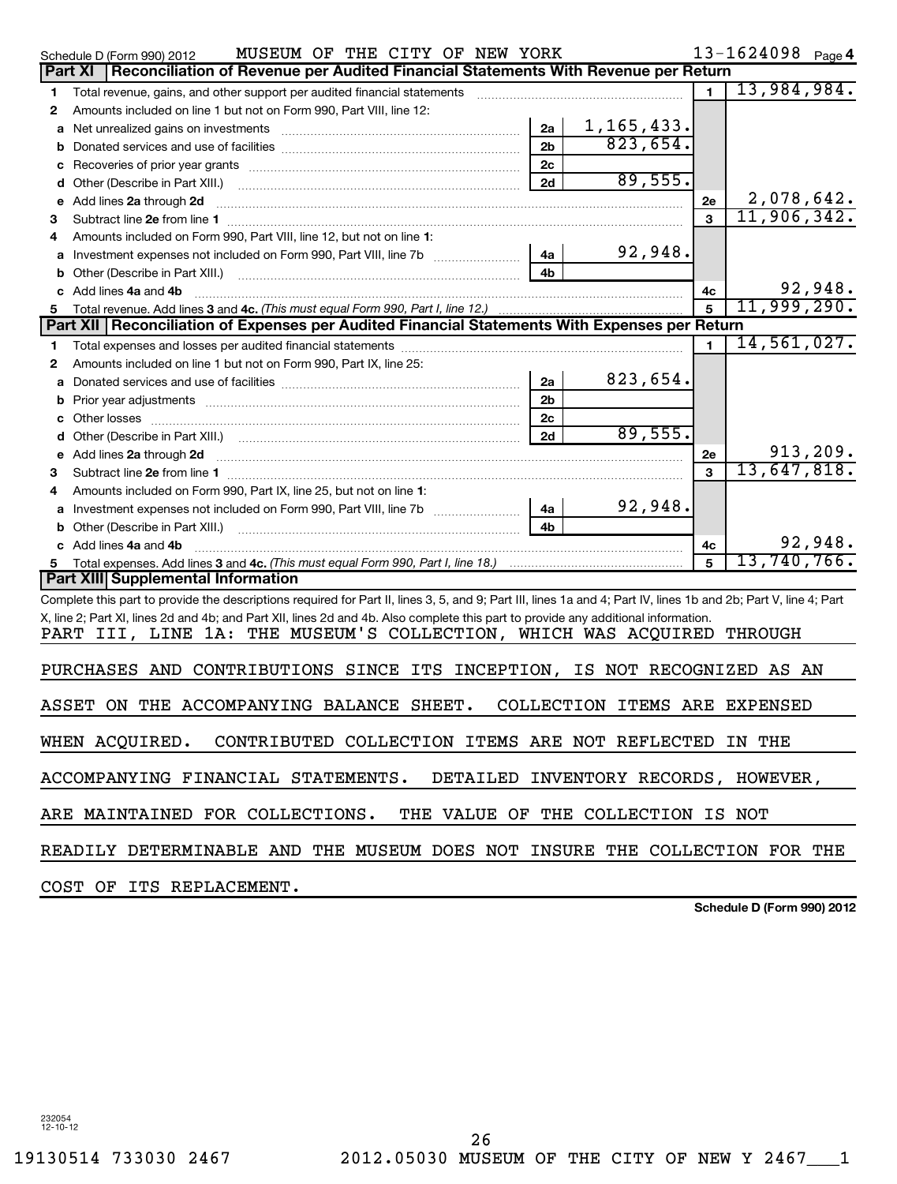Schedule D (Form 990) 2012 MUSEUM OF THE CITY OF NEW YORK 13-1624098 Page 4

## Part XI Reconciliation of Revenue per Audited Financial Statements With Revenue per Return

| | | | | | |
|---|---|---|---|---|---|
| 1 | Total revenue, gains, and other support per audited financial statements | | | 1 | 13,984,984. |
| 2 | Amounts included on line 1 but not on Form 990, Part VIII, line 12: | | | | |
| a | Net unrealized gains on investments | 2a | 1,165,433. | | |
| b | Donated services and use of facilities | 2b | 823,654. | | |
| c | Recoveries of prior year grants | 2c | | | |
| d | Other (Describe in Part XIII.) | 2d | 89,555. | | |
| e | Add lines **2a** through **2d** | | | 2e | 2,078,642. |
| 3 | Subtract line **2e** from line **1** | | | 3 | 11,906,342. |
| 4 | Amounts included on Form 990, Part VIII, line 12, but not on line **1**: | | | | |
| a | Investment expenses not included on Form 990, Part VIII, line 7b | 4a | 92,948. | | |
| b | Other (Describe in Part XIII.) | 4b | | | |
| c | Add lines **4a** and **4b** | | | 4c | 92,948. |
| 5 | Total revenue. Add lines **3** and **4c.** *(This must equal Form 990, Part I, line 12.)* | | | 5 | 11,999,290. |

## Part XII Reconciliation of Expenses per Audited Financial Statements With Expenses per Return

| | | | | | |
|---|---|---|---|---|---|
| 1 | Total expenses and losses per audited financial statements | | | 1 | 14,561,027. |
| 2 | Amounts included on line 1 but not on Form 990, Part IX, line 25: | | | | |
| a | Donated services and use of facilities | 2a | 823,654. | | |
| b | Prior year adjustments | 2b | | | |
| c | Other losses | 2c | | | |
| d | Other (Describe in Part XIII.) | 2d | 89,555. | | |
| e | Add lines **2a** through **2d** | | | 2e | 913,209. |
| 3 | Subtract line **2e** from line **1** | | | 3 | 13,647,818. |
| 4 | Amounts included on Form 990, Part IX, line 25, but not on line **1**: | | | | |
| a | Investment expenses not included on Form 990, Part VIII, line 7b | 4a | 92,948. | | |
| b | Other (Describe in Part XIII.) | 4b | | | |
| c | Add lines **4a** and **4b** | | | 4c | 92,948. |
| 5 | Total expenses. Add lines **3** and **4c.** *(This must equal Form 990, Part I, line 18.)* | | | 5 | 13,740,766. |

## Part XIII Supplemental Information

Complete this part to provide the descriptions required for Part II, lines 3, 5, and 9; Part III, lines 1a and 4; Part IV, lines 1b and 2b; Part V, line 4; Part X, line 2; Part XI, lines 2d and 4b; and Part XII, lines 2d and 4b. Also complete this part to provide any additional information.

PART III, LINE 1A: THE MUSEUM'S COLLECTION, WHICH WAS ACQUIRED THROUGH PURCHASES AND CONTRIBUTIONS SINCE ITS INCEPTION, IS NOT RECOGNIZED AS AN ASSET ON THE ACCOMPANYING BALANCE SHEET. COLLECTION ITEMS ARE EXPENSED WHEN ACQUIRED. CONTRIBUTED COLLECTION ITEMS ARE NOT REFLECTED IN THE ACCOMPANYING FINANCIAL STATEMENTS. DETAILED INVENTORY RECORDS, HOWEVER, ARE MAINTAINED FOR COLLECTIONS. THE VALUE OF THE COLLECTION IS NOT READILY DETERMINABLE AND THE MUSEUM DOES NOT INSURE THE COLLECTION FOR THE COST OF ITS REPLACEMENT.

**Schedule D (Form 990) 2012**

232054 12-10-12

19130514 733030 2467 2012.05030 MUSEUM OF THE CITY OF NEW Y 2467___1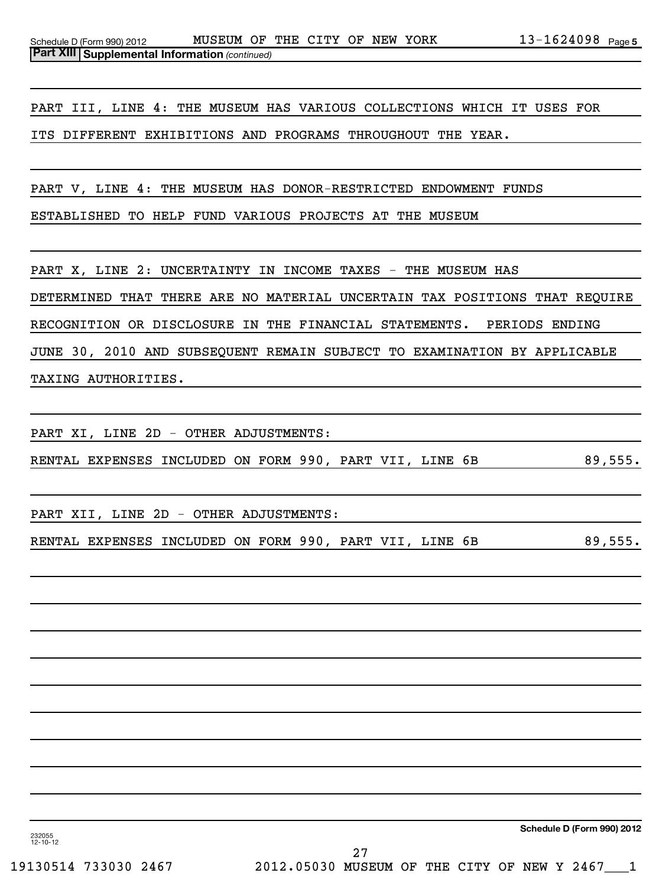**Part XIII Supplemental Information** *(continued)*

PART III, LINE 4: THE MUSEUM HAS VARIOUS COLLECTIONS WHICH IT USES FOR ITS DIFFERENT EXHIBITIONS AND PROGRAMS THROUGHOUT THE YEAR.

PART V, LINE 4: THE MUSEUM HAS DONOR-RESTRICTED ENDOWMENT FUNDS ESTABLISHED TO HELP FUND VARIOUS PROJECTS AT THE MUSEUM

PART X, LINE 2: UNCERTAINTY IN INCOME TAXES - THE MUSEUM HAS DETERMINED THAT THERE ARE NO MATERIAL UNCERTAIN TAX POSITIONS THAT REQUIRE RECOGNITION OR DISCLOSURE IN THE FINANCIAL STATEMENTS. PERIODS ENDING JUNE 30, 2010 AND SUBSEQUENT REMAIN SUBJECT TO EXAMINATION BY APPLICABLE TAXING AUTHORITIES.

PART XI, LINE 2D - OTHER ADJUSTMENTS:

RENTAL EXPENSES INCLUDED ON FORM 990, PART VII, LINE 6B 89,555.

PART XII, LINE 2D - OTHER ADJUSTMENTS:

RENTAL EXPENSES INCLUDED ON FORM 990, PART VII, LINE 6B 89,555.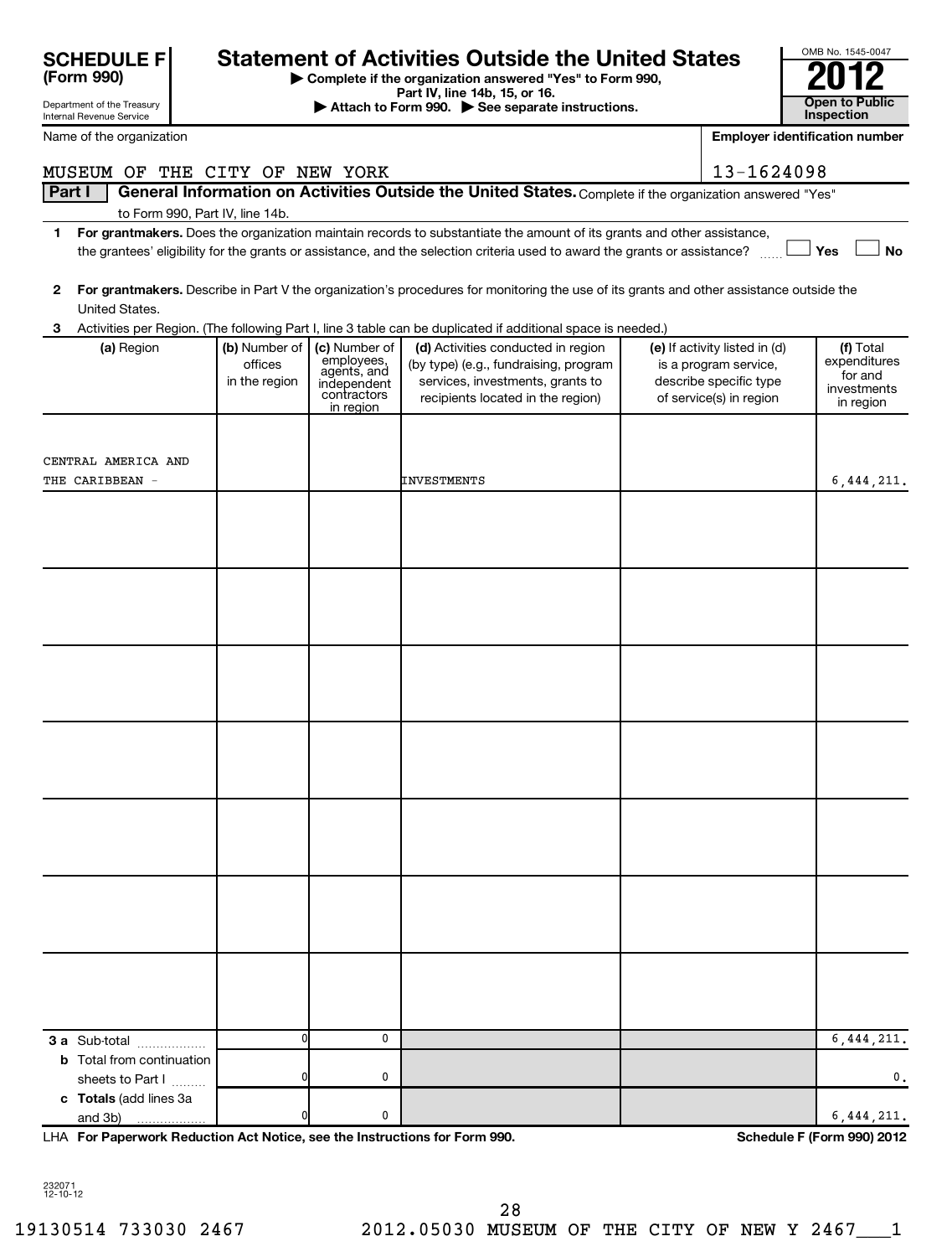**SCHEDULE F (Form 990)**

Department of the Treasury
Internal Revenue Service

# Statement of Activities Outside the United States

▶ Complete if the organization answered "Yes" to Form 990, Part IV, line 14b, 15, or 16.
▶ Attach to Form 990. ▶ See separate instructions.

OMB No. 1545-0047

**2012**

**Open to Public Inspection**

Name of the organization: MUSEUM OF THE CITY OF NEW YORK

Employer identification number: 13-1624098

**Part I — General Information on Activities Outside the United States.** Complete if the organization answered "Yes" to Form 990, Part IV, line 14b.

**1** **For grantmakers.** Does the organization maintain records to substantiate the amount of its grants and other assistance, the grantees' eligibility for the grants or assistance, and the selection criteria used to award the grants or assistance? ☐ Yes ☐ No

**2** **For grantmakers.** Describe in Part V the organization's procedures for monitoring the use of its grants and other assistance outside the United States.

**3** Activities per Region. (The following Part I, line 3 table can be duplicated if additional space is needed.)

| (a) Region | (b) Number of offices in the region | (c) Number of employees, agents, and independent contractors in region | (d) Activities conducted in region (by type) (e.g., fundraising, program services, investments, grants to recipients located in the region) | (e) If activity listed in (d) is a program service, describe specific type of service(s) in region | (f) Total expenditures for and investments in region |
|---|---|---|---|---|---|
| CENTRAL AMERICA AND THE CARIBBEAN - | | | INVESTMENTS | | 6,444,211. |
| | | | | | |
| | | | | | |
| | | | | | |
| | | | | | |
| | | | | | |
| | | | | | |
| | | | | | |
| **3 a** Sub-total | 0 | 0 | | | 6,444,211. |
| **b** Total from continuation sheets to Part I | 0 | 0 | | | 0. |
| **c** Totals (add lines 3a and 3b) | 0 | 0 | | | 6,444,211. |

LHA **For Paperwork Reduction Act Notice, see the Instructions for Form 990.** **Schedule F (Form 990) 2012**

232071 12-10-12

19130514 733030 2467 2012.05030 MUSEUM OF THE CITY OF NEW Y 2467___1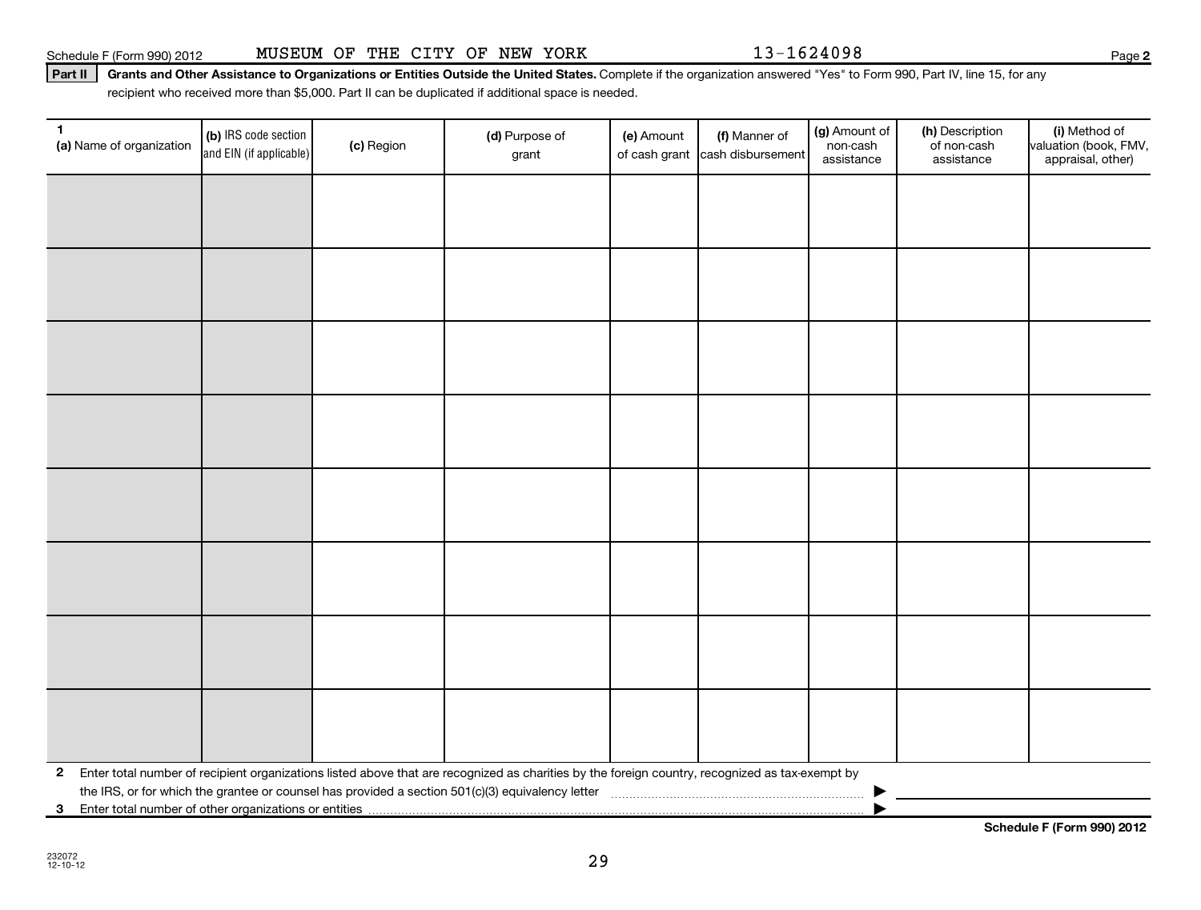Schedule F (Form 990) 2012 MUSEUM OF THE CITY OF NEW YORK 13-1624098 Page **2**

**Part II** **Grants and Other Assistance to Organizations or Entities Outside the United States.** Complete if the organization answered "Yes" to Form 990, Part IV, line 15, for any recipient who received more than $5,000. Part II can be duplicated if additional space is needed.

| **1** **(a)** Name of organization | **(b)** IRS code section and EIN (if applicable) | **(c)** Region | **(d)** Purpose of grant | **(e)** Amount of cash grant | **(f)** Manner of cash disbursement | **(g)** Amount of non-cash assistance | **(h)** Description of non-cash assistance | **(i)** Method of valuation (book, FMV, appraisal, other) |
|---|---|---|---|---|---|---|---|---|
| | | | | | | | | |
| | | | | | | | | |
| | | | | | | | | |
| | | | | | | | | |
| | | | | | | | | |
| | | | | | | | | |
| | | | | | | | | |
| | | | | | | | | |

**2** Enter total number of recipient organizations listed above that are recognized as charities by the foreign country, recognized as tax-exempt by the IRS, or for which the grantee or counsel has provided a section 501(c)(3) equivalency letter ▶

**3** Enter total number of other organizations or entities ▶

**Schedule F (Form 990) 2012**

232072
12-10-12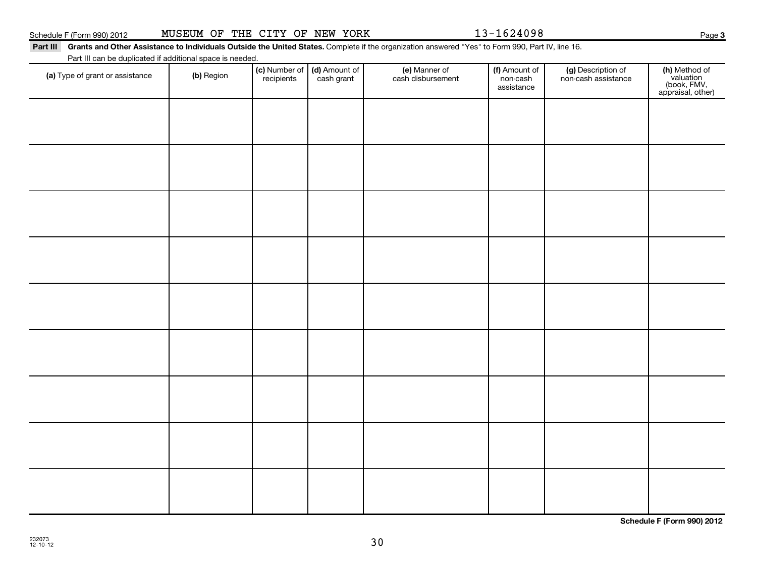Schedule F (Form 990) 2012 MUSEUM OF THE CITY OF NEW YORK 13-1624098

**Part III Grants and Other Assistance to Individuals Outside the United States.** Complete if the organization answered "Yes" to Form 990, Part IV, line 16.

Part III can be duplicated if additional space is needed.

| (a) Type of grant or assistance | (b) Region | (c) Number of recipients | (d) Amount of cash grant | (e) Manner of cash disbursement | (f) Amount of non-cash assistance | (g) Description of non-cash assistance | (h) Method of valuation (book, FMV, appraisal, other) |
|---|---|---|---|---|---|---|---|
| | | | | | | | |
| | | | | | | | |
| | | | | | | | |
| | | | | | | | |
| | | | | | | | |
| | | | | | | | |
| | | | | | | | |
| | | | | | | | |
| | | | | | | | |

**Schedule F (Form 990) 2012**

232073
12-10-12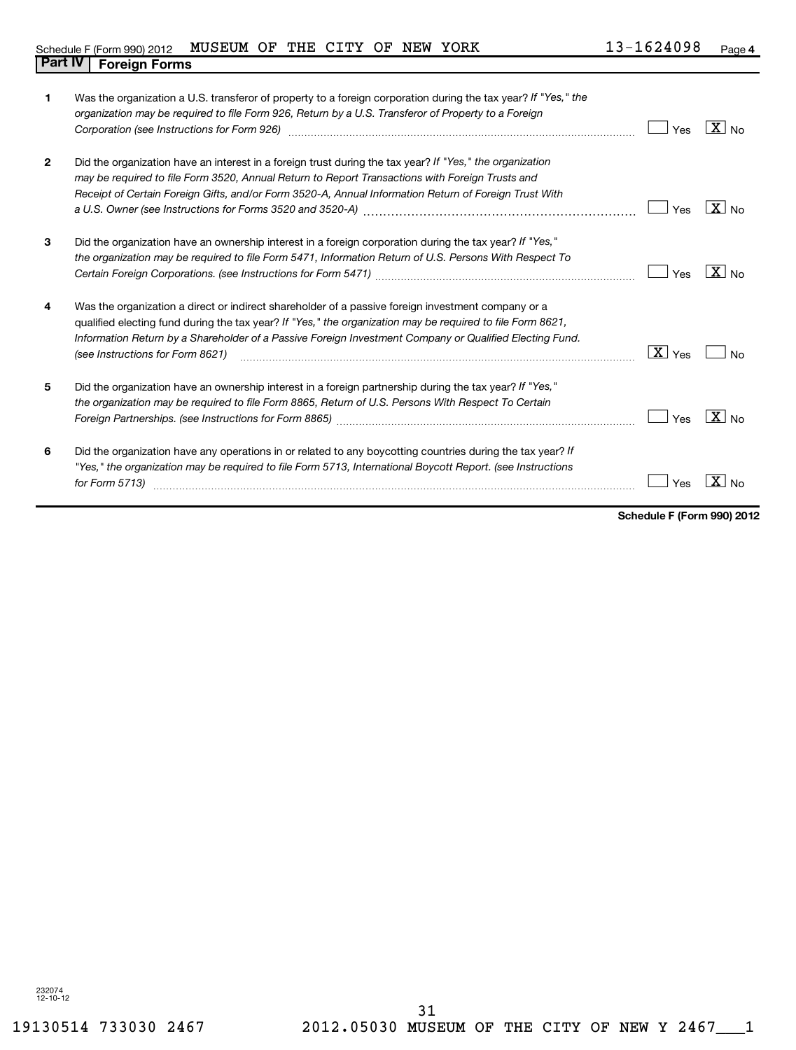Schedule F (Form 990) 2012 MUSEUM OF THE CITY OF NEW YORK 13-1624098 Page 4

## Part IV Foreign Forms

| | | Yes | No |
|---|---|---|---|
| 1 | Was the organization a U.S. transferor of property to a foreign corporation during the tax year? *If "Yes," the organization may be required to file Form 926, Return by a U.S. Transferor of Property to a Foreign Corporation (see Instructions for Form 926)* | | X |
| 2 | Did the organization have an interest in a foreign trust during the tax year? *If "Yes," the organization may be required to file Form 3520, Annual Return to Report Transactions with Foreign Trusts and Receipt of Certain Foreign Gifts, and/or Form 3520-A, Annual Information Return of Foreign Trust With a U.S. Owner (see Instructions for Forms 3520 and 3520-A)* | | X |
| 3 | Did the organization have an ownership interest in a foreign corporation during the tax year? *If "Yes," the organization may be required to file Form 5471, Information Return of U.S. Persons With Respect To Certain Foreign Corporations. (see Instructions for Form 5471)* | | X |
| 4 | Was the organization a direct or indirect shareholder of a passive foreign investment company or a qualified electing fund during the tax year? *If "Yes," the organization may be required to file Form 8621, Information Return by a Shareholder of a Passive Foreign Investment Company or Qualified Electing Fund. (see Instructions for Form 8621)* | X | |
| 5 | Did the organization have an ownership interest in a foreign partnership during the tax year? *If "Yes," the organization may be required to file Form 8865, Return of U.S. Persons With Respect To Certain Foreign Partnerships. (see Instructions for Form 8865)* | | X |
| 6 | Did the organization have any operations in or related to any boycotting countries during the tax year? *If "Yes," the organization may be required to file Form 5713, International Boycott Report. (see Instructions for Form 5713)* | | X |

**Schedule F (Form 990) 2012**

232074
12-10-12

19130514 733030 2467 2012.05030 MUSEUM OF THE CITY OF NEW Y 2467___1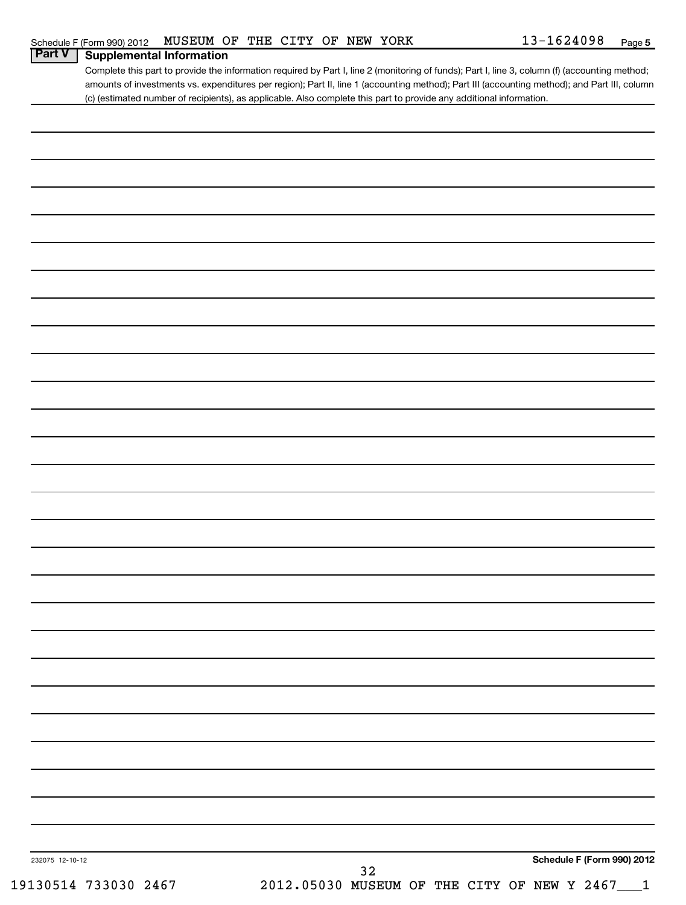Schedule F (Form 990) 2012 MUSEUM OF THE CITY OF NEW YORK 13-1624098 Page 5

## Part V Supplemental Information

Complete this part to provide the information required by Part I, line 2 (monitoring of funds); Part I, line 3, column (f) (accounting method; amounts of investments vs. expenditures per region); Part II, line 1 (accounting method); Part III (accounting method); and Part III, column (c) (estimated number of recipients), as applicable. Also complete this part to provide any additional information.

232075 12-10-12

Schedule F (Form 990) 2012

19130514 733030 2467 2012.05030 MUSEUM OF THE CITY OF NEW Y 2467___1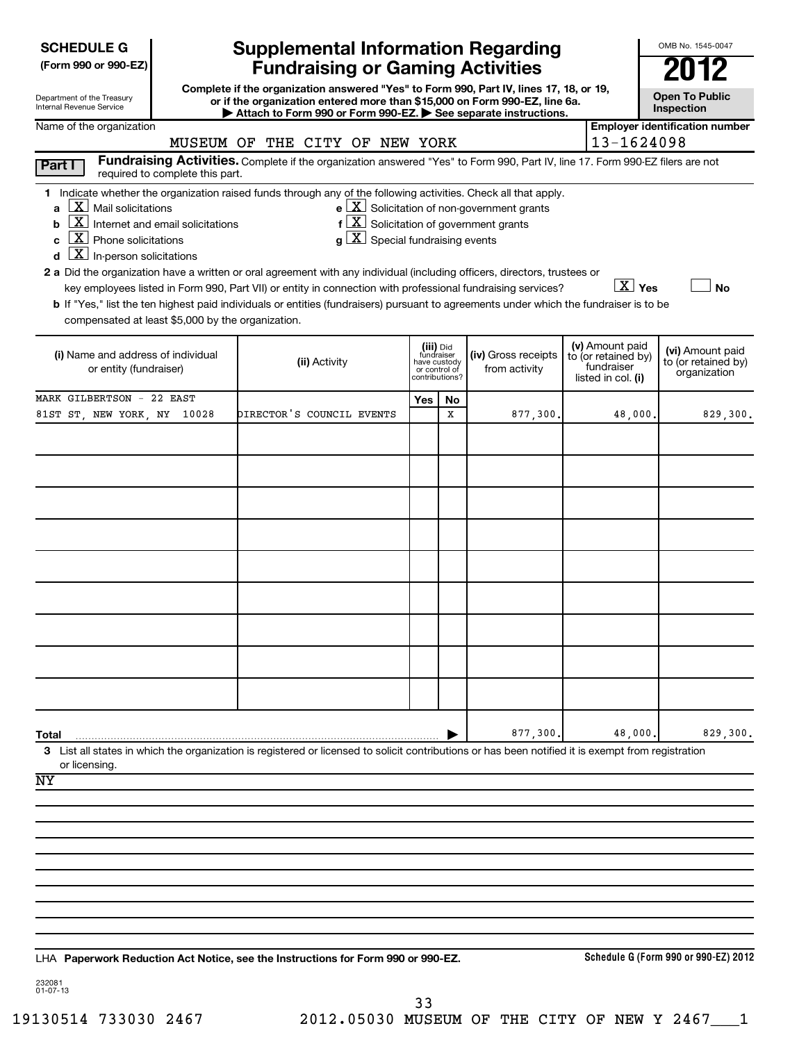**SCHEDULE G**
**(Form 990 or 990-EZ)**

Department of the Treasury
Internal Revenue Service

# Supplemental Information Regarding Fundraising or Gaming Activities

**Complete if the organization answered "Yes" to Form 990, Part IV, lines 17, 18, or 19, or if the organization entered more than $15,000 on Form 990-EZ, line 6a.**
**▶ Attach to Form 990 or Form 990-EZ. ▶ See separate instructions.**

OMB No. 1545-0047

**2012**

**Open To Public Inspection**

Name of the organization: MUSEUM OF THE CITY OF NEW YORK

Employer identification number: 13-1624098

**Part I** **Fundraising Activities.** Complete if the organization answered "Yes" to Form 990, Part IV, line 17. Form 990-EZ filers are not required to complete this part.

1 Indicate whether the organization raised funds through any of the following activities. Check all that apply.

- a [X] Mail solicitations
- b [X] Internet and email solicitations
- c [X] Phone solicitations
- d [X] In-person solicitations
- e [X] Solicitation of non-government grants
- f [X] Solicitation of government grants
- g [X] Special fundraising events

2 a Did the organization have a written or oral agreement with any individual (including officers, directors, trustees or key employees listed in Form 990, Part VII) or entity in connection with professional fundraising services? [X] Yes [ ] No

b If "Yes," list the ten highest paid individuals or entities (fundraisers) pursuant to agreements under which the fundraiser is to be compensated at least $5,000 by the organization.

| (i) Name and address of individual or entity (fundraiser) | (ii) Activity | (iii) Did fundraiser have custody or control of contributions? Yes | No | (iv) Gross receipts from activity | (v) Amount paid to (or retained by) fundraiser listed in col. (i) | (vi) Amount paid to (or retained by) organization |
|---|---|---|---|---|---|---|
| MARK GILBERTSON - 22 EAST 81ST ST, NEW YORK, NY 10028 | DIRECTOR'S COUNCIL EVENTS | | X | 877,300. | 48,000. | 829,300. |
| **Total** ▶ | | | | 877,300. | 48,000. | 829,300. |

3 List all states in which the organization is registered or licensed to solicit contributions or has been notified it is exempt from registration or licensing.

NY

LHA **Paperwork Reduction Act Notice, see the Instructions for Form 990 or 990-EZ.**

**Schedule G (Form 990 or 990-EZ) 2012**

232081
01-07-13

19130514 733030 2467 2012.05030 MUSEUM OF THE CITY OF NEW Y 2467___1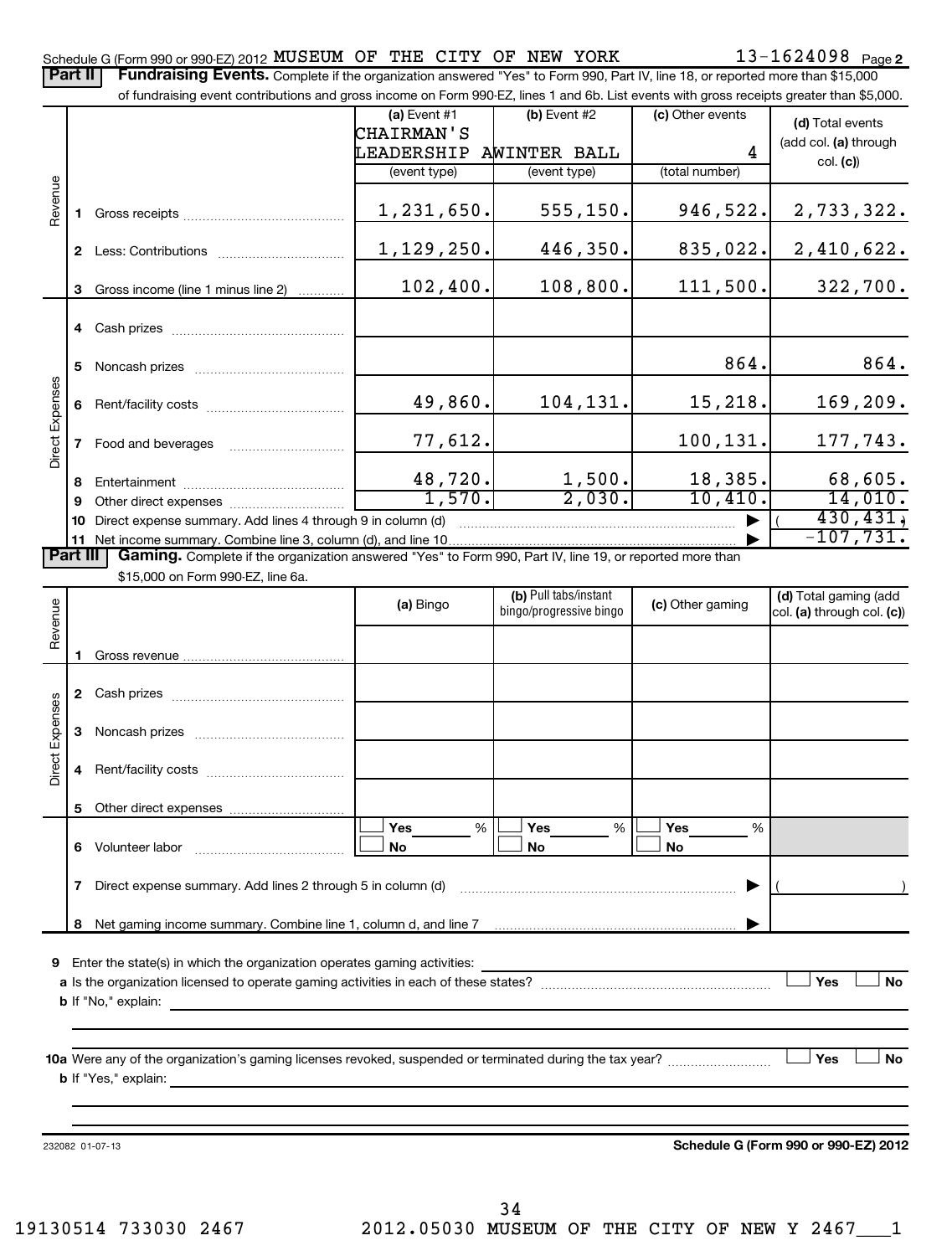Schedule G (Form 990 or 990-EZ) 2012 MUSEUM OF THE CITY OF NEW YORK 13-1624098 Page 2

**Part II | Fundraising Events.** Complete if the organization answered "Yes" to Form 990, Part IV, line 18, or reported more than $15,000 of fundraising event contributions and gross income on Form 990-EZ, lines 1 and 6b. List events with gross receipts greater than $5,000.

| | | (a) Event #1 CHAIRMAN'S LEADERSHIP A (event type) | (b) Event #2 WINTER BALL (event type) | (c) Other events 4 (total number) | (d) Total events (add col. (a) through col. (c)) |
|---|---|---|---|---|---|
| Revenue | 1 Gross receipts | 1,231,650. | 555,150. | 946,522. | 2,733,322. |
| | 2 Less: Contributions | 1,129,250. | 446,350. | 835,022. | 2,410,622. |
| | 3 Gross income (line 1 minus line 2) | 102,400. | 108,800. | 111,500. | 322,700. |
| Direct Expenses | 4 Cash prizes | | | | |
| | 5 Noncash prizes | | | 864. | 864. |
| | 6 Rent/facility costs | 49,860. | 104,131. | 15,218. | 169,209. |
| | 7 Food and beverages | 77,612. | | 100,131. | 177,743. |
| | 8 Entertainment | 48,720. | 1,500. | 18,385. | 68,605. |
| | 9 Other direct expenses | 1,570. | 2,030. | 10,410. | 14,010. |
| | 10 Direct expense summary. Add lines 4 through 9 in column (d) | | | ▶ | ( 430,431.) |
| | 11 Net income summary. Combine line 3, column (d), and line 10 | | | ▶ | -107,731. |

**Part III | Gaming.** Complete if the organization answered "Yes" to Form 990, Part IV, line 19, or reported more than $15,000 on Form 990-EZ, line 6a.

| | | (a) Bingo | (b) Pull tabs/instant bingo/progressive bingo | (c) Other gaming | (d) Total gaming (add col. (a) through col. (c)) |
|---|---|---|---|---|---|
| Revenue | 1 Gross revenue | | | | |
| Direct Expenses | 2 Cash prizes | | | | |
| | 3 Noncash prizes | | | | |
| | 4 Rent/facility costs | | | | |
| | 5 Other direct expenses | | | | |
| | 6 Volunteer labor | ☐ Yes ___ % ☐ No | ☐ Yes ___ % ☐ No | ☐ Yes ___ % ☐ No | |
| | 7 Direct expense summary. Add lines 2 through 5 in column (d) | | | ▶ | ( ) |
| | 8 Net gaming income summary. Combine line 1, column d, and line 7 | | | ▶ | |

9 Enter the state(s) in which the organization operates gaming activities: ____________

a Is the organization licensed to operate gaming activities in each of these states? ☐ Yes ☐ No

b If "No," explain: ____________

10a Were any of the organization's gaming licenses revoked, suspended or terminated during the tax year? ☐ Yes ☐ No

b If "Yes," explain: ____________

232082 01-07-13

**Schedule G (Form 990 or 990-EZ) 2012**

19130514 733030 2467 2012.05030 MUSEUM OF THE CITY OF NEW Y 2467___1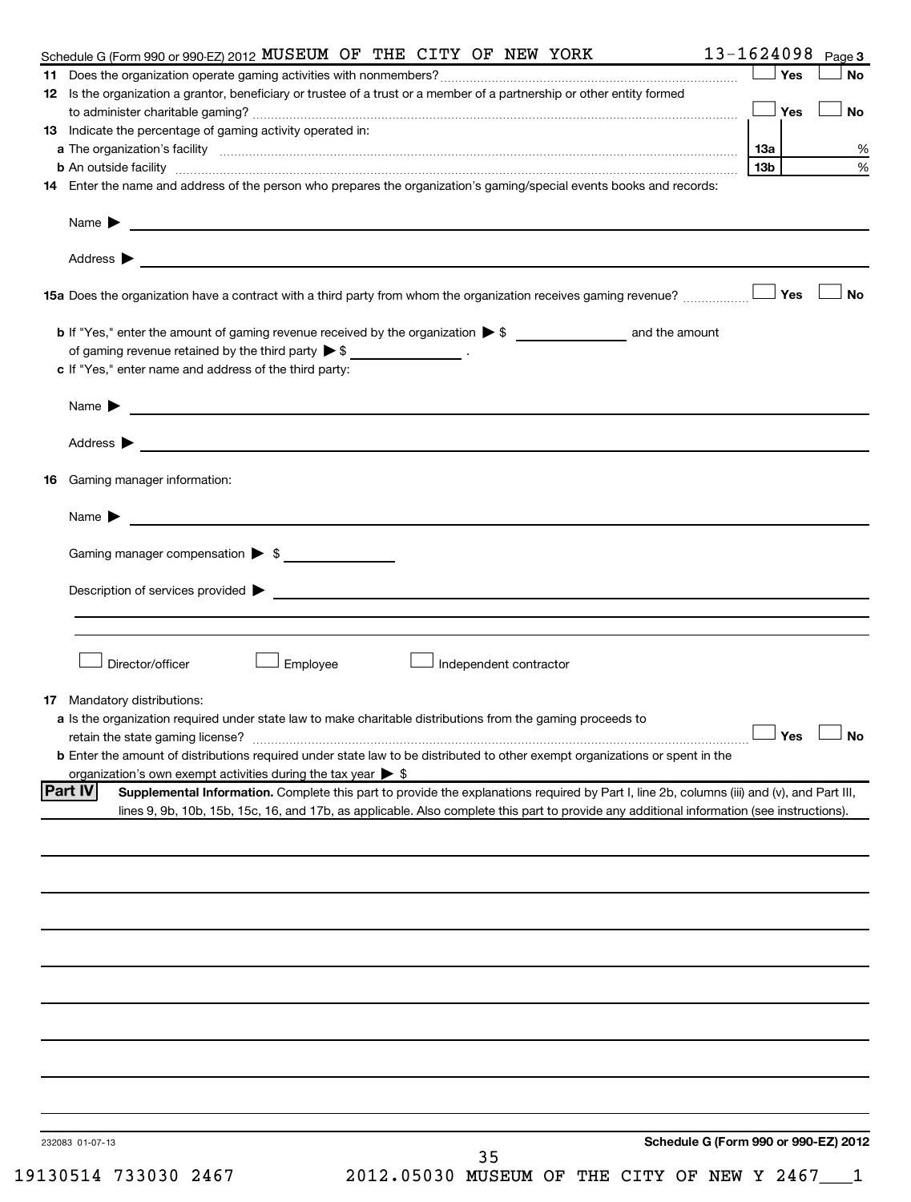Schedule G (Form 990 or 990-EZ) 2012 MUSEUM OF THE CITY OF NEW YORK 13-1624098 Page 3

**11** Does the organization operate gaming activities with nonmembers? ☐ Yes ☐ No

**12** Is the organization a grantor, beneficiary or trustee of a trust or a member of a partnership or other entity formed to administer charitable gaming? ☐ Yes ☐ No

**13** Indicate the percentage of gaming activity operated in:

**a** The organization's facility **13a** %

**b** An outside facility **13b** %

**14** Enter the name and address of the person who prepares the organization's gaming/special events books and records:

Name ▶

Address ▶

**15a** Does the organization have a contract with a third party from whom the organization receives gaming revenue? ☐ Yes ☐ No

**b** If "Yes," enter the amount of gaming revenue received by the organization ▶ $ ________ and the amount of gaming revenue retained by the third party ▶ $ ________ .

**c** If "Yes," enter name and address of the third party:

Name ▶

Address ▶

**16** Gaming manager information:

Name ▶

Gaming manager compensation ▶ $

Description of services provided ▶

☐ Director/officer ☐ Employee ☐ Independent contractor

**17** Mandatory distributions:

**a** Is the organization required under state law to make charitable distributions from the gaming proceeds to retain the state gaming license? ☐ Yes ☐ No

**b** Enter the amount of distributions required under state law to be distributed to other exempt organizations or spent in the organization's own exempt activities during the tax year ▶ $

**Part IV** **Supplemental Information.** Complete this part to provide the explanations required by Part I, line 2b, columns (iii) and (v), and Part III, lines 9, 9b, 10b, 15b, 15c, 16, and 17b, as applicable. Also complete this part to provide any additional information (see instructions).

232083 01-07-13

**Schedule G (Form 990 or 990-EZ) 2012**

19130514 733030 2467 2012.05030 MUSEUM OF THE CITY OF NEW Y 2467___1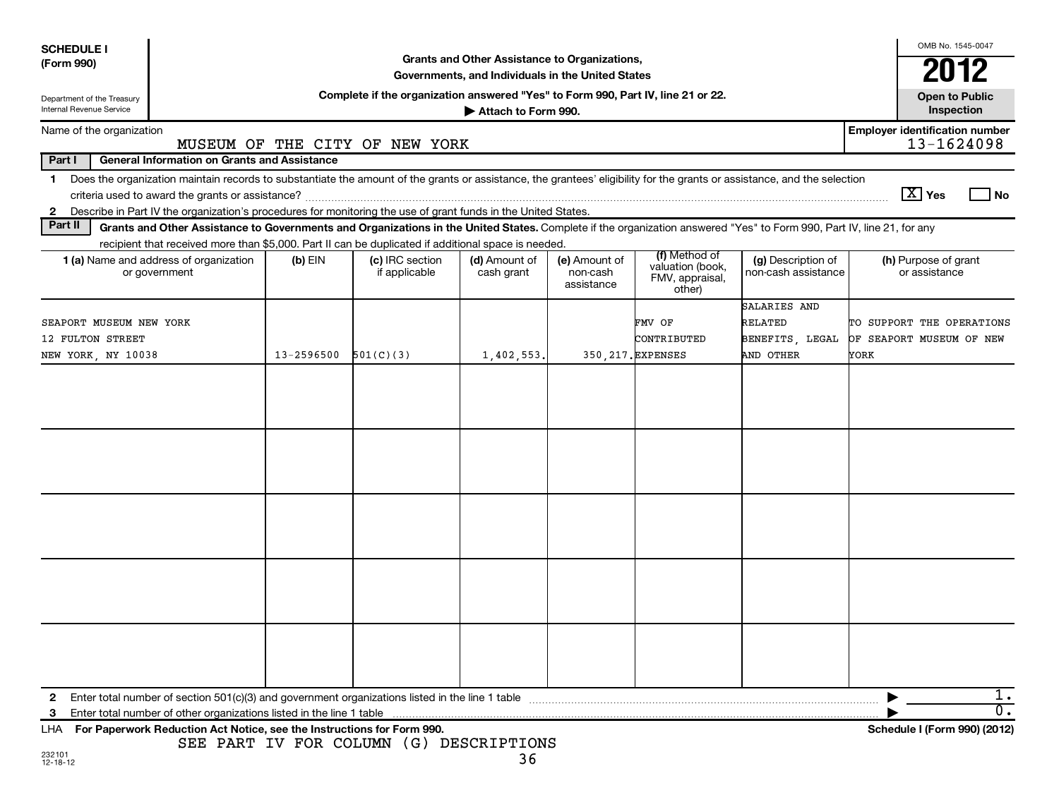**SCHEDULE I (Form 990)**

Department of the Treasury
Internal Revenue Service

# Grants and Other Assistance to Organizations, Governments, and Individuals in the United States

**Complete if the organization answered "Yes" to Form 990, Part IV, line 21 or 22.**

**▶ Attach to Form 990.**

OMB No. 1545-0047

**2012**

**Open to Public Inspection**

Name of the organization: MUSEUM OF THE CITY OF NEW YORK

Employer identification number: 13-1624098

## Part I General Information on Grants and Assistance

1 Does the organization maintain records to substantiate the amount of the grants or assistance, the grantees' eligibility for the grants or assistance, and the selection criteria used to award the grants or assistance? [X] Yes [ ] No

2 Describe in Part IV the organization's procedures for monitoring the use of grant funds in the United States.

## Part II Grants and Other Assistance to Governments and Organizations in the United States.

Complete if the organization answered "Yes" to Form 990, Part IV, line 21, for any recipient that received more than $5,000. Part II can be duplicated if additional space is needed.

| 1 (a) Name and address of organization or government | (b) EIN | (c) IRC section if applicable | (d) Amount of cash grant | (e) Amount of non-cash assistance | (f) Method of valuation (book, FMV, appraisal, other) | (g) Description of non-cash assistance | (h) Purpose of grant or assistance |
|---|---|---|---|---|---|---|---|
| SEAPORT MUSEUM NEW YORK<br>12 FULTON STREET<br>NEW YORK, NY 10038 | 13-2596500 | 501(C)(3) | 1,402,553. | 350,217. | FMV OF CONTRIBUTED EXPENSES | SALARIES AND RELATED BENEFITS, LEGAL AND OTHER | TO SUPPORT THE OPERATIONS OF SEAPORT MUSEUM OF NEW YORK |
| | | | | | | | |
| | | | | | | | |
| | | | | | | | |
| | | | | | | | |
| | | | | | | | |

2 Enter total number of section 501(c)(3) and government organizations listed in the line 1 table ▶ 1.

3 Enter total number of other organizations listed in the line 1 table ▶ 0.

LHA **For Paperwork Reduction Act Notice, see the Instructions for Form 990.** **Schedule I (Form 990) (2012)**

SEE PART IV FOR COLUMN (G) DESCRIPTIONS

232101
12-18-12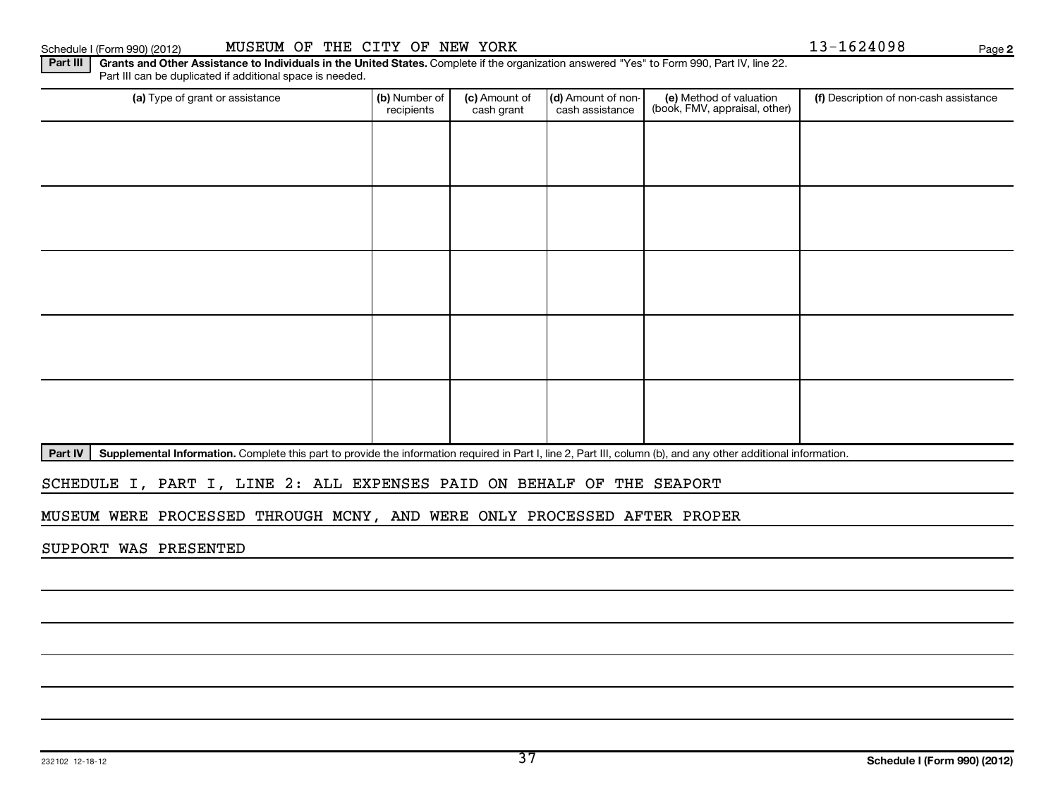Schedule I (Form 990) (2012) MUSEUM OF THE CITY OF NEW YORK 13-1624098 Page **2**

**Part III** **Grants and Other Assistance to Individuals in the United States.** Complete if the organization answered "Yes" to Form 990, Part IV, line 22. Part III can be duplicated if additional space is needed.

| (a) Type of grant or assistance | (b) Number of recipients | (c) Amount of cash grant | (d) Amount of non-cash assistance | (e) Method of valuation (book, FMV, appraisal, other) | (f) Description of non-cash assistance |
|---|---|---|---|---|---|
| | | | | | |
| | | | | | |
| | | | | | |
| | | | | | |
| | | | | | |

**Part IV** **Supplemental Information.** Complete this part to provide the information required in Part I, line 2, Part III, column (b), and any other additional information.

SCHEDULE I, PART I, LINE 2: ALL EXPENSES PAID ON BEHALF OF THE SEAPORT MUSEUM WERE PROCESSED THROUGH MCNY, AND WERE ONLY PROCESSED AFTER PROPER SUPPORT WAS PRESENTED

232102 12-18-12 **Schedule I (Form 990) (2012)**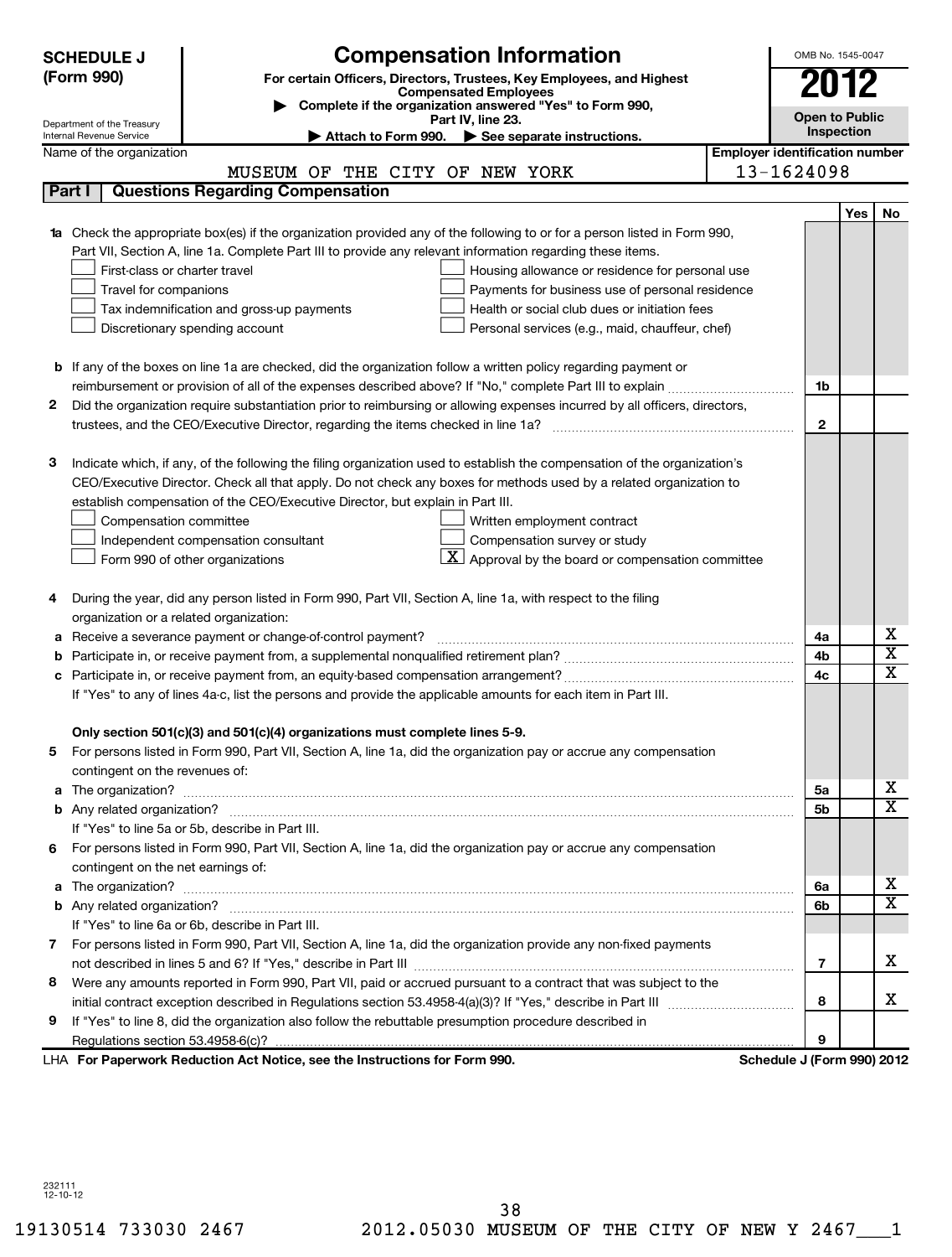**SCHEDULE J (Form 990)**

Department of the Treasury
Internal Revenue Service

# Compensation Information

**For certain Officers, Directors, Trustees, Key Employees, and Highest Compensated Employees**

▶ **Complete if the organization answered "Yes" to Form 990, Part IV, line 23.**

▶ **Attach to Form 990.** ▶ **See separate instructions.**

OMB No. 1545-0047

**2012**

**Open to Public Inspection**

Name of the organization: MUSEUM OF THE CITY OF NEW YORK

Employer identification number: 13-1624098

## Part I Questions Regarding Compensation

| | | | Yes | No |
|---|---|---|---|---|
| **1a** | Check the appropriate box(es) if the organization provided any of the following to or for a person listed in Form 990, Part VII, Section A, line 1a. Complete Part III to provide any relevant information regarding these items.<br>☐ First-class or charter travel ☐ Housing allowance or residence for personal use<br>☐ Travel for companions ☐ Payments for business use of personal residence<br>☐ Tax indemnification and gross-up payments ☐ Health or social club dues or initiation fees<br>☐ Discretionary spending account ☐ Personal services (e.g., maid, chauffeur, chef) | | | |
| **b** | If any of the boxes on line 1a are checked, did the organization follow a written policy regarding payment or reimbursement or provision of all of the expenses described above? If "No," complete Part III to explain | 1b | | |
| **2** | Did the organization require substantiation prior to reimbursing or allowing expenses incurred by all officers, directors, trustees, and the CEO/Executive Director, regarding the items checked in line 1a? | 2 | | |
| **3** | Indicate which, if any, of the following the filing organization used to establish the compensation of the organization's CEO/Executive Director. Check all that apply. Do not check any boxes for methods used by a related organization to establish compensation of the CEO/Executive Director, but explain in Part III.<br>☐ Compensation committee ☐ Written employment contract<br>☐ Independent compensation consultant ☐ Compensation survey or study<br>☐ Form 990 of other organizations ☒ Approval by the board or compensation committee | | | |
| **4** | During the year, did any person listed in Form 990, Part VII, Section A, line 1a, with respect to the filing organization or a related organization: | | | |
| **a** | Receive a severance payment or change-of-control payment? | 4a | | X |
| **b** | Participate in, or receive payment from, a supplemental nonqualified retirement plan? | 4b | | X |
| **c** | Participate in, or receive payment from, an equity-based compensation arrangement? | 4c | | X |
| | If "Yes" to any of lines 4a-c, list the persons and provide the applicable amounts for each item in Part III. | | | |
| | **Only section 501(c)(3) and 501(c)(4) organizations must complete lines 5-9.** | | | |
| **5** | For persons listed in Form 990, Part VII, Section A, line 1a, did the organization pay or accrue any compensation contingent on the revenues of: | | | |
| **a** | The organization? | 5a | | X |
| **b** | Any related organization? | 5b | | X |
| | If "Yes" to line 5a or 5b, describe in Part III. | | | |
| **6** | For persons listed in Form 990, Part VII, Section A, line 1a, did the organization pay or accrue any compensation contingent on the net earnings of: | | | |
| **a** | The organization? | 6a | | X |
| **b** | Any related organization? | 6b | | X |
| | If "Yes" to line 6a or 6b, describe in Part III. | | | |
| **7** | For persons listed in Form 990, Part VII, Section A, line 1a, did the organization provide any non-fixed payments not described in lines 5 and 6? If "Yes," describe in Part III | 7 | | X |
| **8** | Were any amounts reported in Form 990, Part VII, paid or accrued pursuant to a contract that was subject to the initial contract exception described in Regulations section 53.4958-4(a)(3)? If "Yes," describe in Part III | 8 | | X |
| **9** | If "Yes" to line 8, did the organization also follow the rebuttable presumption procedure described in Regulations section 53.4958-6(c)? | 9 | | |

LHA **For Paperwork Reduction Act Notice, see the Instructions for Form 990.** **Schedule J (Form 990) 2012**

232111
12-10-12

19130514 733030 2467 2012.05030 MUSEUM OF THE CITY OF NEW Y 2467___1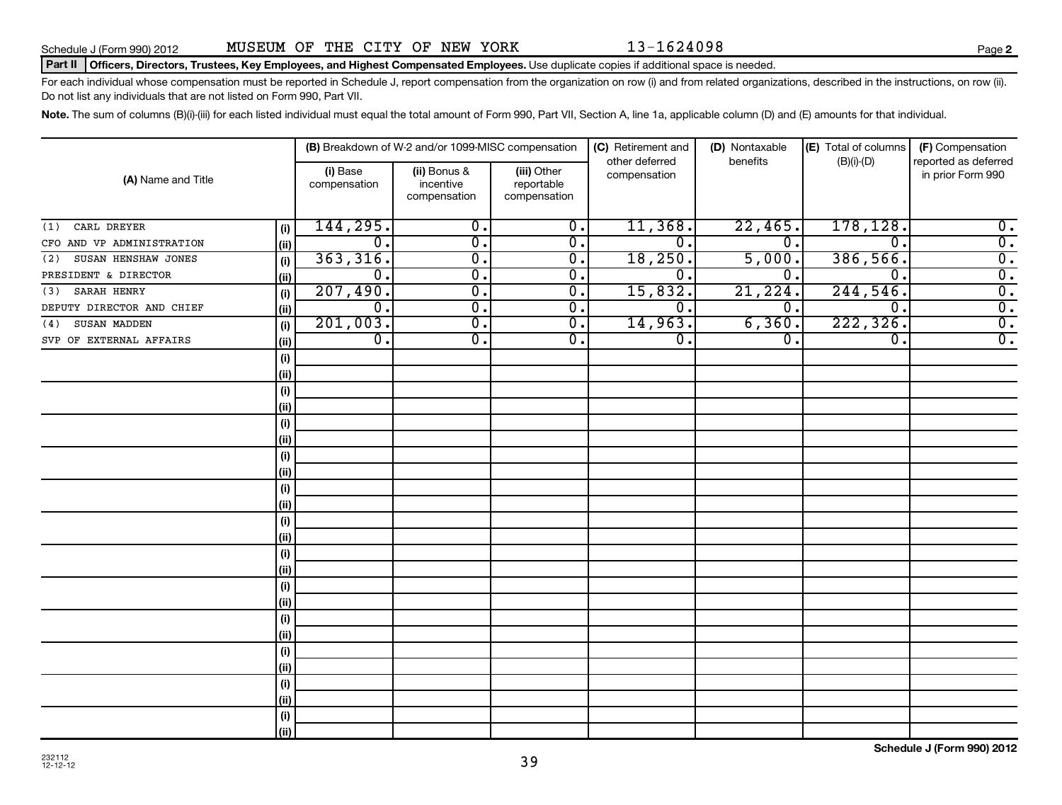Schedule J (Form 990) 2012 MUSEUM OF THE CITY OF NEW YORK 13-1624098 Page **2**

**Part II** **Officers, Directors, Trustees, Key Employees, and Highest Compensated Employees.** Use duplicate copies if additional space is needed.

For each individual whose compensation must be reported in Schedule J, report compensation from the organization on row (i) and from related organizations, described in the instructions, on row (ii). Do not list any individuals that are not listed on Form 990, Part VII.

**Note.** The sum of columns (B)(i)-(iii) for each listed individual must equal the total amount of Form 990, Part VII, Section A, line 1a, applicable column (D) and (E) amounts for that individual.

| (A) Name and Title | | (B) Breakdown of W-2 and/or 1099-MISC compensation | | | (C) Retirement and other deferred compensation | (D) Nontaxable benefits | (E) Total of columns (B)(i)-(D) | (F) Compensation reported as deferred in prior Form 990 |
|---|---|---|---|---|---|---|---|---|
| | | (i) Base compensation | (ii) Bonus & incentive compensation | (iii) Other reportable compensation | | | | |
| (1) CARL DREYER | (i) | 144,295. | 0. | 0. | 11,368. | 22,465. | 178,128. | 0. |
| CFO AND VP ADMINISTRATION | (ii) | 0. | 0. | 0. | 0. | 0. | 0. | 0. |
| (2) SUSAN HENSHAW JONES | (i) | 363,316. | 0. | 0. | 18,250. | 5,000. | 386,566. | 0. |
| PRESIDENT & DIRECTOR | (ii) | 0. | 0. | 0. | 0. | 0. | 0. | 0. |
| (3) SARAH HENRY | (i) | 207,490. | 0. | 0. | 15,832. | 21,224. | 244,546. | 0. |
| DEPUTY DIRECTOR AND CHIEF | (ii) | 0. | 0. | 0. | 0. | 0. | 0. | 0. |
| (4) SUSAN MADDEN | (i) | 201,003. | 0. | 0. | 14,963. | 6,360. | 222,326. | 0. |
| SVP OF EXTERNAL AFFAIRS | (ii) | 0. | 0. | 0. | 0. | 0. | 0. | 0. |

232112
12-12-12

**Schedule J (Form 990) 2012**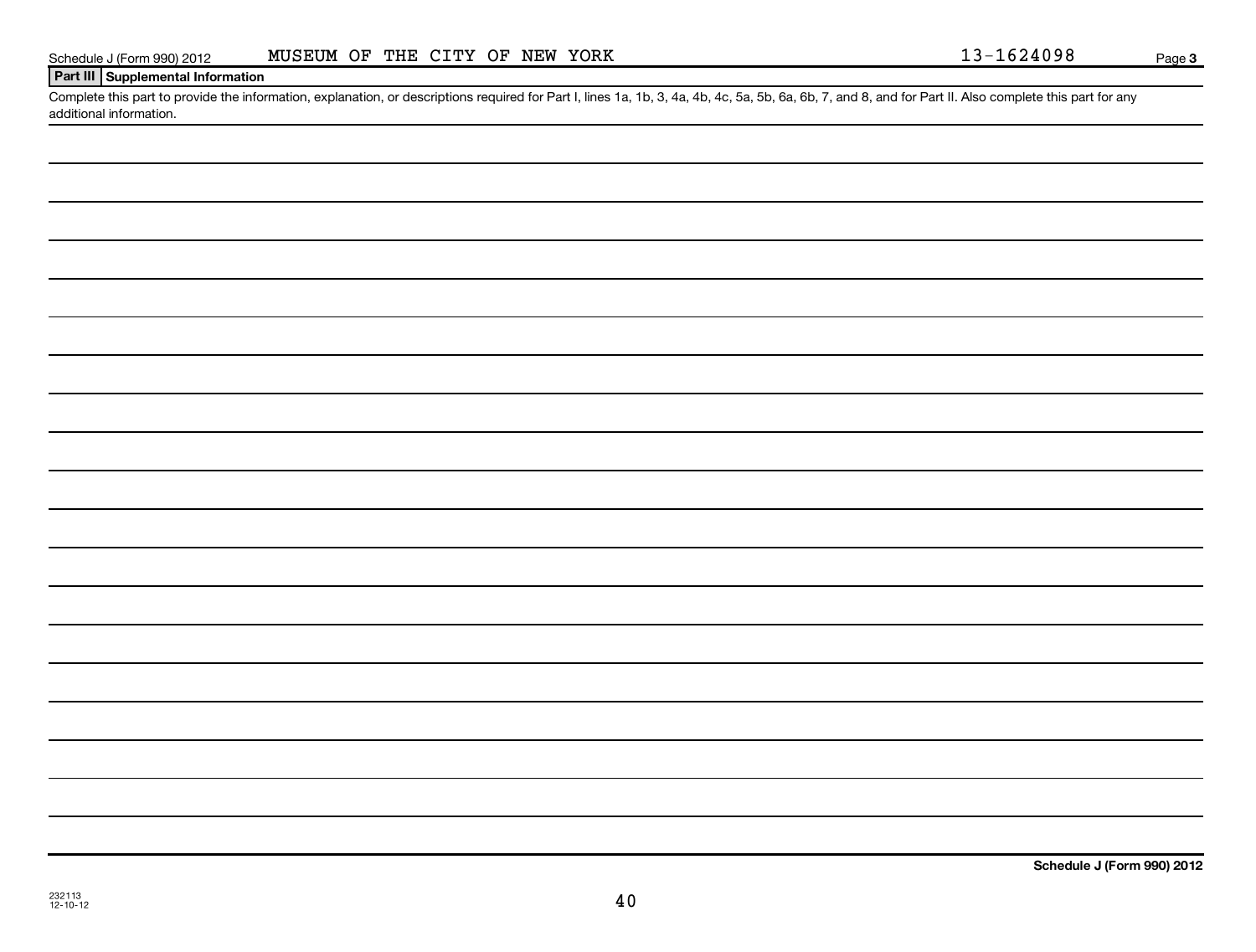Schedule J (Form 990) 2012 MUSEUM OF THE CITY OF NEW YORK 13-1624098 Page 3

## Part III Supplemental Information

Complete this part to provide the information, explanation, or descriptions required for Part I, lines 1a, 1b, 3, 4a, 4b, 4c, 5a, 5b, 6a, 6b, 7, and 8, and for Part II. Also complete this part for any additional information.

Schedule J (Form 990) 2012

232113
12-10-12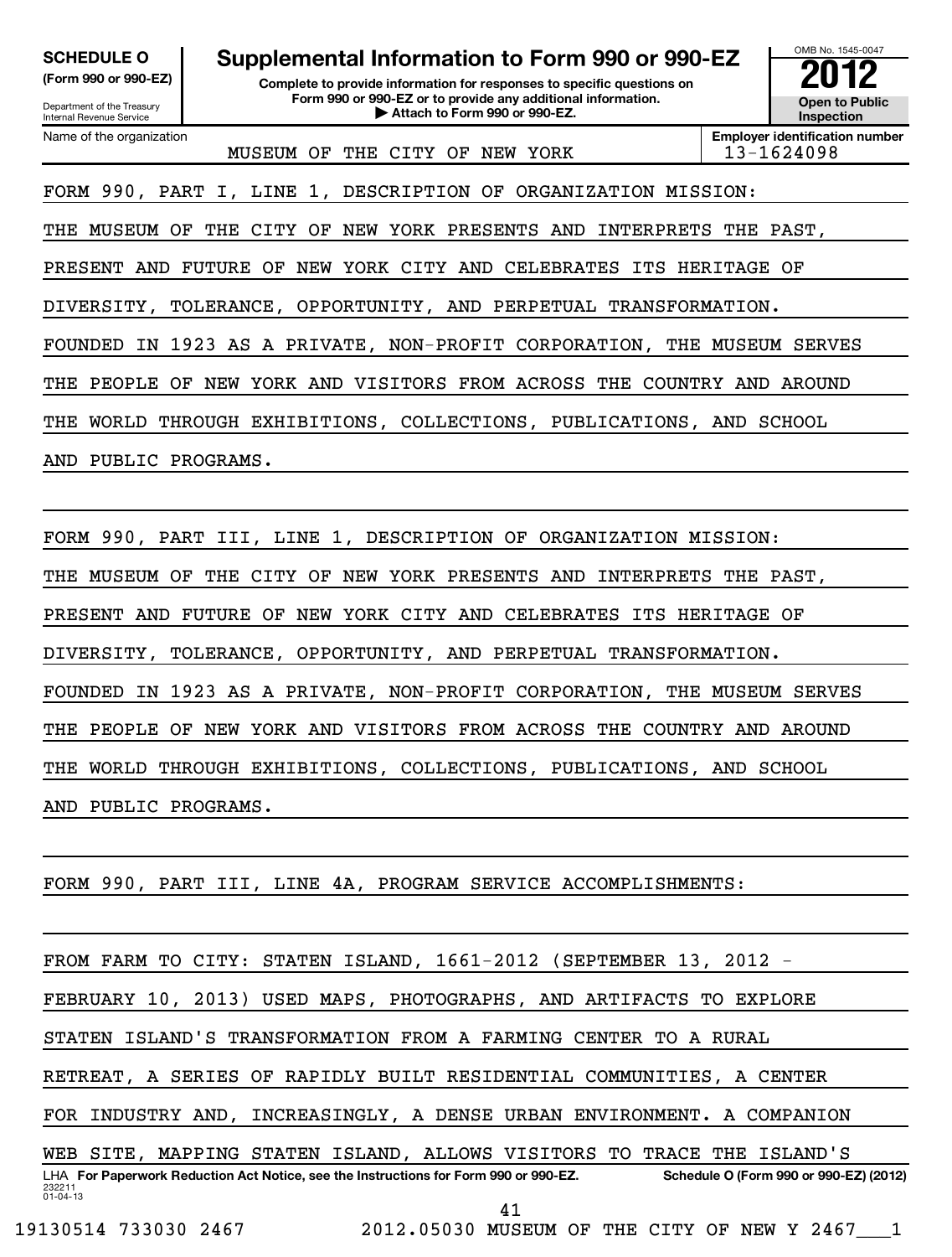**SCHEDULE O (Form 990 or 990-EZ)**

Department of the Treasury
Internal Revenue Service

# Supplemental Information to Form 990 or 990-EZ

**Complete to provide information for responses to specific questions on Form 990 or 990-EZ or to provide any additional information.**
**▶ Attach to Form 990 or 990-EZ.**

OMB No. 1545-0047

**2012**

**Open to Public Inspection**

| Name of the organization | Employer identification number |
|---|---|
| MUSEUM OF THE CITY OF NEW YORK | 13-1624098 |

FORM 990, PART I, LINE 1, DESCRIPTION OF ORGANIZATION MISSION:

THE MUSEUM OF THE CITY OF NEW YORK PRESENTS AND INTERPRETS THE PAST, PRESENT AND FUTURE OF NEW YORK CITY AND CELEBRATES ITS HERITAGE OF DIVERSITY, TOLERANCE, OPPORTUNITY, AND PERPETUAL TRANSFORMATION. FOUNDED IN 1923 AS A PRIVATE, NON-PROFIT CORPORATION, THE MUSEUM SERVES THE PEOPLE OF NEW YORK AND VISITORS FROM ACROSS THE COUNTRY AND AROUND THE WORLD THROUGH EXHIBITIONS, COLLECTIONS, PUBLICATIONS, AND SCHOOL AND PUBLIC PROGRAMS.

FORM 990, PART III, LINE 1, DESCRIPTION OF ORGANIZATION MISSION:

THE MUSEUM OF THE CITY OF NEW YORK PRESENTS AND INTERPRETS THE PAST, PRESENT AND FUTURE OF NEW YORK CITY AND CELEBRATES ITS HERITAGE OF DIVERSITY, TOLERANCE, OPPORTUNITY, AND PERPETUAL TRANSFORMATION. FOUNDED IN 1923 AS A PRIVATE, NON-PROFIT CORPORATION, THE MUSEUM SERVES THE PEOPLE OF NEW YORK AND VISITORS FROM ACROSS THE COUNTRY AND AROUND THE WORLD THROUGH EXHIBITIONS, COLLECTIONS, PUBLICATIONS, AND SCHOOL AND PUBLIC PROGRAMS.

FORM 990, PART III, LINE 4A, PROGRAM SERVICE ACCOMPLISHMENTS:

FROM FARM TO CITY: STATEN ISLAND, 1661-2012 (SEPTEMBER 13, 2012 - FEBRUARY 10, 2013) USED MAPS, PHOTOGRAPHS, AND ARTIFACTS TO EXPLORE STATEN ISLAND'S TRANSFORMATION FROM A FARMING CENTER TO A RURAL RETREAT, A SERIES OF RAPIDLY BUILT RESIDENTIAL COMMUNITIES, A CENTER FOR INDUSTRY AND, INCREASINGLY, A DENSE URBAN ENVIRONMENT. A COMPANION WEB SITE, MAPPING STATEN ISLAND, ALLOWS VISITORS TO TRACE THE ISLAND'S

LHA **For Paperwork Reduction Act Notice, see the Instructions for Form 990 or 990-EZ.** **Schedule O (Form 990 or 990-EZ) (2012)**
232211
01-04-13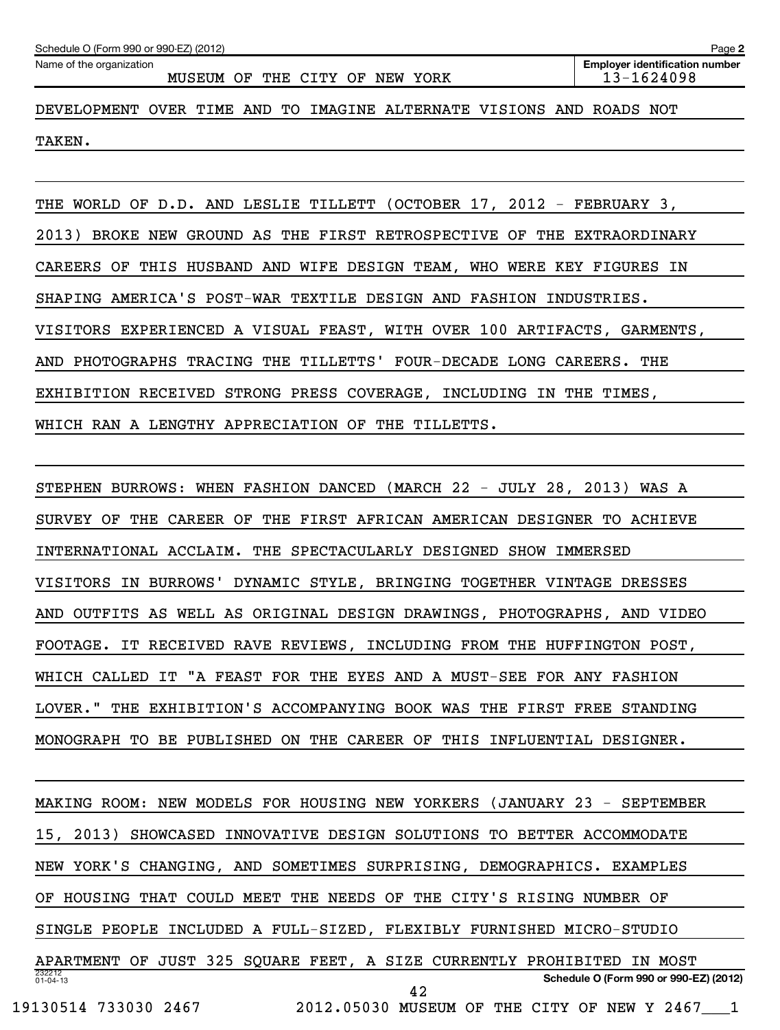DEVELOPMENT OVER TIME AND TO IMAGINE ALTERNATE VISIONS AND ROADS NOT TAKEN.

THE WORLD OF D.D. AND LESLIE TILLETT (OCTOBER 17, 2012 - FEBRUARY 3, 2013) BROKE NEW GROUND AS THE FIRST RETROSPECTIVE OF THE EXTRAORDINARY CAREERS OF THIS HUSBAND AND WIFE DESIGN TEAM, WHO WERE KEY FIGURES IN SHAPING AMERICA'S POST-WAR TEXTILE DESIGN AND FASHION INDUSTRIES. VISITORS EXPERIENCED A VISUAL FEAST, WITH OVER 100 ARTIFACTS, GARMENTS, AND PHOTOGRAPHS TRACING THE TILLETTS' FOUR-DECADE LONG CAREERS. THE EXHIBITION RECEIVED STRONG PRESS COVERAGE, INCLUDING IN THE TIMES, WHICH RAN A LENGTHY APPRECIATION OF THE TILLETTS.

STEPHEN BURROWS: WHEN FASHION DANCED (MARCH 22 - JULY 28, 2013) WAS A SURVEY OF THE CAREER OF THE FIRST AFRICAN AMERICAN DESIGNER TO ACHIEVE INTERNATIONAL ACCLAIM. THE SPECTACULARLY DESIGNED SHOW IMMERSED VISITORS IN BURROWS' DYNAMIC STYLE, BRINGING TOGETHER VINTAGE DRESSES AND OUTFITS AS WELL AS ORIGINAL DESIGN DRAWINGS, PHOTOGRAPHS, AND VIDEO FOOTAGE. IT RECEIVED RAVE REVIEWS, INCLUDING FROM THE HUFFINGTON POST, WHICH CALLED IT "A FEAST FOR THE EYES AND A MUST-SEE FOR ANY FASHION LOVER." THE EXHIBITION'S ACCOMPANYING BOOK WAS THE FIRST FREE STANDING MONOGRAPH TO BE PUBLISHED ON THE CAREER OF THIS INFLUENTIAL DESIGNER.

MAKING ROOM: NEW MODELS FOR HOUSING NEW YORKERS (JANUARY 23 - SEPTEMBER 15, 2013) SHOWCASED INNOVATIVE DESIGN SOLUTIONS TO BETTER ACCOMMODATE NEW YORK'S CHANGING, AND SOMETIMES SURPRISING, DEMOGRAPHICS. EXAMPLES OF HOUSING THAT COULD MEET THE NEEDS OF THE CITY'S RISING NUMBER OF SINGLE PEOPLE INCLUDED A FULL-SIZED, FLEXIBLY FURNISHED MICRO-STUDIO APARTMENT OF JUST 325 SQUARE FEET, A SIZE CURRENTLY PROHIBITED IN MOST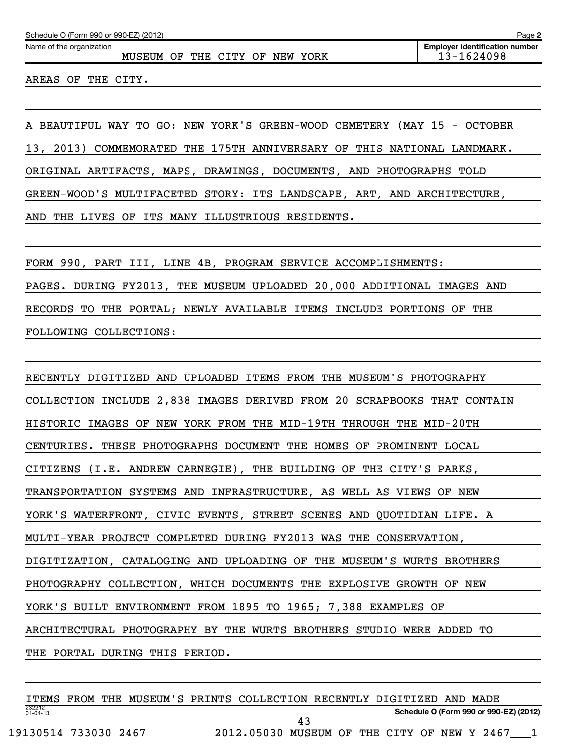Schedule O (Form 990 or 990-EZ) (2012)

Name of the organization: MUSEUM OF THE CITY OF NEW YORK

Employer identification number: 13-1624098

AREAS OF THE CITY.

A BEAUTIFUL WAY TO GO: NEW YORK'S GREEN-WOOD CEMETERY (MAY 15 - OCTOBER 13, 2013) COMMEMORATED THE 175TH ANNIVERSARY OF THIS NATIONAL LANDMARK. ORIGINAL ARTIFACTS, MAPS, DRAWINGS, DOCUMENTS, AND PHOTOGRAPHS TOLD GREEN-WOOD'S MULTIFACETED STORY: ITS LANDSCAPE, ART, AND ARCHITECTURE, AND THE LIVES OF ITS MANY ILLUSTRIOUS RESIDENTS.

FORM 990, PART III, LINE 4B, PROGRAM SERVICE ACCOMPLISHMENTS: PAGES. DURING FY2013, THE MUSEUM UPLOADED 20,000 ADDITIONAL IMAGES AND RECORDS TO THE PORTAL; NEWLY AVAILABLE ITEMS INCLUDE PORTIONS OF THE FOLLOWING COLLECTIONS:

RECENTLY DIGITIZED AND UPLOADED ITEMS FROM THE MUSEUM'S PHOTOGRAPHY COLLECTION INCLUDE 2,838 IMAGES DERIVED FROM 20 SCRAPBOOKS THAT CONTAIN HISTORIC IMAGES OF NEW YORK FROM THE MID-19TH THROUGH THE MID-20TH CENTURIES. THESE PHOTOGRAPHS DOCUMENT THE HOMES OF PROMINENT LOCAL CITIZENS (I.E. ANDREW CARNEGIE), THE BUILDING OF THE CITY'S PARKS, TRANSPORTATION SYSTEMS AND INFRASTRUCTURE, AS WELL AS VIEWS OF NEW YORK'S WATERFRONT, CIVIC EVENTS, STREET SCENES AND QUOTIDIAN LIFE. A MULTI-YEAR PROJECT COMPLETED DURING FY2013 WAS THE CONSERVATION, DIGITIZATION, CATALOGING AND UPLOADING OF THE MUSEUM'S WURTS BROTHERS PHOTOGRAPHY COLLECTION, WHICH DOCUMENTS THE EXPLOSIVE GROWTH OF NEW YORK'S BUILT ENVIRONMENT FROM 1895 TO 1965; 7,388 EXAMPLES OF ARCHITECTURAL PHOTOGRAPHY BY THE WURTS BROTHERS STUDIO WERE ADDED TO THE PORTAL DURING THIS PERIOD.

ITEMS FROM THE MUSEUM'S PRINTS COLLECTION RECENTLY DIGITIZED AND MADE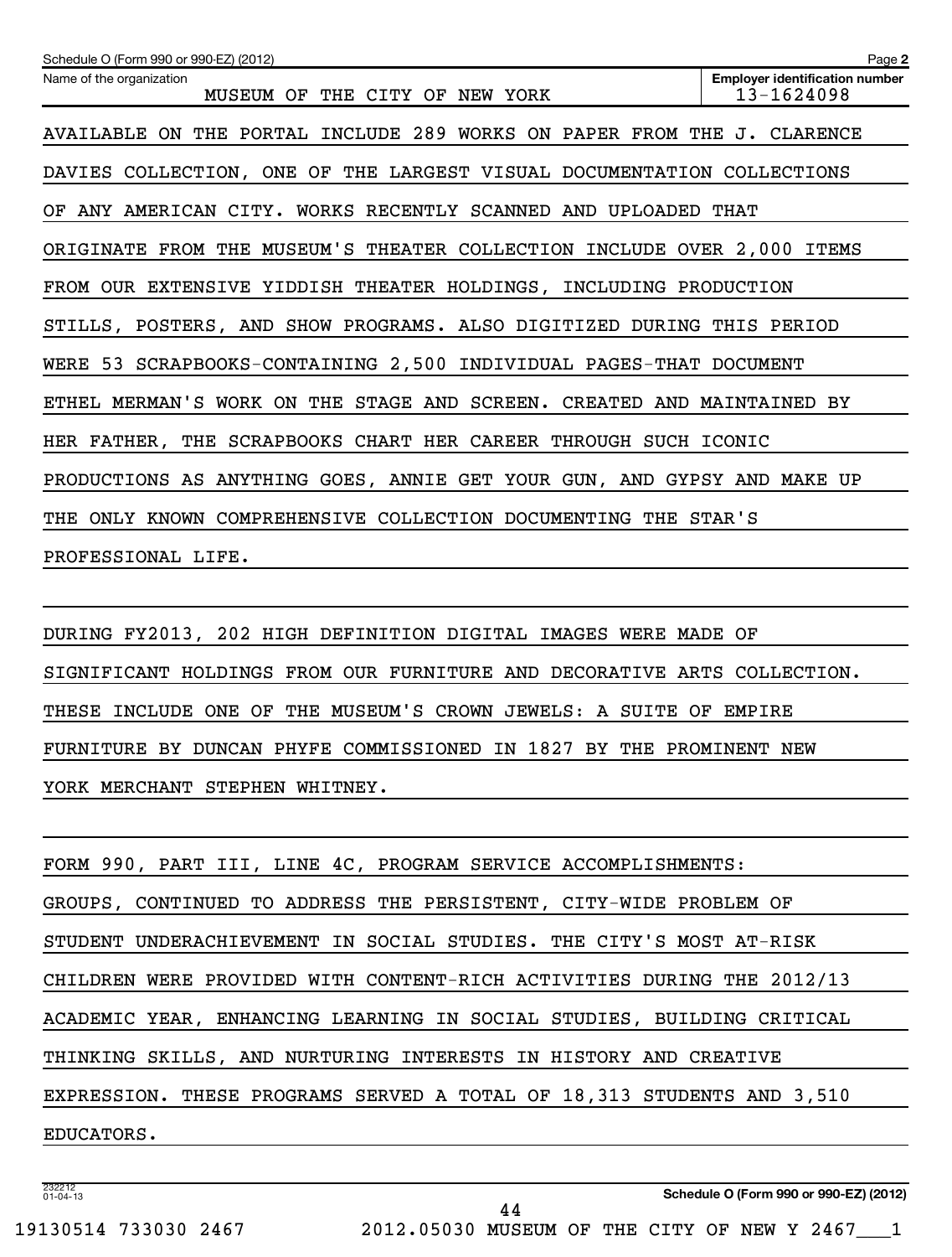Name of the organization: MUSEUM OF THE CITY OF NEW YORK

Employer identification number: 13-1624098

AVAILABLE ON THE PORTAL INCLUDE 289 WORKS ON PAPER FROM THE J. CLARENCE DAVIES COLLECTION, ONE OF THE LARGEST VISUAL DOCUMENTATION COLLECTIONS OF ANY AMERICAN CITY. WORKS RECENTLY SCANNED AND UPLOADED THAT ORIGINATE FROM THE MUSEUM'S THEATER COLLECTION INCLUDE OVER 2,000 ITEMS FROM OUR EXTENSIVE YIDDISH THEATER HOLDINGS, INCLUDING PRODUCTION STILLS, POSTERS, AND SHOW PROGRAMS. ALSO DIGITIZED DURING THIS PERIOD WERE 53 SCRAPBOOKS-CONTAINING 2,500 INDIVIDUAL PAGES-THAT DOCUMENT ETHEL MERMAN'S WORK ON THE STAGE AND SCREEN. CREATED AND MAINTAINED BY HER FATHER, THE SCRAPBOOKS CHART HER CAREER THROUGH SUCH ICONIC PRODUCTIONS AS ANYTHING GOES, ANNIE GET YOUR GUN, AND GYPSY AND MAKE UP THE ONLY KNOWN COMPREHENSIVE COLLECTION DOCUMENTING THE STAR'S PROFESSIONAL LIFE.

DURING FY2013, 202 HIGH DEFINITION DIGITAL IMAGES WERE MADE OF SIGNIFICANT HOLDINGS FROM OUR FURNITURE AND DECORATIVE ARTS COLLECTION. THESE INCLUDE ONE OF THE MUSEUM'S CROWN JEWELS: A SUITE OF EMPIRE FURNITURE BY DUNCAN PHYFE COMMISSIONED IN 1827 BY THE PROMINENT NEW YORK MERCHANT STEPHEN WHITNEY.

FORM 990, PART III, LINE 4C, PROGRAM SERVICE ACCOMPLISHMENTS:

GROUPS, CONTINUED TO ADDRESS THE PERSISTENT, CITY-WIDE PROBLEM OF STUDENT UNDERACHIEVEMENT IN SOCIAL STUDIES. THE CITY'S MOST AT-RISK CHILDREN WERE PROVIDED WITH CONTENT-RICH ACTIVITIES DURING THE 2012/13 ACADEMIC YEAR, ENHANCING LEARNING IN SOCIAL STUDIES, BUILDING CRITICAL THINKING SKILLS, AND NURTURING INTERESTS IN HISTORY AND CREATIVE EXPRESSION. THESE PROGRAMS SERVED A TOTAL OF 18,313 STUDENTS AND 3,510 EDUCATORS.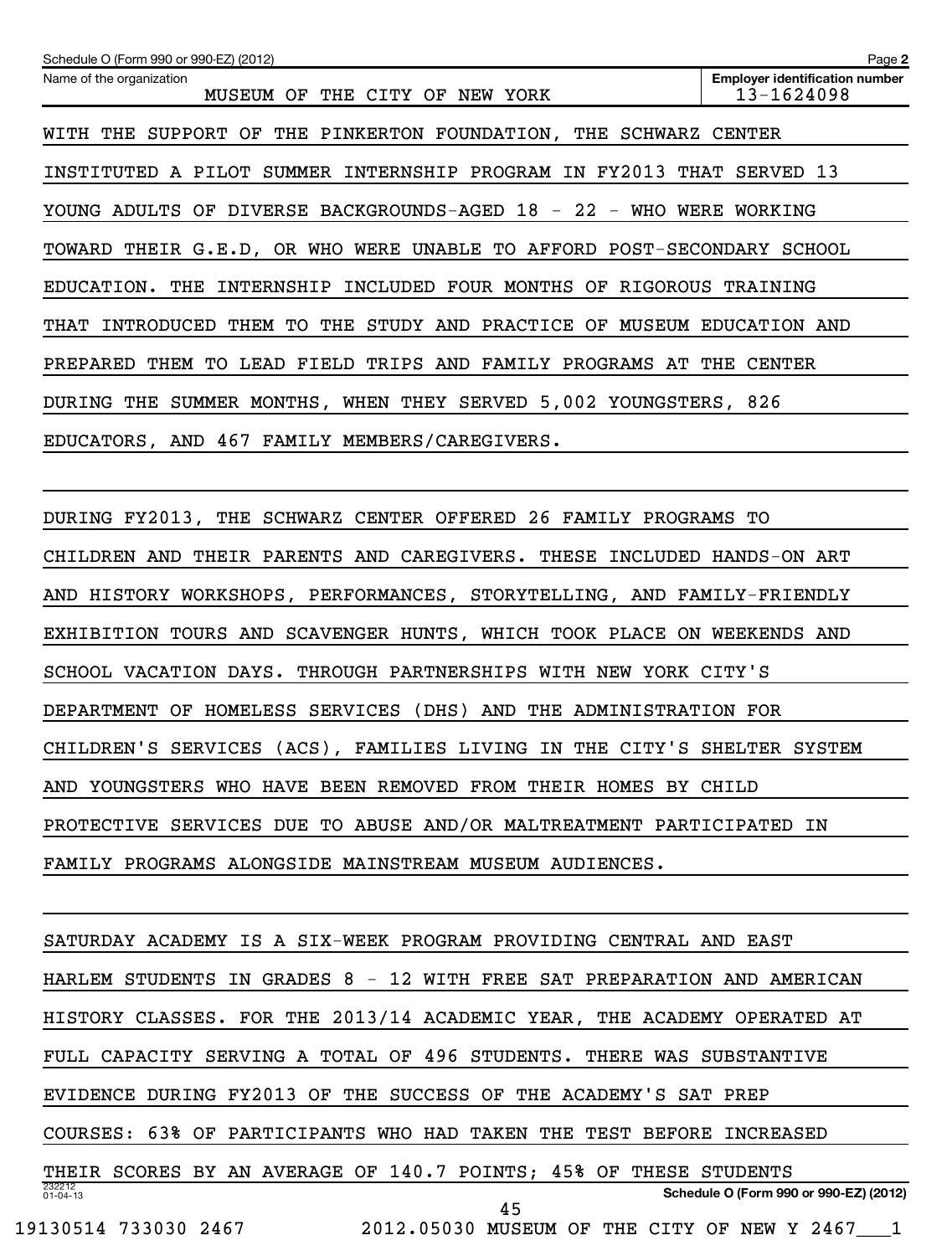Schedule O (Form 990 or 990-EZ) (2012) Page **2**

| Name of the organization | Employer identification number |
|---|---|
| MUSEUM OF THE CITY OF NEW YORK | 13-1624098 |

WITH THE SUPPORT OF THE PINKERTON FOUNDATION, THE SCHWARZ CENTER INSTITUTED A PILOT SUMMER INTERNSHIP PROGRAM IN FY2013 THAT SERVED 13 YOUNG ADULTS OF DIVERSE BACKGROUNDS-AGED 18 - 22 - WHO WERE WORKING TOWARD THEIR G.E.D, OR WHO WERE UNABLE TO AFFORD POST-SECONDARY SCHOOL EDUCATION. THE INTERNSHIP INCLUDED FOUR MONTHS OF RIGOROUS TRAINING THAT INTRODUCED THEM TO THE STUDY AND PRACTICE OF MUSEUM EDUCATION AND PREPARED THEM TO LEAD FIELD TRIPS AND FAMILY PROGRAMS AT THE CENTER DURING THE SUMMER MONTHS, WHEN THEY SERVED 5,002 YOUNGSTERS, 826 EDUCATORS, AND 467 FAMILY MEMBERS/CAREGIVERS.

DURING FY2013, THE SCHWARZ CENTER OFFERED 26 FAMILY PROGRAMS TO CHILDREN AND THEIR PARENTS AND CAREGIVERS. THESE INCLUDED HANDS-ON ART AND HISTORY WORKSHOPS, PERFORMANCES, STORYTELLING, AND FAMILY-FRIENDLY EXHIBITION TOURS AND SCAVENGER HUNTS, WHICH TOOK PLACE ON WEEKENDS AND SCHOOL VACATION DAYS. THROUGH PARTNERSHIPS WITH NEW YORK CITY'S DEPARTMENT OF HOMELESS SERVICES (DHS) AND THE ADMINISTRATION FOR CHILDREN'S SERVICES (ACS), FAMILIES LIVING IN THE CITY'S SHELTER SYSTEM AND YOUNGSTERS WHO HAVE BEEN REMOVED FROM THEIR HOMES BY CHILD PROTECTIVE SERVICES DUE TO ABUSE AND/OR MALTREATMENT PARTICIPATED IN FAMILY PROGRAMS ALONGSIDE MAINSTREAM MUSEUM AUDIENCES.

SATURDAY ACADEMY IS A SIX-WEEK PROGRAM PROVIDING CENTRAL AND EAST HARLEM STUDENTS IN GRADES 8 - 12 WITH FREE SAT PREPARATION AND AMERICAN HISTORY CLASSES. FOR THE 2013/14 ACADEMIC YEAR, THE ACADEMY OPERATED AT FULL CAPACITY SERVING A TOTAL OF 496 STUDENTS. THERE WAS SUBSTANTIVE EVIDENCE DURING FY2013 OF THE SUCCESS OF THE ACADEMY'S SAT PREP COURSES: 63% OF PARTICIPANTS WHO HAD TAKEN THE TEST BEFORE INCREASED THEIR SCORES BY AN AVERAGE OF 140.7 POINTS; 45% OF THESE STUDENTS

Schedule O (Form 990 or 990-EZ) (2012)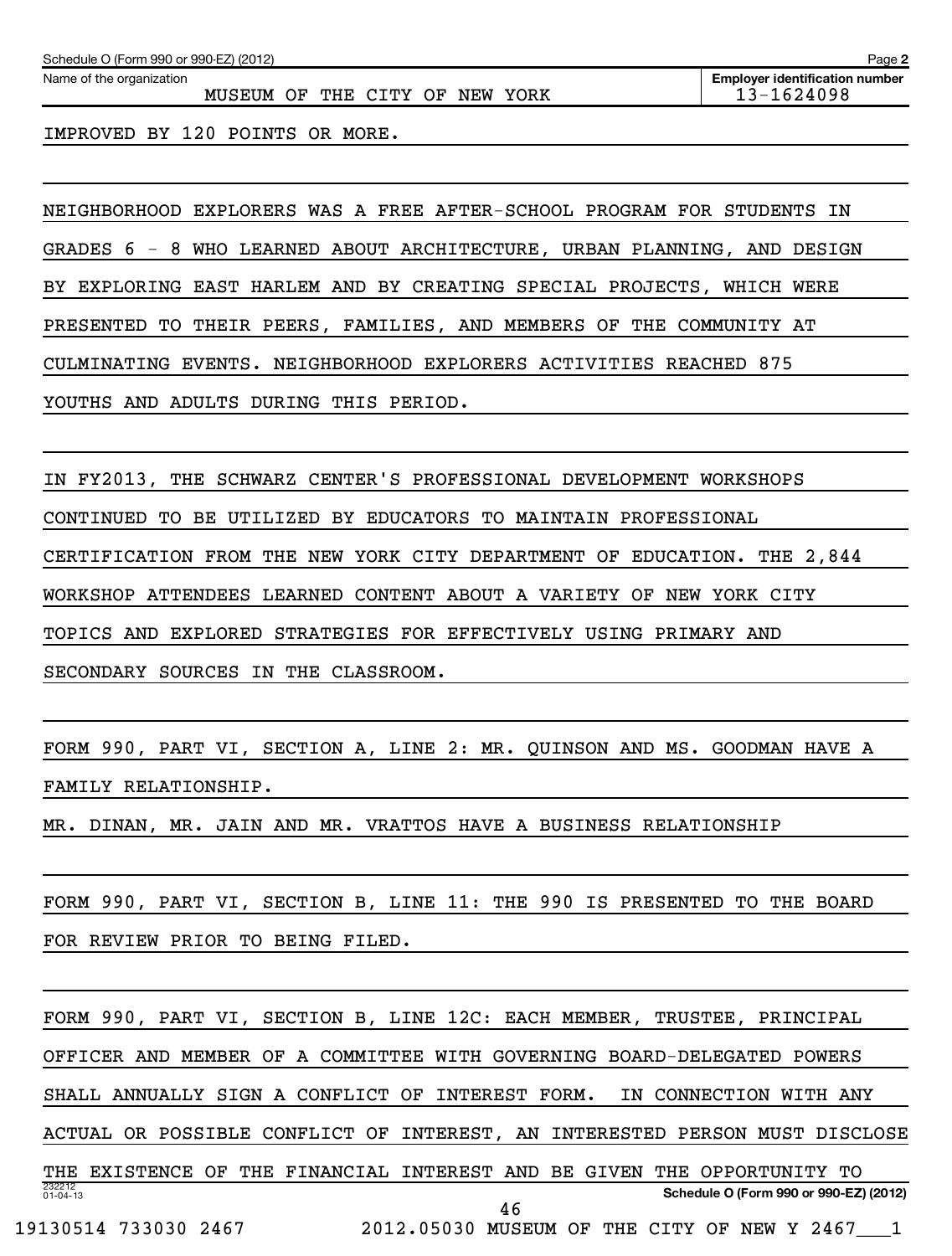Schedule O (Form 990 or 990-EZ) (2012) Page **2**

Name of the organization: MUSEUM OF THE CITY OF NEW YORK

**Employer identification number** 13-1624098

IMPROVED BY 120 POINTS OR MORE.

NEIGHBORHOOD EXPLORERS WAS A FREE AFTER-SCHOOL PROGRAM FOR STUDENTS IN GRADES 6 - 8 WHO LEARNED ABOUT ARCHITECTURE, URBAN PLANNING, AND DESIGN BY EXPLORING EAST HARLEM AND BY CREATING SPECIAL PROJECTS, WHICH WERE PRESENTED TO THEIR PEERS, FAMILIES, AND MEMBERS OF THE COMMUNITY AT CULMINATING EVENTS. NEIGHBORHOOD EXPLORERS ACTIVITIES REACHED 875 YOUTHS AND ADULTS DURING THIS PERIOD.

IN FY2013, THE SCHWARZ CENTER'S PROFESSIONAL DEVELOPMENT WORKSHOPS CONTINUED TO BE UTILIZED BY EDUCATORS TO MAINTAIN PROFESSIONAL CERTIFICATION FROM THE NEW YORK CITY DEPARTMENT OF EDUCATION. THE 2,844 WORKSHOP ATTENDEES LEARNED CONTENT ABOUT A VARIETY OF NEW YORK CITY TOPICS AND EXPLORED STRATEGIES FOR EFFECTIVELY USING PRIMARY AND SECONDARY SOURCES IN THE CLASSROOM.

FORM 990, PART VI, SECTION A, LINE 2: MR. QUINSON AND MS. GOODMAN HAVE A FAMILY RELATIONSHIP.

MR. DINAN, MR. JAIN AND MR. VRATTOS HAVE A BUSINESS RELATIONSHIP

FORM 990, PART VI, SECTION B, LINE 11: THE 990 IS PRESENTED TO THE BOARD FOR REVIEW PRIOR TO BEING FILED.

FORM 990, PART VI, SECTION B, LINE 12C: EACH MEMBER, TRUSTEE, PRINCIPAL OFFICER AND MEMBER OF A COMMITTEE WITH GOVERNING BOARD-DELEGATED POWERS SHALL ANNUALLY SIGN A CONFLICT OF INTEREST FORM. IN CONNECTION WITH ANY ACTUAL OR POSSIBLE CONFLICT OF INTEREST, AN INTERESTED PERSON MUST DISCLOSE THE EXISTENCE OF THE FINANCIAL INTEREST AND BE GIVEN THE OPPORTUNITY TO

**Schedule O (Form 990 or 990-EZ) (2012)**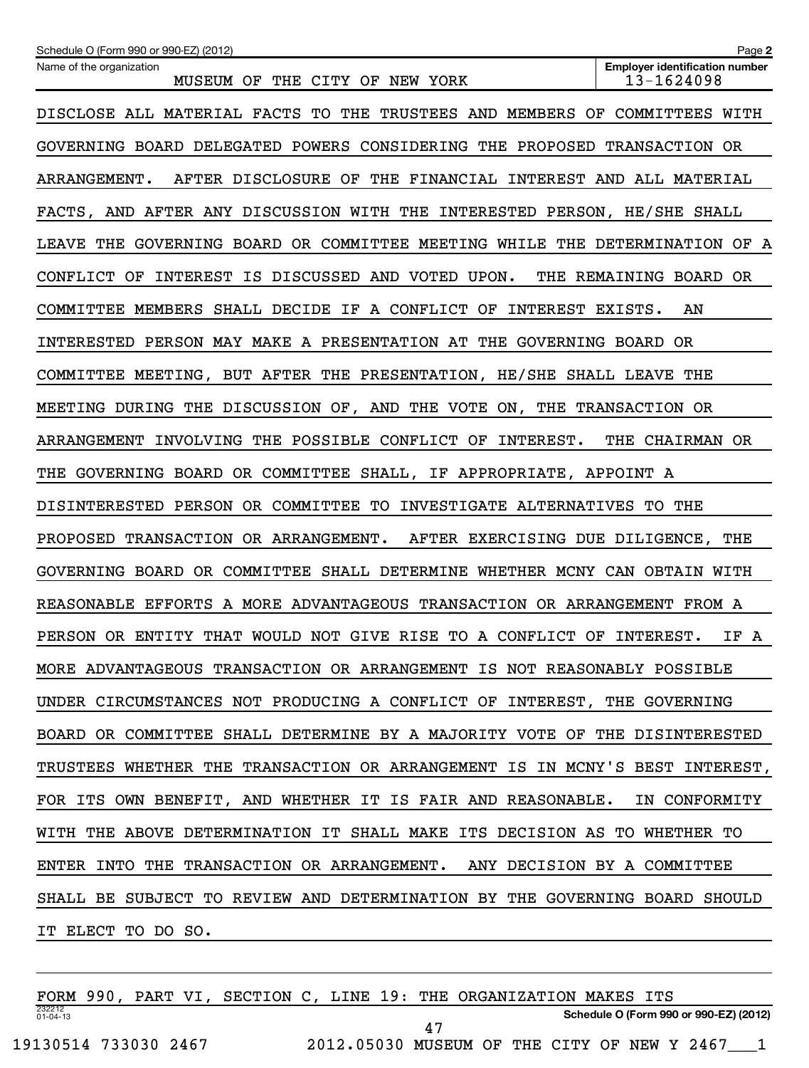Schedule O (Form 990 or 990-EZ) (2012)

| Name of the organization | Employer identification number |
|---|---|
| MUSEUM OF THE CITY OF NEW YORK | 13-1624098 |

DISCLOSE ALL MATERIAL FACTS TO THE TRUSTEES AND MEMBERS OF COMMITTEES WITH GOVERNING BOARD DELEGATED POWERS CONSIDERING THE PROPOSED TRANSACTION OR ARRANGEMENT. AFTER DISCLOSURE OF THE FINANCIAL INTEREST AND ALL MATERIAL FACTS, AND AFTER ANY DISCUSSION WITH THE INTERESTED PERSON, HE/SHE SHALL LEAVE THE GOVERNING BOARD OR COMMITTEE MEETING WHILE THE DETERMINATION OF A CONFLICT OF INTEREST IS DISCUSSED AND VOTED UPON. THE REMAINING BOARD OR COMMITTEE MEMBERS SHALL DECIDE IF A CONFLICT OF INTEREST EXISTS. AN INTERESTED PERSON MAY MAKE A PRESENTATION AT THE GOVERNING BOARD OR COMMITTEE MEETING, BUT AFTER THE PRESENTATION, HE/SHE SHALL LEAVE THE MEETING DURING THE DISCUSSION OF, AND THE VOTE ON, THE TRANSACTION OR ARRANGEMENT INVOLVING THE POSSIBLE CONFLICT OF INTEREST. THE CHAIRMAN OR THE GOVERNING BOARD OR COMMITTEE SHALL, IF APPROPRIATE, APPOINT A DISINTERESTED PERSON OR COMMITTEE TO INVESTIGATE ALTERNATIVES TO THE PROPOSED TRANSACTION OR ARRANGEMENT. AFTER EXERCISING DUE DILIGENCE, THE GOVERNING BOARD OR COMMITTEE SHALL DETERMINE WHETHER MCNY CAN OBTAIN WITH REASONABLE EFFORTS A MORE ADVANTAGEOUS TRANSACTION OR ARRANGEMENT FROM A PERSON OR ENTITY THAT WOULD NOT GIVE RISE TO A CONFLICT OF INTEREST. IF A MORE ADVANTAGEOUS TRANSACTION OR ARRANGEMENT IS NOT REASONABLY POSSIBLE UNDER CIRCUMSTANCES NOT PRODUCING A CONFLICT OF INTEREST, THE GOVERNING BOARD OR COMMITTEE SHALL DETERMINE BY A MAJORITY VOTE OF THE DISINTERESTED TRUSTEES WHETHER THE TRANSACTION OR ARRANGEMENT IS IN MCNY'S BEST INTEREST, FOR ITS OWN BENEFIT, AND WHETHER IT IS FAIR AND REASONABLE. IN CONFORMITY WITH THE ABOVE DETERMINATION IT SHALL MAKE ITS DECISION AS TO WHETHER TO ENTER INTO THE TRANSACTION OR ARRANGEMENT. ANY DECISION BY A COMMITTEE SHALL BE SUBJECT TO REVIEW AND DETERMINATION BY THE GOVERNING BOARD SHOULD IT ELECT TO DO SO.

FORM 990, PART VI, SECTION C, LINE 19: THE ORGANIZATION MAKES ITS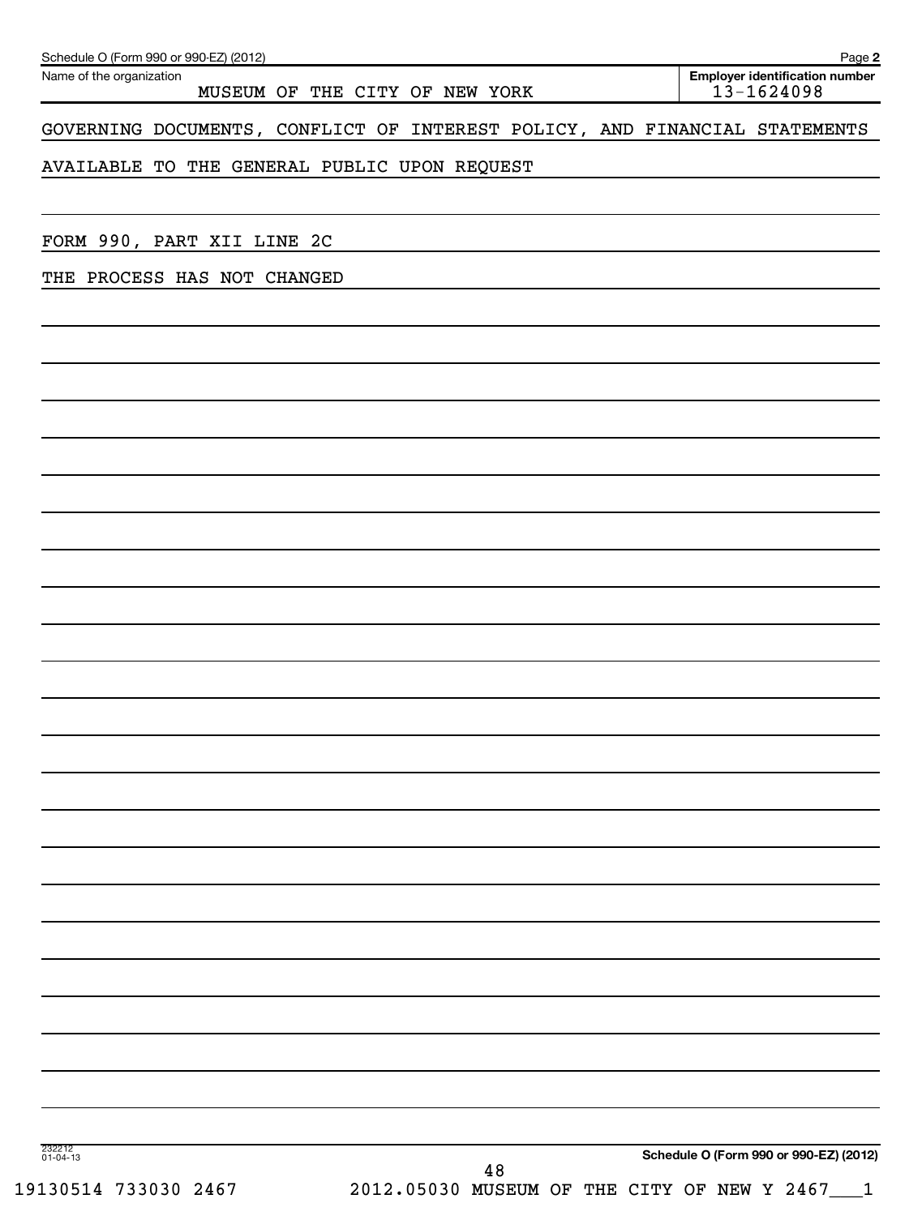Schedule O (Form 990 or 990-EZ) (2012)

Name of the organization: MUSEUM OF THE CITY OF NEW YORK

Employer identification number: 13-1624098

GOVERNING DOCUMENTS, CONFLICT OF INTEREST POLICY, AND FINANCIAL STATEMENTS AVAILABLE TO THE GENERAL PUBLIC UPON REQUEST

FORM 990, PART XII LINE 2C

THE PROCESS HAS NOT CHANGED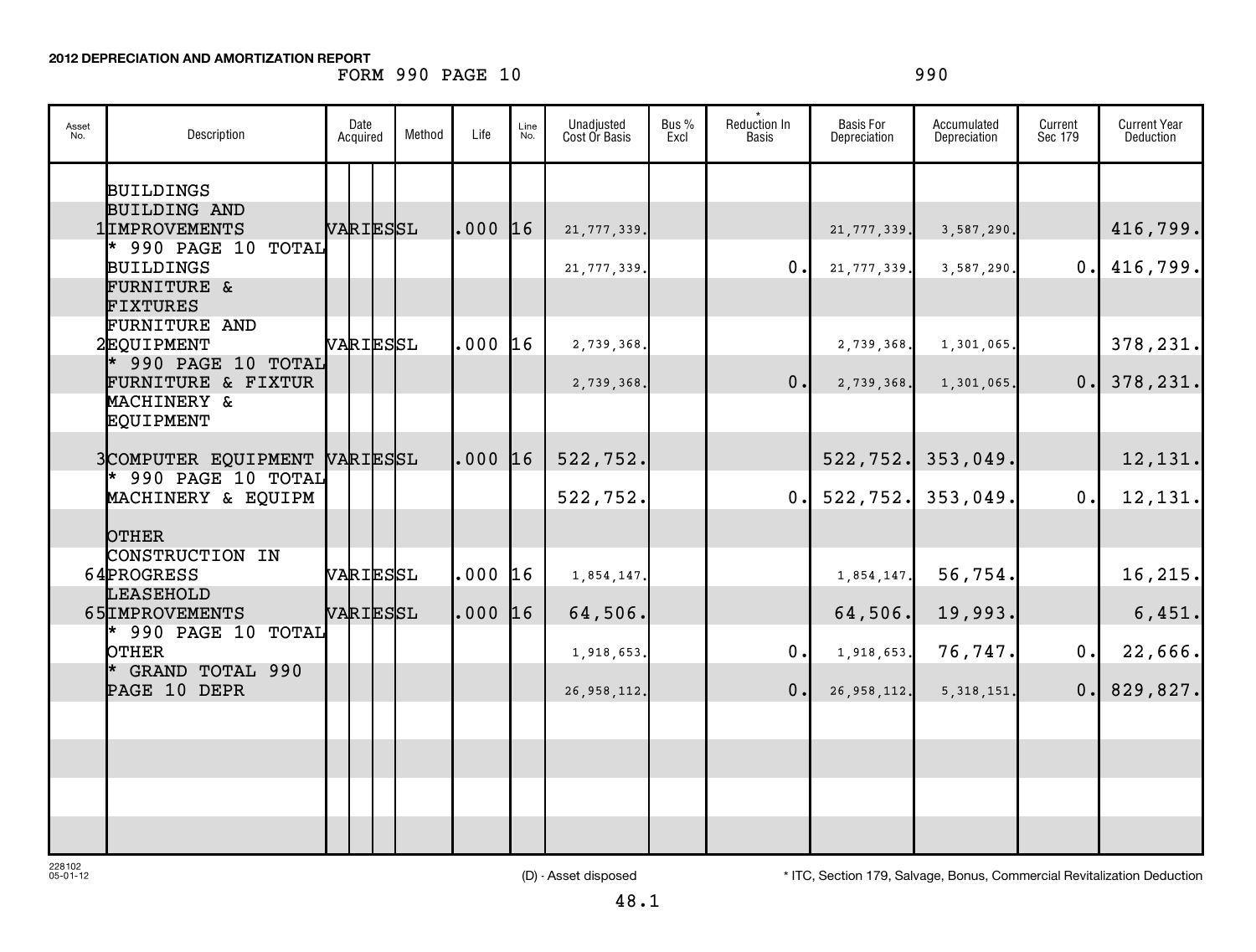**2012 DEPRECIATION AND AMORTIZATION REPORT**

FORM 990 PAGE 10 990

| Asset No. | Description | Date Acquired | Method | Life | Line No. | Unadjusted Cost Or Basis | Bus % Excl | * Reduction In Basis | Basis For Depreciation | Accumulated Depreciation | Current Sec 179 | Current Year Deduction |
|---|---|---|---|---|---|---|---|---|---|---|---|---|
| | BUILDINGS | | | | | | | | | | | |
| 1 | BUILDING AND IMPROVEMENTS | VARIES | SL | .000 | 16 | 21,777,339. | | | 21,777,339. | 3,587,290. | | 416,799. |
| | * 990 PAGE 10 TOTAL BUILDINGS | | | | | 21,777,339. | | 0. | 21,777,339. | 3,587,290. | 0. | 416,799. |
| | FURNITURE & FIXTURES | | | | | | | | | | | |
| 2 | FURNITURE AND EQUIPMENT | VARIES | SL | .000 | 16 | 2,739,368. | | | 2,739,368. | 1,301,065. | | 378,231. |
| | * 990 PAGE 10 TOTAL FURNITURE & FIXTUR | | | | | 2,739,368. | | 0. | 2,739,368. | 1,301,065. | 0. | 378,231. |
| | MACHINERY & EQUIPMENT | | | | | | | | | | | |
| 3 | COMPUTER EQUIPMENT | VARIES | SL | .000 | 16 | 522,752. | | | 522,752. | 353,049. | | 12,131. |
| | * 990 PAGE 10 TOTAL MACHINERY & EQUIPM | | | | | 522,752. | | 0. | 522,752. | 353,049. | 0. | 12,131. |
| | OTHER | | | | | | | | | | | |
| 64 | CONSTRUCTION IN PROGRESS | VARIES | SL | .000 | 16 | 1,854,147. | | | 1,854,147. | 56,754. | | 16,215. |
| 65 | LEASEHOLD IMPROVEMENTS | VARIES | SL | .000 | 16 | 64,506. | | | 64,506. | 19,993. | | 6,451. |
| | * 990 PAGE 10 TOTAL OTHER | | | | | 1,918,653. | | 0. | 1,918,653. | 76,747. | 0. | 22,666. |
| | * GRAND TOTAL 990 PAGE 10 DEPR | | | | | 26,958,112. | | 0. | 26,958,112. | 5,318,151. | 0. | 829,827. |

228102
05-01-12

(D) - Asset disposed

* ITC, Section 179, Salvage, Bonus, Commercial Revitalization Deduction

48.1